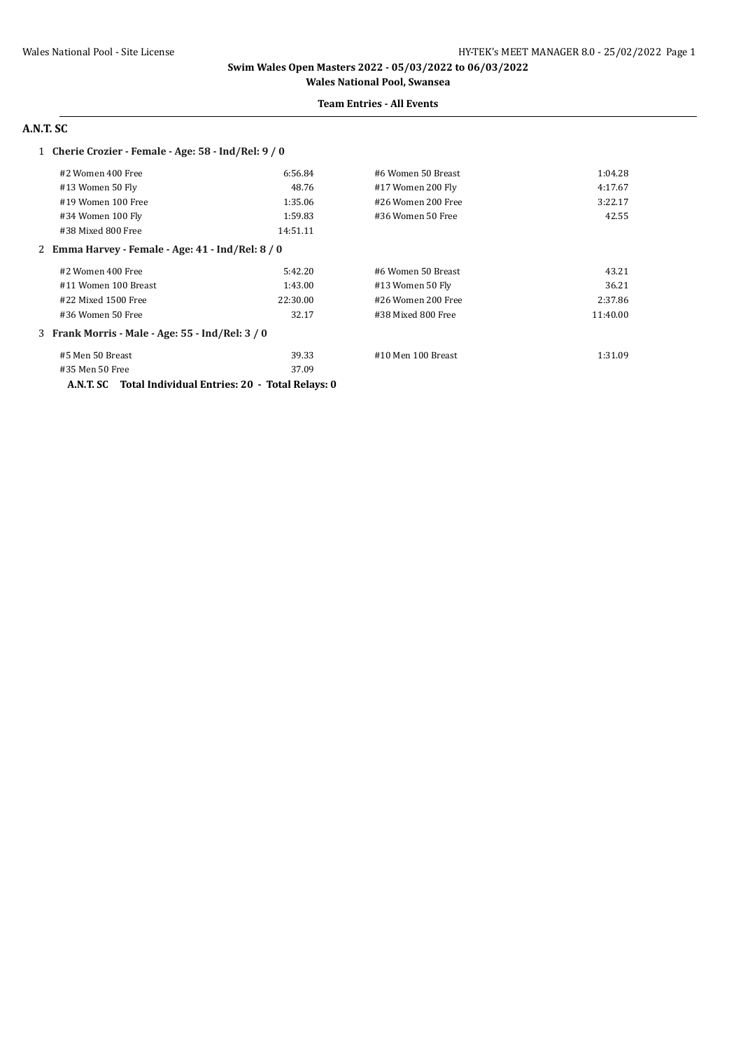# Swim Wales Open Masters 2022 - 05/03/2022 to 06/03/2022

## Wales National Pool, Swansea

### Team Entries - All Events

## A.N.T. SC

**1 Cherie Crozier - Female - Age: 58 - Ind/Rel: 9 / 0**

| Event | Time | Event | Time |
|---|---|---|---|
| #2 Women 400 Free | 6:56.84 | #6 Women 50 Breast | 1:04.28 |
| #13 Women 50 Fly | 48.76 | #17 Women 200 Fly | 4:17.67 |
| #19 Women 100 Free | 1:35.06 | #26 Women 200 Free | 3:22.17 |
| #34 Women 100 Fly | 1:59.83 | #36 Women 50 Free | 42.55 |
| #38 Mixed 800 Free | 14:51.11 | | |

**2 Emma Harvey - Female - Age: 41 - Ind/Rel: 8 / 0**

| Event | Time | Event | Time |
|---|---|---|---|
| #2 Women 400 Free | 5:42.20 | #6 Women 50 Breast | 43.21 |
| #11 Women 100 Breast | 1:43.00 | #13 Women 50 Fly | 36.21 |
| #22 Mixed 1500 Free | 22:30.00 | #26 Women 200 Free | 2:37.86 |
| #36 Women 50 Free | 32.17 | #38 Mixed 800 Free | 11:40.00 |

**3 Frank Morris - Male - Age: 55 - Ind/Rel: 3 / 0**

| Event | Time | Event | Time |
|---|---|---|---|
| #5 Men 50 Breast | 39.33 | #10 Men 100 Breast | 1:31.09 |
| #35 Men 50 Free | 37.09 | | |

**A.N.T. SC Total Individual Entries: 20 - Total Relays: 0**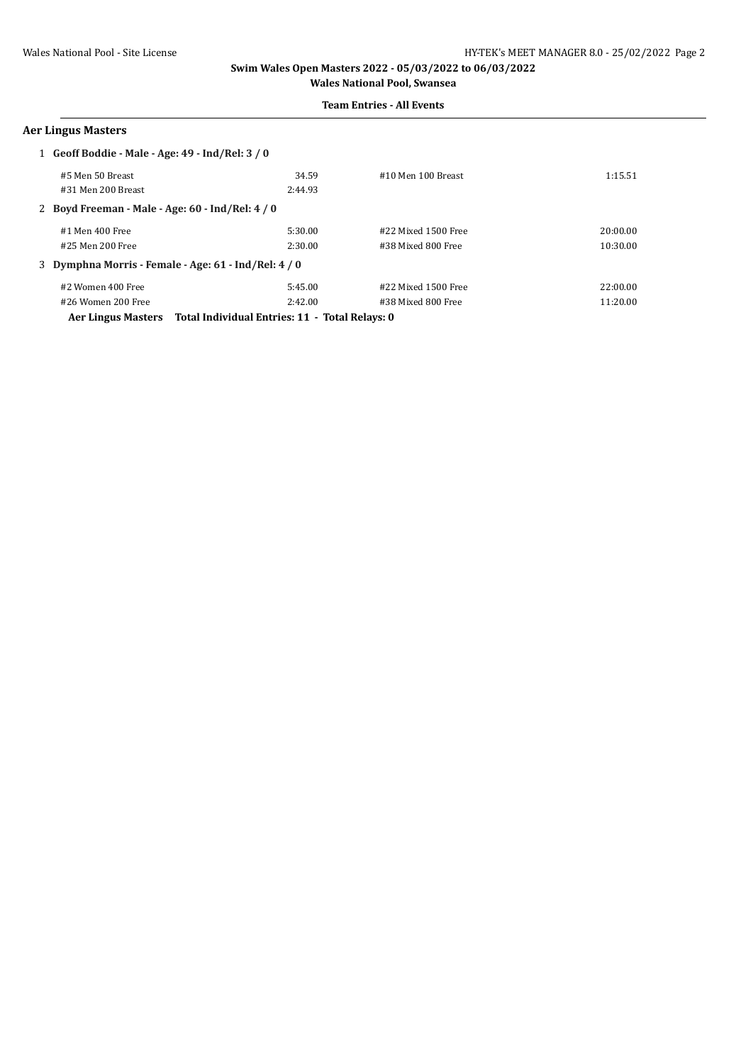**Swim Wales Open Masters 2022 - 05/03/2022 to 06/03/2022**

**Wales National Pool, Swansea**

**Team Entries - All Events**

## Aer Lingus Masters

**1 Geoff Boddie - Male - Age: 49 - Ind/Rel: 3 / 0**

| | | | |
|---|---|---|---|
| #5 Men 50 Breast | 34.59 | #10 Men 100 Breast | 1:15.51 |
| #31 Men 200 Breast | 2:44.93 | | |

**2 Boyd Freeman - Male - Age: 60 - Ind/Rel: 4 / 0**

| | | | |
|---|---|---|---|
| #1 Men 400 Free | 5:30.00 | #22 Mixed 1500 Free | 20:00.00 |
| #25 Men 200 Free | 2:30.00 | #38 Mixed 800 Free | 10:30.00 |

**3 Dymphna Morris - Female - Age: 61 - Ind/Rel: 4 / 0**

| | | | |
|---|---|---|---|
| #2 Women 400 Free | 5:45.00 | #22 Mixed 1500 Free | 22:00.00 |
| #26 Women 200 Free | 2:42.00 | #38 Mixed 800 Free | 11:20.00 |

**Aer Lingus Masters Total Individual Entries: 11 - Total Relays: 0**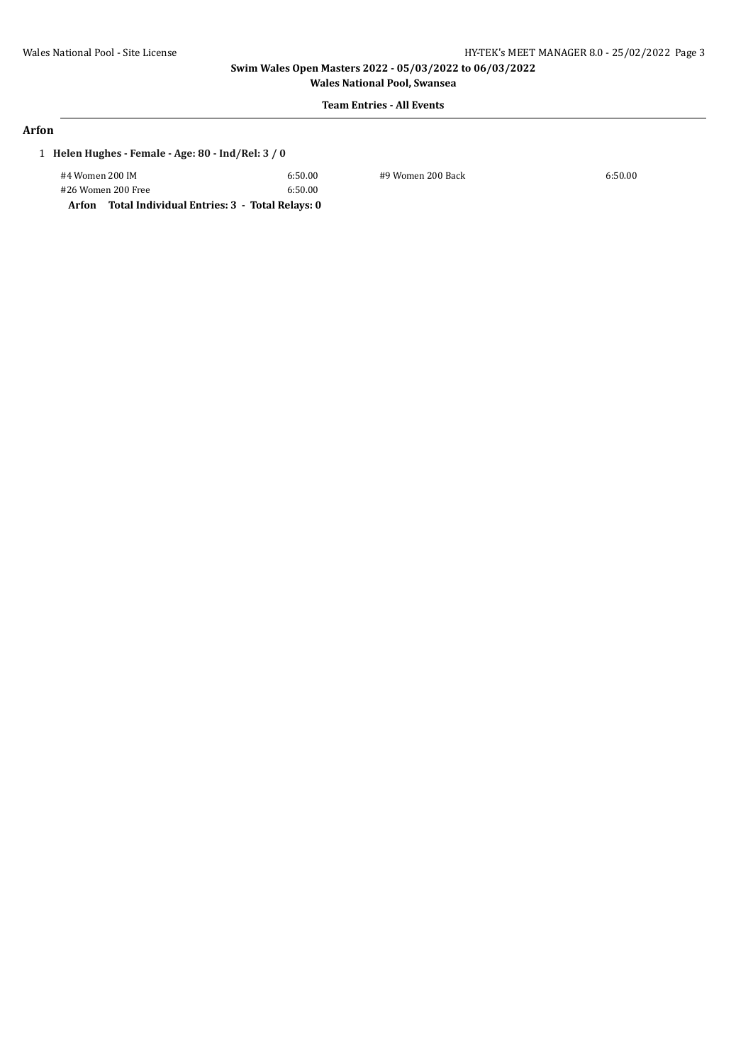**Swim Wales Open Masters 2022 - 05/03/2022 to 06/03/2022**

**Wales National Pool, Swansea**

**Team Entries - All Events**

## Arfon

1 **Helen Hughes - Female - Age: 80 - Ind/Rel: 3 / 0**

| Event | Time | Event | Time |
|---|---|---|---|
| #4 Women 200 IM | 6:50.00 | #9 Women 200 Back | 6:50.00 |
| #26 Women 200 Free | 6:50.00 | | |

**Arfon Total Individual Entries: 3 - Total Relays: 0**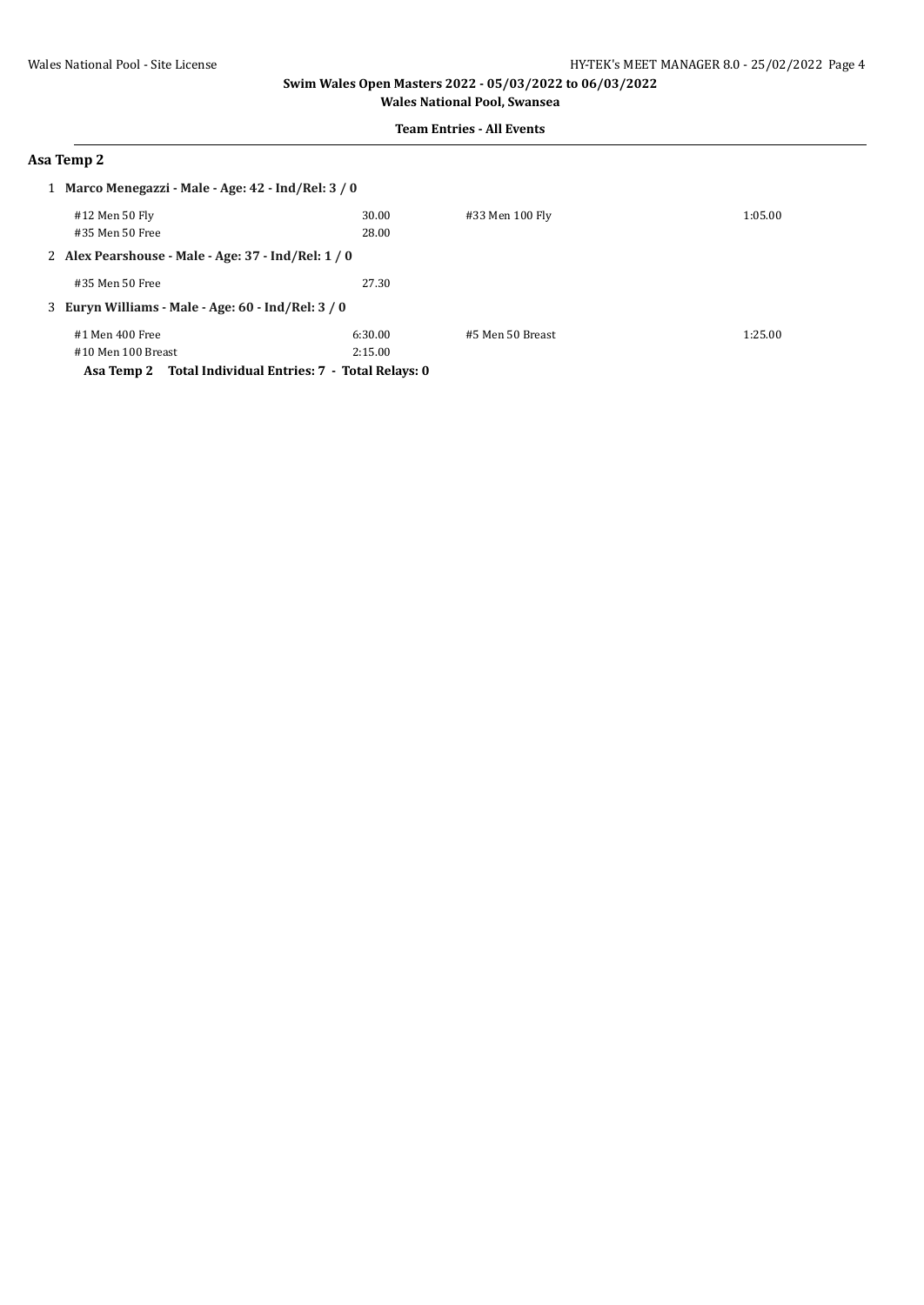**Swim Wales Open Masters 2022 - 05/03/2022 to 06/03/2022**

**Wales National Pool, Swansea**

**Team Entries - All Events**

## Asa Temp 2

1 **Marco Menegazzi - Male - Age: 42 - Ind/Rel: 3 / 0**

| | | | |
|---|---|---|---|
| #12 Men 50 Fly | 30.00 | #33 Men 100 Fly | 1:05.00 |
| #35 Men 50 Free | 28.00 | | |

2 **Alex Pearshouse - Male - Age: 37 - Ind/Rel: 1 / 0**

| | |
|---|---|
| #35 Men 50 Free | 27.30 |

3 **Euryn Williams - Male - Age: 60 - Ind/Rel: 3 / 0**

| | | | |
|---|---|---|---|
| #1 Men 400 Free | 6:30.00 | #5 Men 50 Breast | 1:25.00 |
| #10 Men 100 Breast | 2:15.00 | | |

**Asa Temp 2 Total Individual Entries: 7 - Total Relays: 0**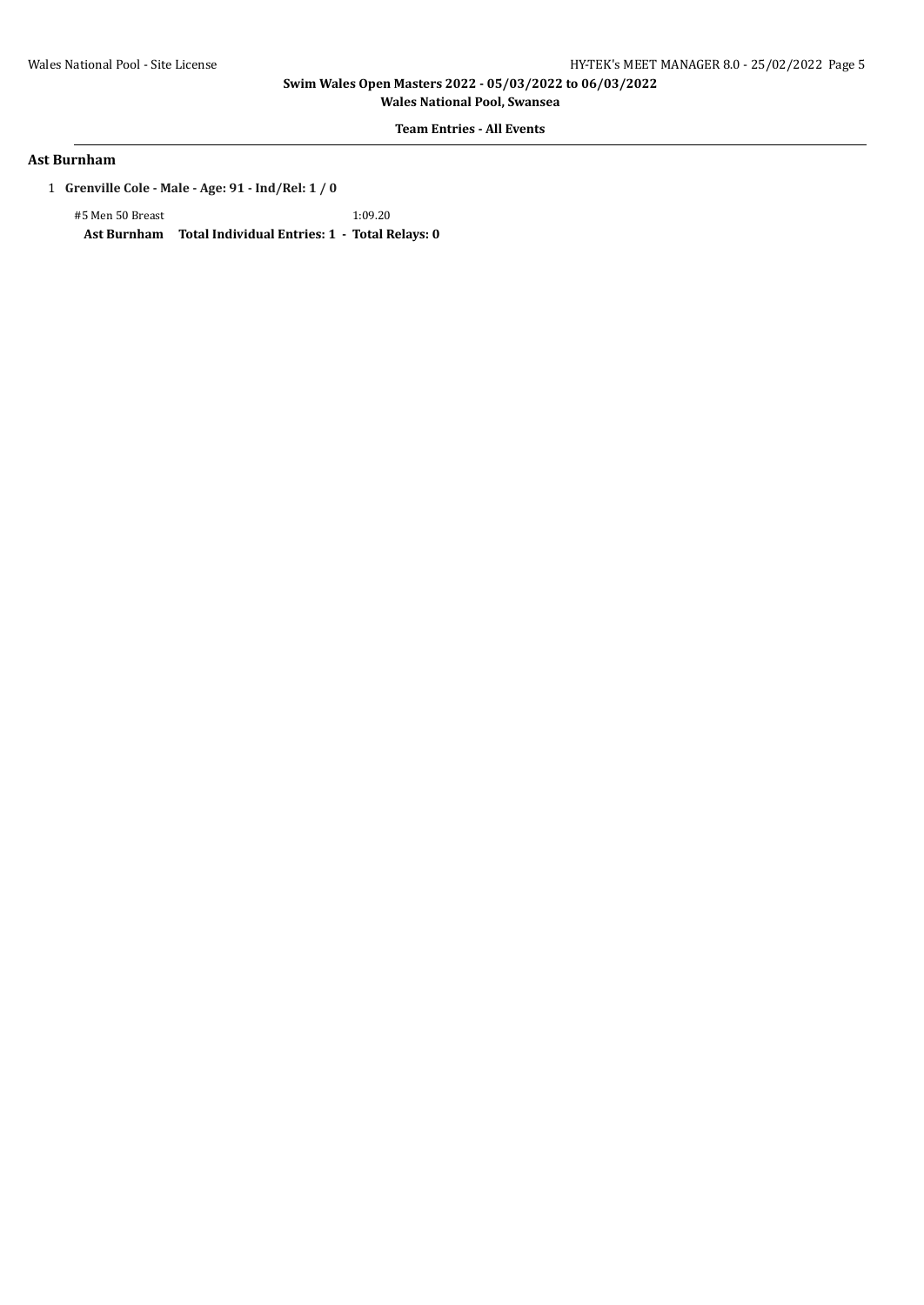**Swim Wales Open Masters 2022 - 05/03/2022 to 06/03/2022**

**Wales National Pool, Swansea**

**Team Entries - All Events**

## Ast Burnham

1 **Grenville Cole - Male - Age: 91 - Ind/Rel: 1 / 0**

#5 Men 50 Breast 1:09.20

**Ast Burnham Total Individual Entries: 1 - Total Relays: 0**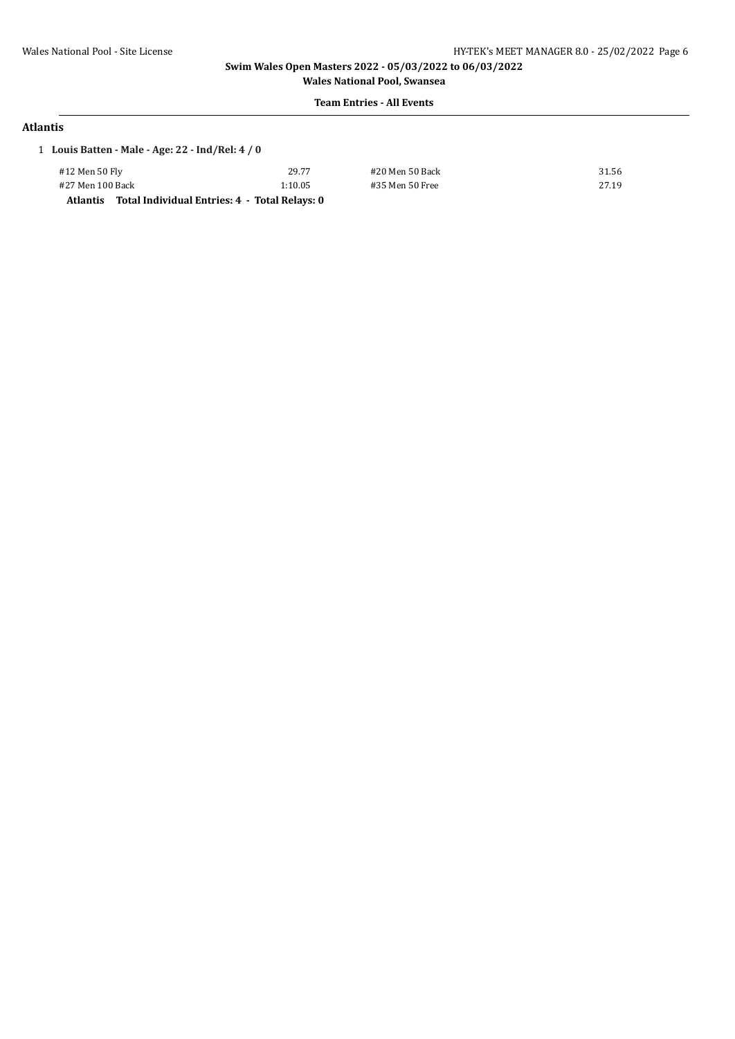**Swim Wales Open Masters 2022 - 05/03/2022 to 06/03/2022**

**Wales National Pool, Swansea**

**Team Entries - All Events**

## Atlantis

1 **Louis Batten - Male - Age: 22 - Ind/Rel: 4 / 0**

| | | | |
|---|---|---|---|
| #12 Men 50 Fly | 29.77 | #20 Men 50 Back | 31.56 |
| #27 Men 100 Back | 1:10.05 | #35 Men 50 Free | 27.19 |

**Atlantis Total Individual Entries: 4 - Total Relays: 0**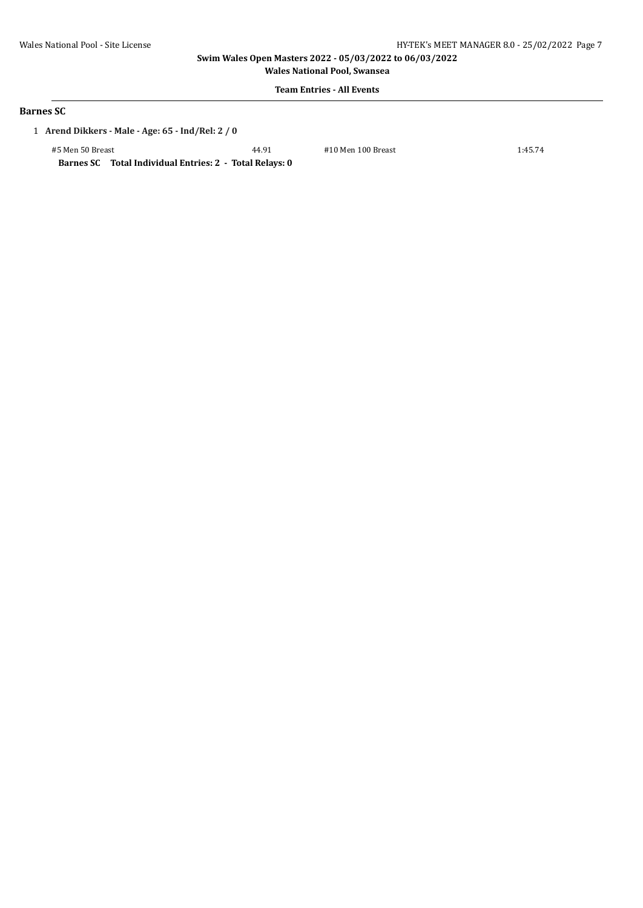**Swim Wales Open Masters 2022 - 05/03/2022 to 06/03/2022**

**Wales National Pool, Swansea**

**Team Entries - All Events**

## Barnes SC

1 **Arend Dikkers - Male - Age: 65 - Ind/Rel: 2 / 0**

| | | | |
|---|---|---|---|
| #5 Men 50 Breast | 44.91 | #10 Men 100 Breast | 1:45.74 |

**Barnes SC Total Individual Entries: 2 - Total Relays: 0**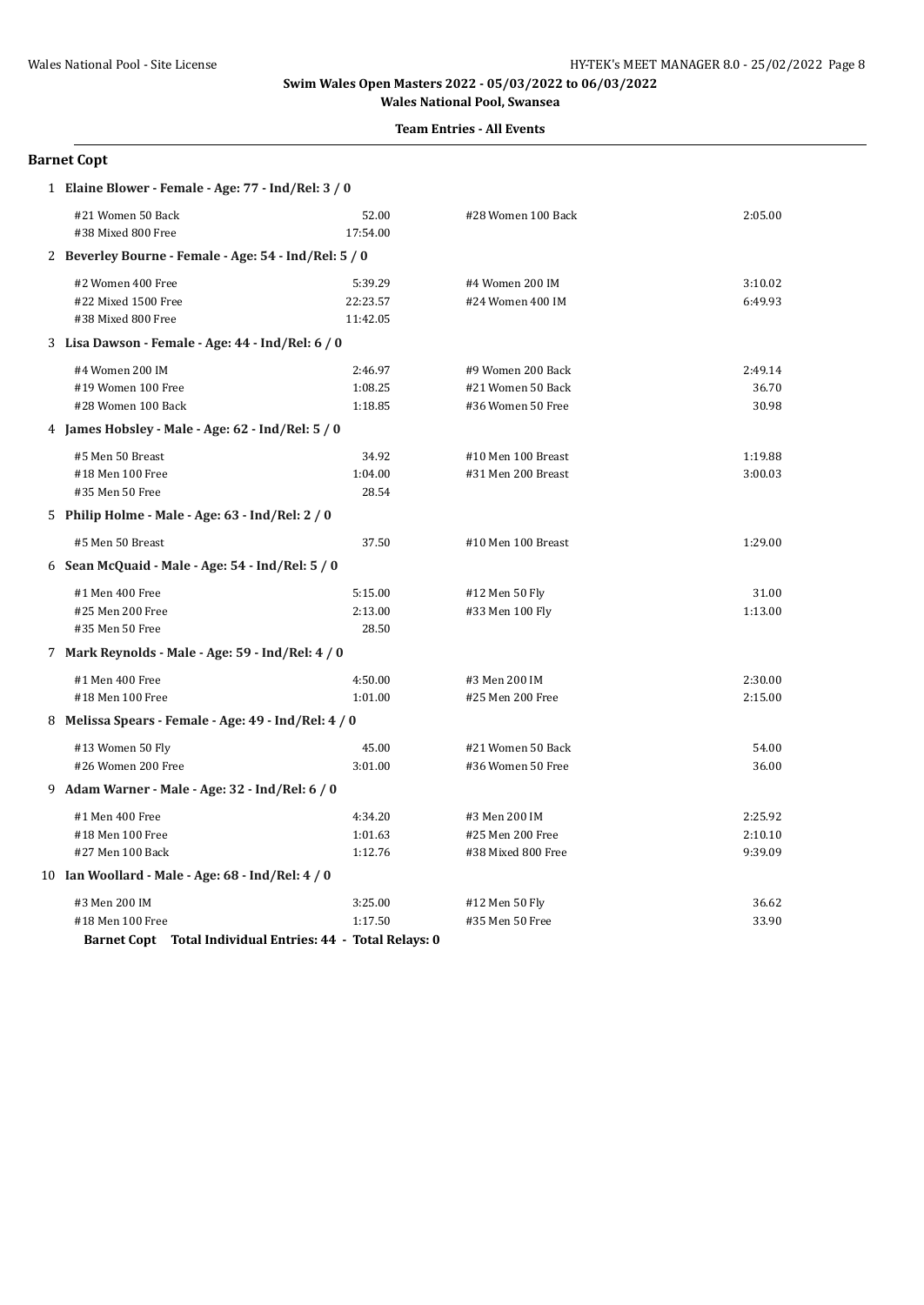**Swim Wales Open Masters 2022 - 05/03/2022 to 06/03/2022**

**Wales National Pool, Swansea**

**Team Entries - All Events**

## Barnet Copt

**1 Elaine Blower - Female - Age: 77 - Ind/Rel: 3 / 0**

| Event | Time | Event | Time |
|---|---|---|---|
| #21 Women 50 Back | 52.00 | #28 Women 100 Back | 2:05.00 |
| #38 Mixed 800 Free | 17:54.00 | | |

**2 Beverley Bourne - Female - Age: 54 - Ind/Rel: 5 / 0**

| Event | Time | Event | Time |
|---|---|---|---|
| #2 Women 400 Free | 5:39.29 | #4 Women 200 IM | 3:10.02 |
| #22 Mixed 1500 Free | 22:23.57 | #24 Women 400 IM | 6:49.93 |
| #38 Mixed 800 Free | 11:42.05 | | |

**3 Lisa Dawson - Female - Age: 44 - Ind/Rel: 6 / 0**

| Event | Time | Event | Time |
|---|---|---|---|
| #4 Women 200 IM | 2:46.97 | #9 Women 200 Back | 2:49.14 |
| #19 Women 100 Free | 1:08.25 | #21 Women 50 Back | 36.70 |
| #28 Women 100 Back | 1:18.85 | #36 Women 50 Free | 30.98 |

**4 James Hobsley - Male - Age: 62 - Ind/Rel: 5 / 0**

| Event | Time | Event | Time |
|---|---|---|---|
| #5 Men 50 Breast | 34.92 | #10 Men 100 Breast | 1:19.88 |
| #18 Men 100 Free | 1:04.00 | #31 Men 200 Breast | 3:00.03 |
| #35 Men 50 Free | 28.54 | | |

**5 Philip Holme - Male - Age: 63 - Ind/Rel: 2 / 0**

| Event | Time | Event | Time |
|---|---|---|---|
| #5 Men 50 Breast | 37.50 | #10 Men 100 Breast | 1:29.00 |

**6 Sean McQuaid - Male - Age: 54 - Ind/Rel: 5 / 0**

| Event | Time | Event | Time |
|---|---|---|---|
| #1 Men 400 Free | 5:15.00 | #12 Men 50 Fly | 31.00 |
| #25 Men 200 Free | 2:13.00 | #33 Men 100 Fly | 1:13.00 |
| #35 Men 50 Free | 28.50 | | |

**7 Mark Reynolds - Male - Age: 59 - Ind/Rel: 4 / 0**

| Event | Time | Event | Time |
|---|---|---|---|
| #1 Men 400 Free | 4:50.00 | #3 Men 200 IM | 2:30.00 |
| #18 Men 100 Free | 1:01.00 | #25 Men 200 Free | 2:15.00 |

**8 Melissa Spears - Female - Age: 49 - Ind/Rel: 4 / 0**

| Event | Time | Event | Time |
|---|---|---|---|
| #13 Women 50 Fly | 45.00 | #21 Women 50 Back | 54.00 |
| #26 Women 200 Free | 3:01.00 | #36 Women 50 Free | 36.00 |

**9 Adam Warner - Male - Age: 32 - Ind/Rel: 6 / 0**

| Event | Time | Event | Time |
|---|---|---|---|
| #1 Men 400 Free | 4:34.20 | #3 Men 200 IM | 2:25.92 |
| #18 Men 100 Free | 1:01.63 | #25 Men 200 Free | 2:10.10 |
| #27 Men 100 Back | 1:12.76 | #38 Mixed 800 Free | 9:39.09 |

**10 Ian Woollard - Male - Age: 68 - Ind/Rel: 4 / 0**

| Event | Time | Event | Time |
|---|---|---|---|
| #3 Men 200 IM | 3:25.00 | #12 Men 50 Fly | 36.62 |
| #18 Men 100 Free | 1:17.50 | #35 Men 50 Free | 33.90 |

**Barnet Copt Total Individual Entries: 44 - Total Relays: 0**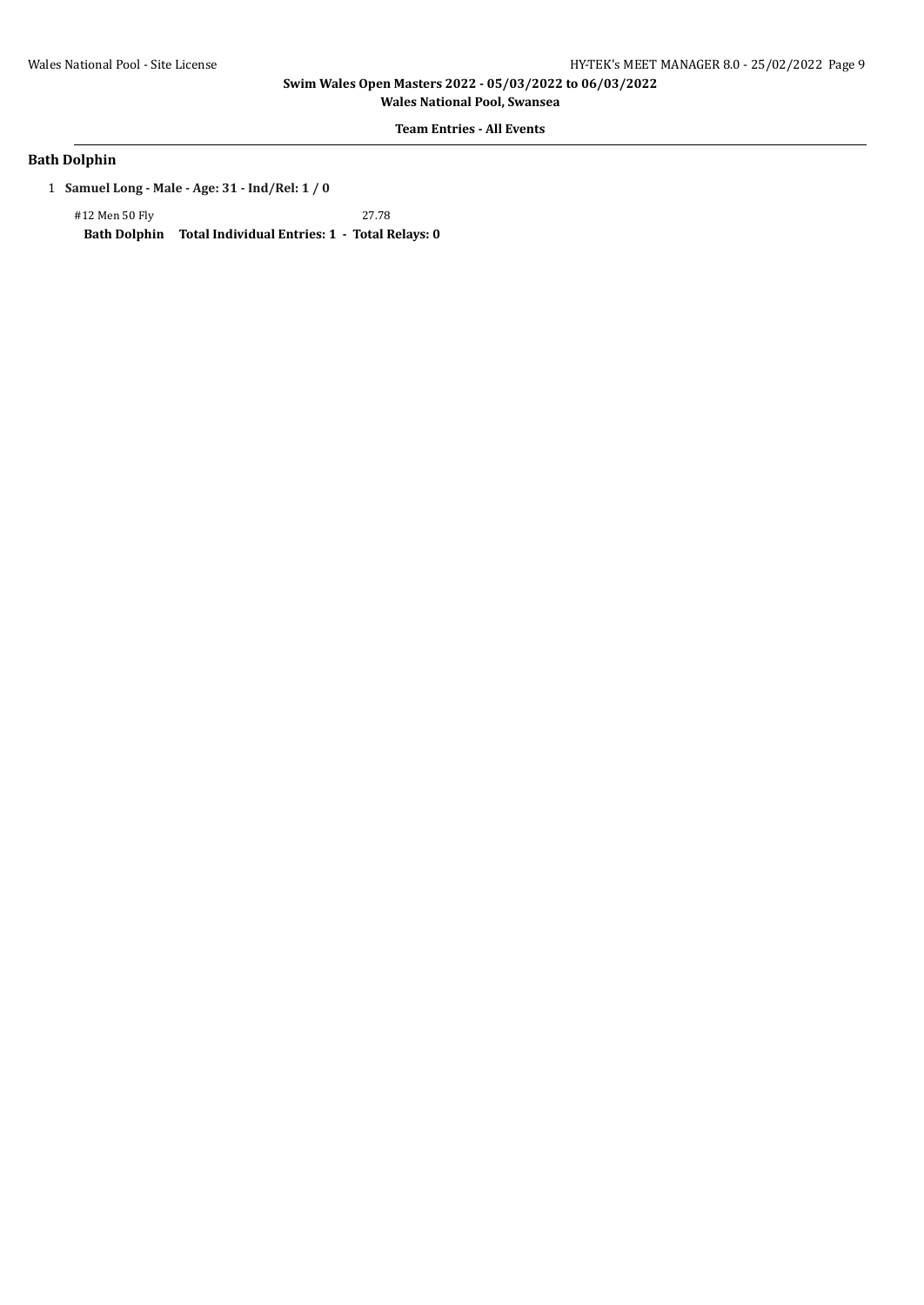**Swim Wales Open Masters 2022 - 05/03/2022 to 06/03/2022**

**Wales National Pool, Swansea**

**Team Entries - All Events**

## Bath Dolphin

1 **Samuel Long - Male - Age: 31 - Ind/Rel: 1 / 0**

| | |
|---|---|
| #12 Men 50 Fly | 27.78 |

**Bath Dolphin Total Individual Entries: 1 - Total Relays: 0**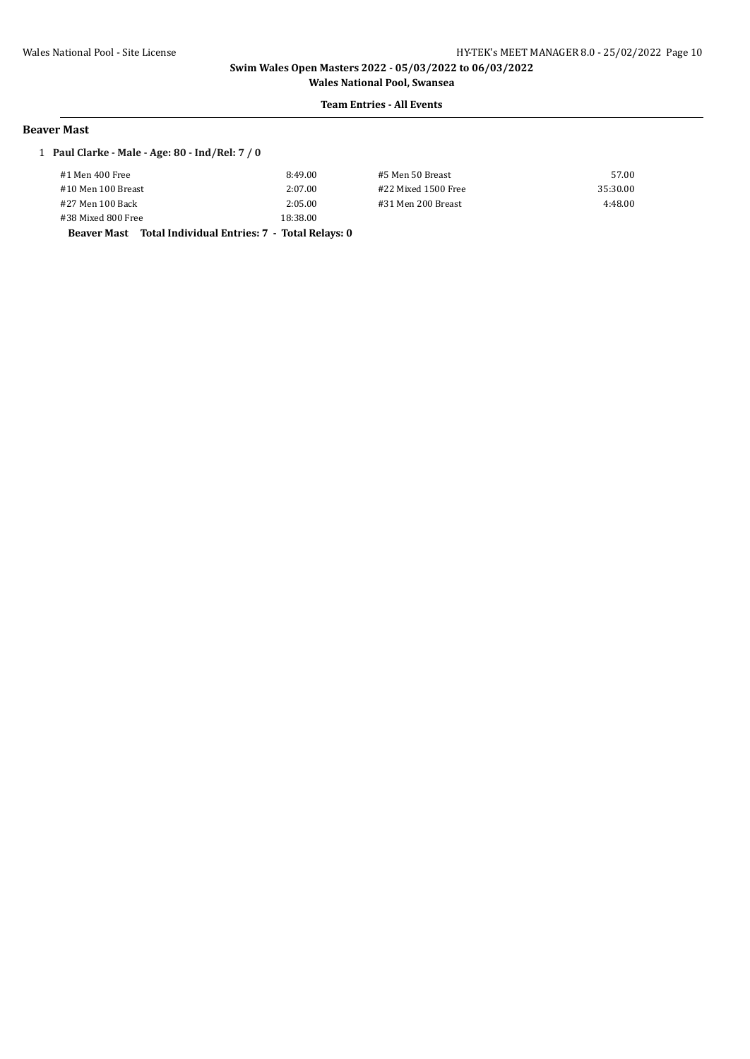**Swim Wales Open Masters 2022 - 05/03/2022 to 06/03/2022**

**Wales National Pool, Swansea**

**Team Entries - All Events**

## Beaver Mast

1 **Paul Clarke - Male - Age: 80 - Ind/Rel: 7 / 0**

| Event | Time | Event | Time |
|---|---|---|---|
| #1 Men 400 Free | 8:49.00 | #5 Men 50 Breast | 57.00 |
| #10 Men 100 Breast | 2:07.00 | #22 Mixed 1500 Free | 35:30.00 |
| #27 Men 100 Back | 2:05.00 | #31 Men 200 Breast | 4:48.00 |
| #38 Mixed 800 Free | 18:38.00 | | |

**Beaver Mast Total Individual Entries: 7 - Total Relays: 0**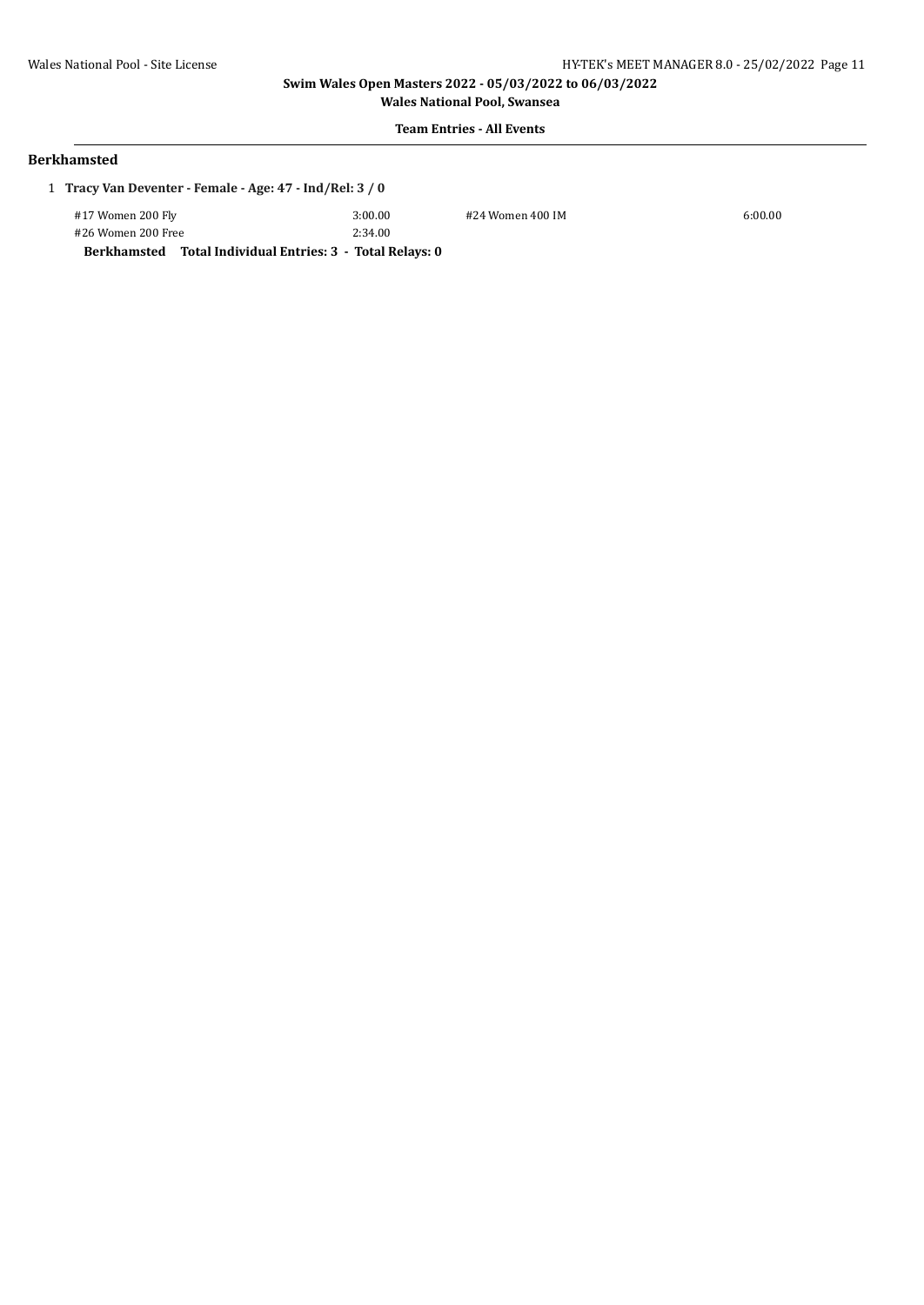## Berkhamsted

1 **Tracy Van Deventer - Female - Age: 47 - Ind/Rel: 3 / 0**

| Event | Seed Time | Event | Seed Time |
|---|---|---|---|
| #17 Women 200 Fly | 3:00.00 | #24 Women 400 IM | 6:00.00 |
| #26 Women 200 Free | 2:34.00 | | |

**Berkhamsted Total Individual Entries: 3 - Total Relays: 0**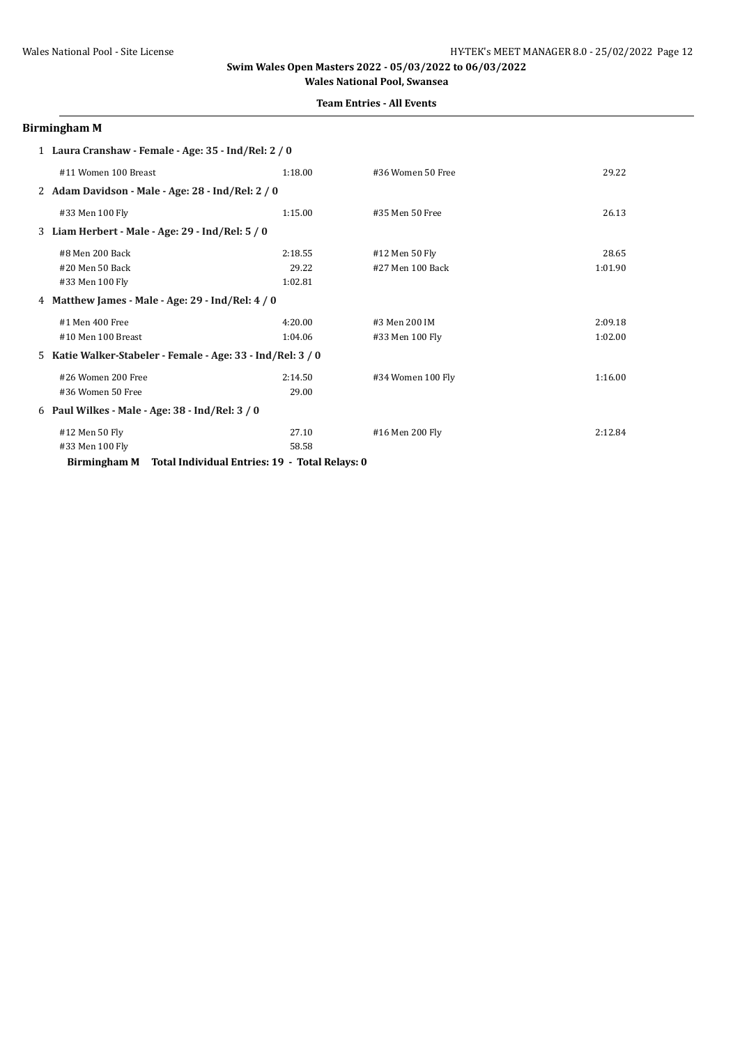**Swim Wales Open Masters 2022 - 05/03/2022 to 06/03/2022**

**Wales National Pool, Swansea**

**Team Entries - All Events**

## Birmingham M

1 **Laura Cranshaw - Female - Age: 35 - Ind/Rel: 2 / 0**

| | | | |
|---|---|---|---|
| #11 Women 100 Breast | 1:18.00 | #36 Women 50 Free | 29.22 |

2 **Adam Davidson - Male - Age: 28 - Ind/Rel: 2 / 0**

| | | | |
|---|---|---|---|
| #33 Men 100 Fly | 1:15.00 | #35 Men 50 Free | 26.13 |

3 **Liam Herbert - Male - Age: 29 - Ind/Rel: 5 / 0**

| | | | |
|---|---|---|---|
| #8 Men 200 Back | 2:18.55 | #12 Men 50 Fly | 28.65 |
| #20 Men 50 Back | 29.22 | #27 Men 100 Back | 1:01.90 |
| #33 Men 100 Fly | 1:02.81 | | |

4 **Matthew James - Male - Age: 29 - Ind/Rel: 4 / 0**

| | | | |
|---|---|---|---|
| #1 Men 400 Free | 4:20.00 | #3 Men 200 IM | 2:09.18 |
| #10 Men 100 Breast | 1:04.06 | #33 Men 100 Fly | 1:02.00 |

5 **Katie Walker-Stabeler - Female - Age: 33 - Ind/Rel: 3 / 0**

| | | | |
|---|---|---|---|
| #26 Women 200 Free | 2:14.50 | #34 Women 100 Fly | 1:16.00 |
| #36 Women 50 Free | 29.00 | | |

6 **Paul Wilkes - Male - Age: 38 - Ind/Rel: 3 / 0**

| | | | |
|---|---|---|---|
| #12 Men 50 Fly | 27.10 | #16 Men 200 Fly | 2:12.84 |
| #33 Men 100 Fly | 58.58 | | |

**Birmingham M Total Individual Entries: 19 - Total Relays: 0**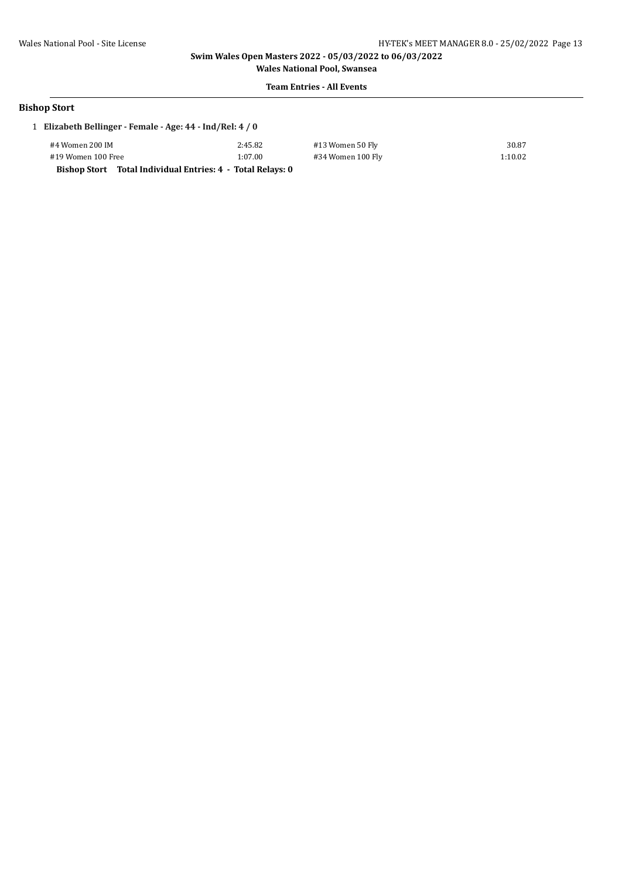**Swim Wales Open Masters 2022 - 05/03/2022 to 06/03/2022**

**Wales National Pool, Swansea**

**Team Entries - All Events**

## Bishop Stort

1 **Elizabeth Bellinger - Female - Age: 44 - Ind/Rel: 4 / 0**

| Event | Time | Event | Time |
|---|---|---|---|
| #4 Women 200 IM | 2:45.82 | #13 Women 50 Fly | 30.87 |
| #19 Women 100 Free | 1:07.00 | #34 Women 100 Fly | 1:10.02 |

**Bishop Stort Total Individual Entries: 4 - Total Relays: 0**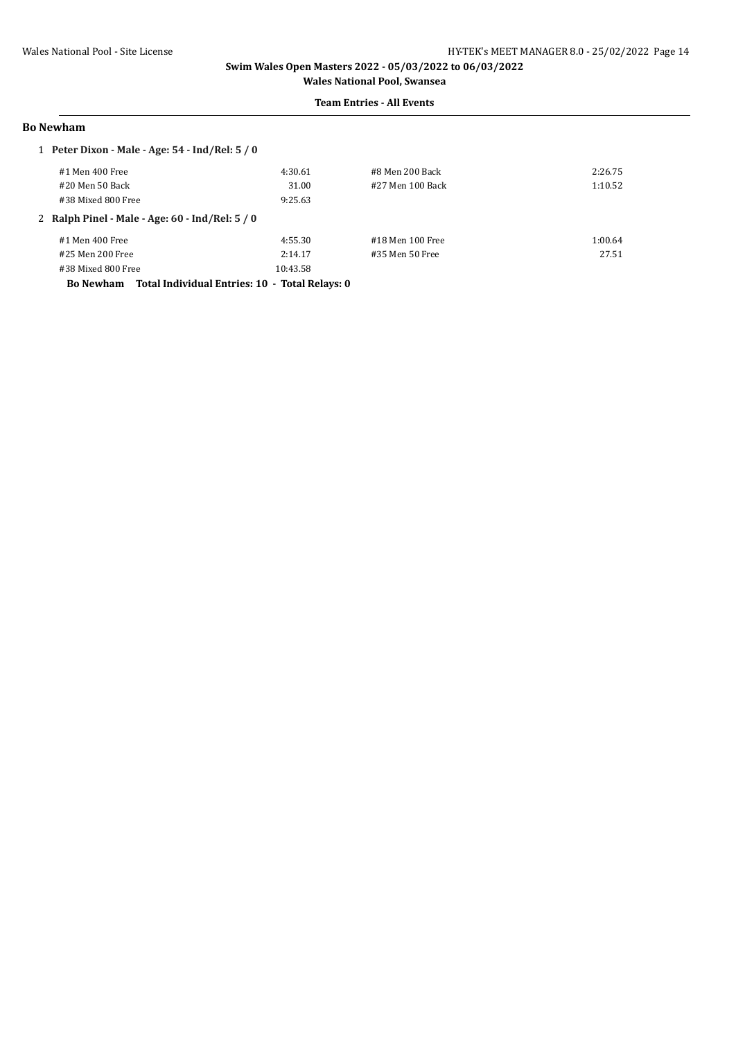**Swim Wales Open Masters 2022 - 05/03/2022 to 06/03/2022**

**Wales National Pool, Swansea**

**Team Entries - All Events**

## Bo Newham

1 **Peter Dixon - Male - Age: 54 - Ind/Rel: 5 / 0**

| | | | |
|---|---|---|---|
| #1 Men 400 Free | 4:30.61 | #8 Men 200 Back | 2:26.75 |
| #20 Men 50 Back | 31.00 | #27 Men 100 Back | 1:10.52 |
| #38 Mixed 800 Free | 9:25.63 | | |

2 **Ralph Pinel - Male - Age: 60 - Ind/Rel: 5 / 0**

| | | | |
|---|---|---|---|
| #1 Men 400 Free | 4:55.30 | #18 Men 100 Free | 1:00.64 |
| #25 Men 200 Free | 2:14.17 | #35 Men 50 Free | 27.51 |
| #38 Mixed 800 Free | 10:43.58 | | |

**Bo Newham Total Individual Entries: 10 - Total Relays: 0**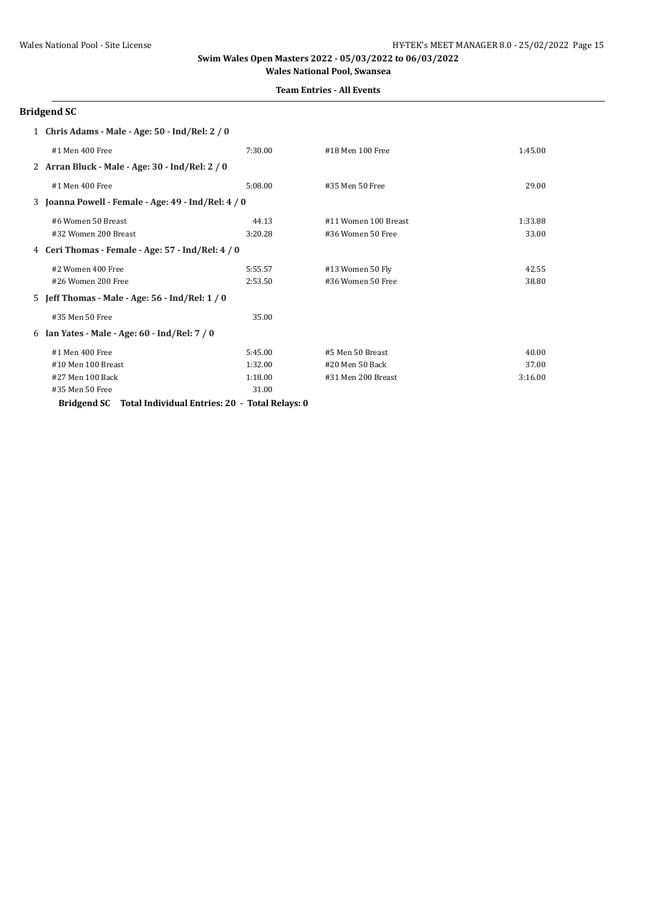**Swim Wales Open Masters 2022 - 05/03/2022 to 06/03/2022**

**Wales National Pool, Swansea**

**Team Entries - All Events**

## Bridgend SC

**1 Chris Adams - Male - Age: 50 - Ind/Rel: 2 / 0**

| Event | Time | Event | Time |
|---|---|---|---|
| #1 Men 400 Free | 7:30.00 | #18 Men 100 Free | 1:45.00 |

**2 Arran Bluck - Male - Age: 30 - Ind/Rel: 2 / 0**

| Event | Time | Event | Time |
|---|---|---|---|
| #1 Men 400 Free | 5:08.00 | #35 Men 50 Free | 29.00 |

**3 Joanna Powell - Female - Age: 49 - Ind/Rel: 4 / 0**

| Event | Time | Event | Time |
|---|---|---|---|
| #6 Women 50 Breast | 44.13 | #11 Women 100 Breast | 1:33.88 |
| #32 Women 200 Breast | 3:20.28 | #36 Women 50 Free | 33.00 |

**4 Ceri Thomas - Female - Age: 57 - Ind/Rel: 4 / 0**

| Event | Time | Event | Time |
|---|---|---|---|
| #2 Women 400 Free | 5:55.57 | #13 Women 50 Fly | 42.55 |
| #26 Women 200 Free | 2:53.50 | #36 Women 50 Free | 38.80 |

**5 Jeff Thomas - Male - Age: 56 - Ind/Rel: 1 / 0**

| Event | Time | Event | Time |
|---|---|---|---|
| #35 Men 50 Free | 35.00 | | |

**6 Ian Yates - Male - Age: 60 - Ind/Rel: 7 / 0**

| Event | Time | Event | Time |
|---|---|---|---|
| #1 Men 400 Free | 5:45.00 | #5 Men 50 Breast | 40.00 |
| #10 Men 100 Breast | 1:32.00 | #20 Men 50 Back | 37.00 |
| #27 Men 100 Back | 1:18.00 | #31 Men 200 Breast | 3:16.00 |
| #35 Men 50 Free | 31.00 | | |

**Bridgend SC Total Individual Entries: 20 - Total Relays: 0**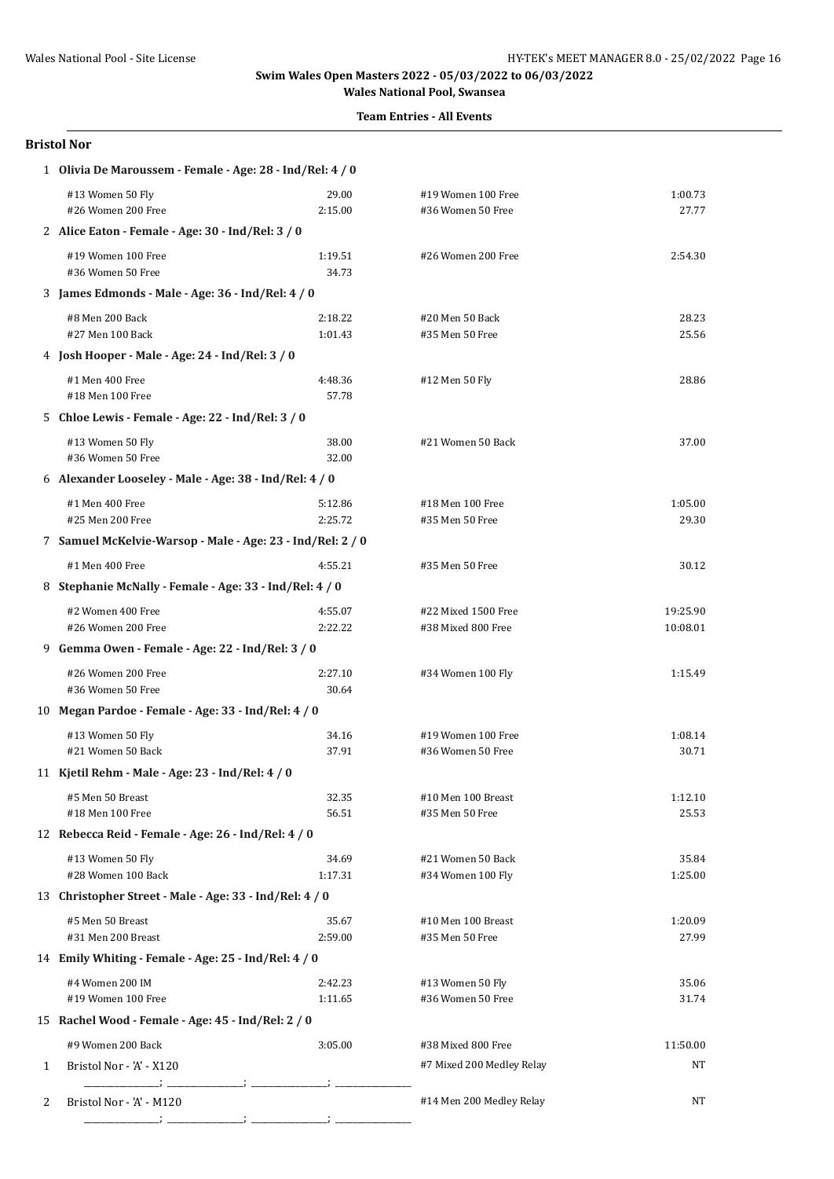Swim Wales Open Masters 2022 - 05/03/2022 to 06/03/2022

Wales National Pool, Swansea

**Team Entries - All Events**

## Bristol Nor

**1 Olivia De Maroussem - Female - Age: 28 - Ind/Rel: 4 / 0**

| Event | Time | Event | Time |
|---|---|---|---|
| #13 Women 50 Fly | 29.00 | #19 Women 100 Free | 1:00.73 |
| #26 Women 200 Free | 2:15.00 | #36 Women 50 Free | 27.77 |

**2 Alice Eaton - Female - Age: 30 - Ind/Rel: 3 / 0**

| Event | Time | Event | Time |
|---|---|---|---|
| #19 Women 100 Free | 1:19.51 | #26 Women 200 Free | 2:54.30 |
| #36 Women 50 Free | 34.73 | | |

**3 James Edmonds - Male - Age: 36 - Ind/Rel: 4 / 0**

| Event | Time | Event | Time |
|---|---|---|---|
| #8 Men 200 Back | 2:18.22 | #20 Men 50 Back | 28.23 |
| #27 Men 100 Back | 1:01.43 | #35 Men 50 Free | 25.56 |

**4 Josh Hooper - Male - Age: 24 - Ind/Rel: 3 / 0**

| Event | Time | Event | Time |
|---|---|---|---|
| #1 Men 400 Free | 4:48.36 | #12 Men 50 Fly | 28.86 |
| #18 Men 100 Free | 57.78 | | |

**5 Chloe Lewis - Female - Age: 22 - Ind/Rel: 3 / 0**

| Event | Time | Event | Time |
|---|---|---|---|
| #13 Women 50 Fly | 38.00 | #21 Women 50 Back | 37.00 |
| #36 Women 50 Free | 32.00 | | |

**6 Alexander Looseley - Male - Age: 38 - Ind/Rel: 4 / 0**

| Event | Time | Event | Time |
|---|---|---|---|
| #1 Men 400 Free | 5:12.86 | #18 Men 100 Free | 1:05.00 |
| #25 Men 200 Free | 2:25.72 | #35 Men 50 Free | 29.30 |

**7 Samuel McKelvie-Warsop - Male - Age: 23 - Ind/Rel: 2 / 0**

| Event | Time | Event | Time |
|---|---|---|---|
| #1 Men 400 Free | 4:55.21 | #35 Men 50 Free | 30.12 |

**8 Stephanie McNally - Female - Age: 33 - Ind/Rel: 4 / 0**

| Event | Time | Event | Time |
|---|---|---|---|
| #2 Women 400 Free | 4:55.07 | #22 Mixed 1500 Free | 19:25.90 |
| #26 Women 200 Free | 2:22.22 | #38 Mixed 800 Free | 10:08.01 |

**9 Gemma Owen - Female - Age: 22 - Ind/Rel: 3 / 0**

| Event | Time | Event | Time |
|---|---|---|---|
| #26 Women 200 Free | 2:27.10 | #34 Women 100 Fly | 1:15.49 |
| #36 Women 50 Free | 30.64 | | |

**10 Megan Pardoe - Female - Age: 33 - Ind/Rel: 4 / 0**

| Event | Time | Event | Time |
|---|---|---|---|
| #13 Women 50 Fly | 34.16 | #19 Women 100 Free | 1:08.14 |
| #21 Women 50 Back | 37.91 | #36 Women 50 Free | 30.71 |

**11 Kjetil Rehm - Male - Age: 23 - Ind/Rel: 4 / 0**

| Event | Time | Event | Time |
|---|---|---|---|
| #5 Men 50 Breast | 32.35 | #10 Men 100 Breast | 1:12.10 |
| #18 Men 100 Free | 56.51 | #35 Men 50 Free | 25.53 |

**12 Rebecca Reid - Female - Age: 26 - Ind/Rel: 4 / 0**

| Event | Time | Event | Time |
|---|---|---|---|
| #13 Women 50 Fly | 34.69 | #21 Women 50 Back | 35.84 |
| #28 Women 100 Back | 1:17.31 | #34 Women 100 Fly | 1:25.00 |

**13 Christopher Street - Male - Age: 33 - Ind/Rel: 4 / 0**

| Event | Time | Event | Time |
|---|---|---|---|
| #5 Men 50 Breast | 35.67 | #10 Men 100 Breast | 1:20.09 |
| #31 Men 200 Breast | 2:59.00 | #35 Men 50 Free | 27.99 |

**14 Emily Whiting - Female - Age: 25 - Ind/Rel: 4 / 0**

| Event | Time | Event | Time |
|---|---|---|---|
| #4 Women 200 IM | 2:42.23 | #13 Women 50 Fly | 35.06 |
| #19 Women 100 Free | 1:11.65 | #36 Women 50 Free | 31.74 |

**15 Rachel Wood - Female - Age: 45 - Ind/Rel: 2 / 0**

| Event | Time | Event | Time |
|---|---|---|---|
| #9 Women 200 Back | 3:05.00 | #38 Mixed 800 Free | 11:50.00 |

| # | Relay Team | Event | Time |
|---|---|---|---|
| 1 | Bristol Nor - 'A' - X120 | #7 Mixed 200 Medley Relay | NT |
| 2 | Bristol Nor - 'A' - M120 | #14 Men 200 Medley Relay | NT |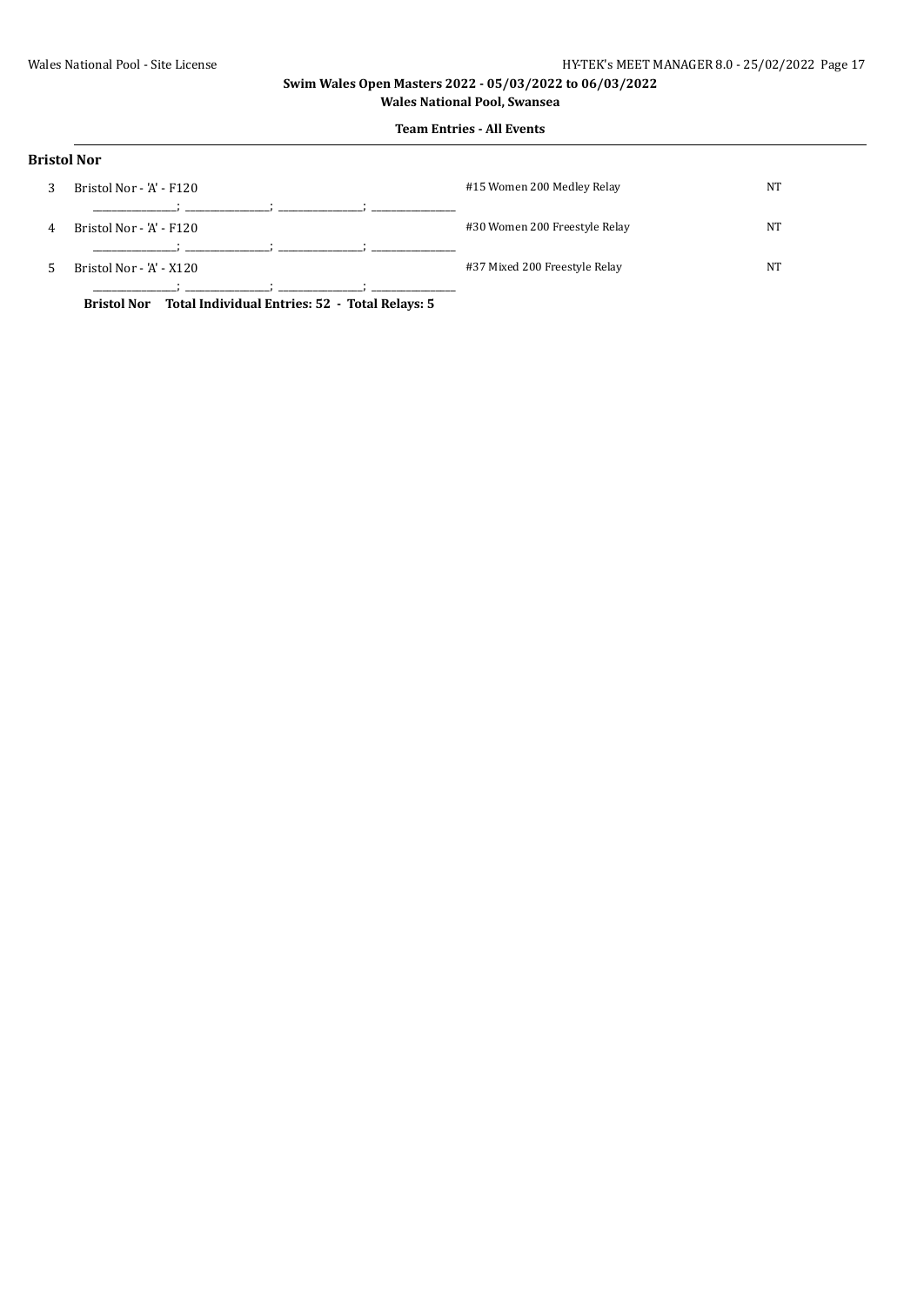Swim Wales Open Masters 2022 - 05/03/2022 to 06/03/2022

Wales National Pool, Swansea

**Team Entries - All Events**

## Bristol Nor

| | | | |
|---|---|---|---|
| 3 | Bristol Nor - 'A' - F120 | #15 Women 200 Medley Relay | NT |
| | ______________; ______________; ______________; ______________ | | |
| 4 | Bristol Nor - 'A' - F120 | #30 Women 200 Freestyle Relay | NT |
| | ______________; ______________; ______________; ______________ | | |
| 5 | Bristol Nor - 'A' - X120 | #37 Mixed 200 Freestyle Relay | NT |
| | ______________; ______________; ______________; ______________ | | |

**Bristol Nor Total Individual Entries: 52 - Total Relays: 5**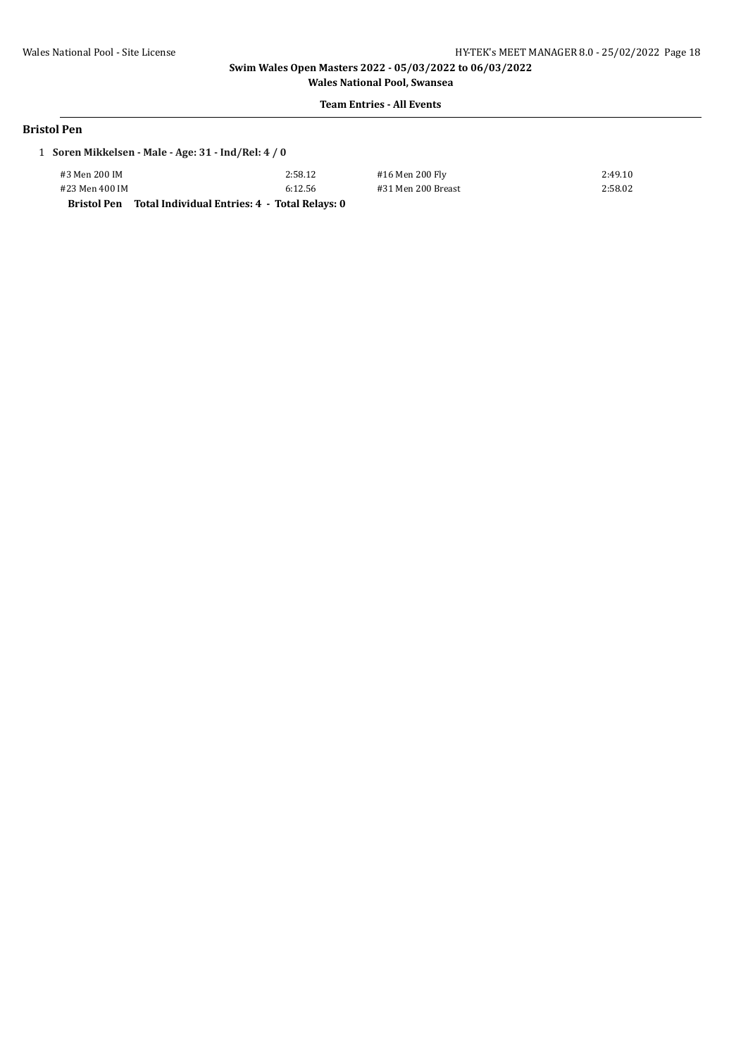**Team Entries - All Events**

### Bristol Pen

1 **Soren Mikkelsen - Male - Age: 31 - Ind/Rel: 4 / 0**

| Event | Time | Event | Time |
|---|---|---|---|
| #3 Men 200 IM | 2:58.12 | #16 Men 200 Fly | 2:49.10 |
| #23 Men 400 IM | 6:12.56 | #31 Men 200 Breast | 2:58.02 |

**Bristol Pen Total Individual Entries: 4 - Total Relays: 0**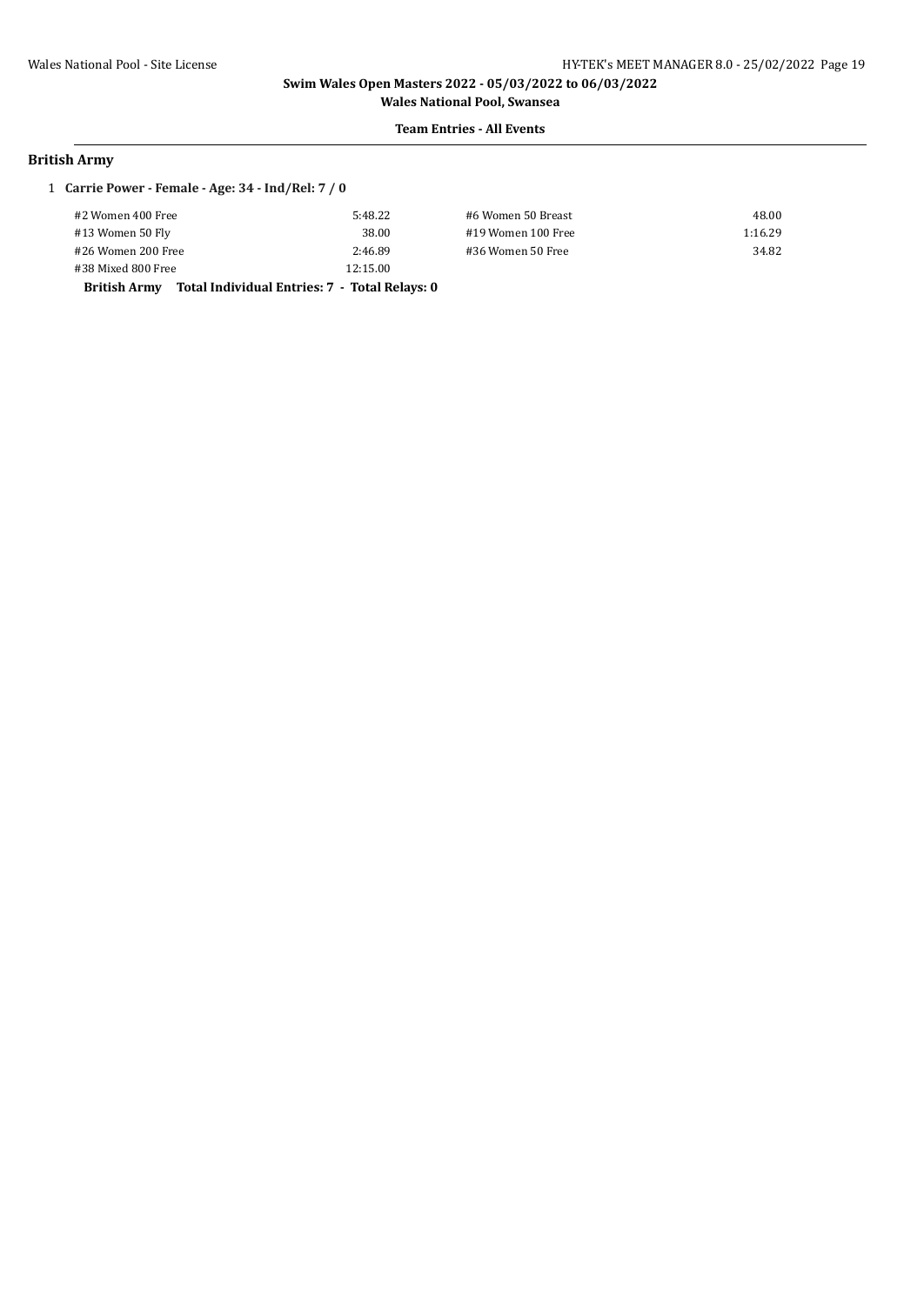**Swim Wales Open Masters 2022 - 05/03/2022 to 06/03/2022**

**Wales National Pool, Swansea**

**Team Entries - All Events**

## British Army

1 **Carrie Power - Female - Age: 34 - Ind/Rel: 7 / 0**

| Event | Time | Event | Time |
|---|---|---|---|
| #2 Women 400 Free | 5:48.22 | #6 Women 50 Breast | 48.00 |
| #13 Women 50 Fly | 38.00 | #19 Women 100 Free | 1:16.29 |
| #26 Women 200 Free | 2:46.89 | #36 Women 50 Free | 34.82 |
| #38 Mixed 800 Free | 12:15.00 | | |

**British Army Total Individual Entries: 7 - Total Relays: 0**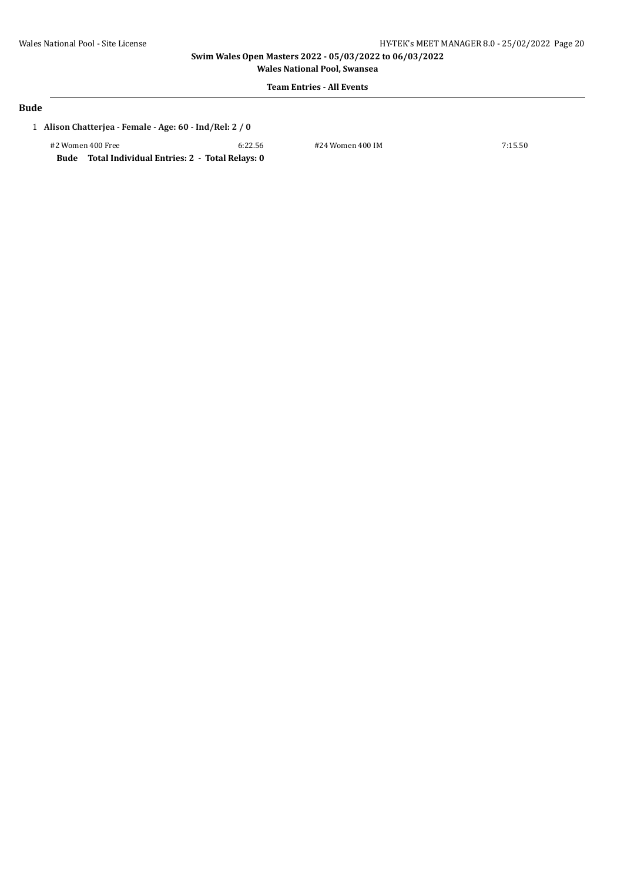## Bude

1 **Alison Chatterjea - Female - Age: 60 - Ind/Rel: 2 / 0**

| Event | Time | Event | Time |
|---|---|---|---|
| #2 Women 400 Free | 6:22.56 | #24 Women 400 IM | 7:15.50 |

**Bude Total Individual Entries: 2 - Total Relays: 0**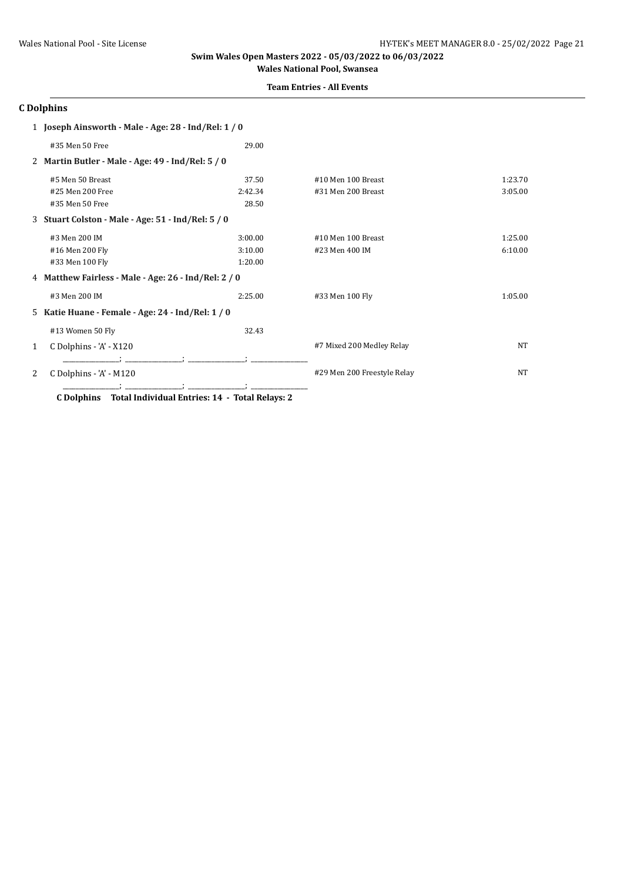Swim Wales Open Masters 2022 - 05/03/2022 to 06/03/2022

Wales National Pool, Swansea

**Team Entries - All Events**

## C Dolphins

1 **Joseph Ainsworth - Male - Age: 28 - Ind/Rel: 1 / 0**

| Event | Time | Event | Time |
|---|---|---|---|
| #35 Men 50 Free | 29.00 | | |

2 **Martin Butler - Male - Age: 49 - Ind/Rel: 5 / 0**

| Event | Time | Event | Time |
|---|---|---|---|
| #5 Men 50 Breast | 37.50 | #10 Men 100 Breast | 1:23.70 |
| #25 Men 200 Free | 2:42.34 | #31 Men 200 Breast | 3:05.00 |
| #35 Men 50 Free | 28.50 | | |

3 **Stuart Colston - Male - Age: 51 - Ind/Rel: 5 / 0**

| Event | Time | Event | Time |
|---|---|---|---|
| #3 Men 200 IM | 3:00.00 | #10 Men 100 Breast | 1:25.00 |
| #16 Men 200 Fly | 3:10.00 | #23 Men 400 IM | 6:10.00 |
| #33 Men 100 Fly | 1:20.00 | | |

4 **Matthew Fairless - Male - Age: 26 - Ind/Rel: 2 / 0**

| Event | Time | Event | Time |
|---|---|---|---|
| #3 Men 200 IM | 2:25.00 | #33 Men 100 Fly | 1:05.00 |

5 **Katie Huane - Female - Age: 24 - Ind/Rel: 1 / 0**

| Event | Time | Event | Time |
|---|---|---|---|
| #13 Women 50 Fly | 32.43 | | |

| # | Relay | Event | Time |
|---|---|---|---|
| 1 | C Dolphins - 'A' - X120 | #7 Mixed 200 Medley Relay | NT |
| | ________________; ________________; ________________; ________________ | | |
| 2 | C Dolphins - 'A' - M120 | #29 Men 200 Freestyle Relay | NT |
| | ________________; ________________; ________________; ________________ | | |

**C Dolphins Total Individual Entries: 14 - Total Relays: 2**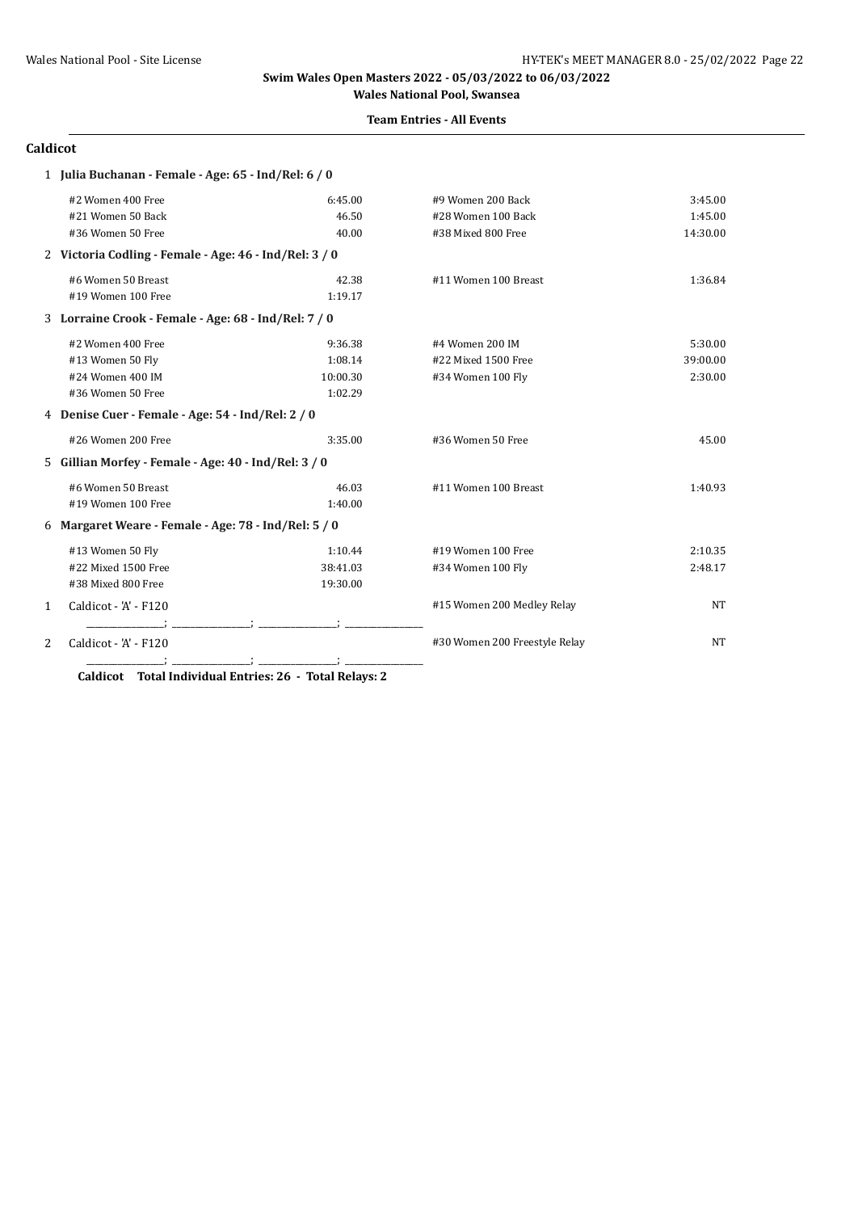**Swim Wales Open Masters 2022 - 05/03/2022 to 06/03/2022**

**Wales National Pool, Swansea**

**Team Entries - All Events**

## Caldicot

**1 Julia Buchanan - Female - Age: 65 - Ind/Rel: 6 / 0**

| Event | Time | Event | Time |
|---|---|---|---|
| #2 Women 400 Free | 6:45.00 | #9 Women 200 Back | 3:45.00 |
| #21 Women 50 Back | 46.50 | #28 Women 100 Back | 1:45.00 |
| #36 Women 50 Free | 40.00 | #38 Mixed 800 Free | 14:30.00 |

**2 Victoria Codling - Female - Age: 46 - Ind/Rel: 3 / 0**

| Event | Time | Event | Time |
|---|---|---|---|
| #6 Women 50 Breast | 42.38 | #11 Women 100 Breast | 1:36.84 |
| #19 Women 100 Free | 1:19.17 | | |

**3 Lorraine Crook - Female - Age: 68 - Ind/Rel: 7 / 0**

| Event | Time | Event | Time |
|---|---|---|---|
| #2 Women 400 Free | 9:36.38 | #4 Women 200 IM | 5:30.00 |
| #13 Women 50 Fly | 1:08.14 | #22 Mixed 1500 Free | 39:00.00 |
| #24 Women 400 IM | 10:00.30 | #34 Women 100 Fly | 2:30.00 |
| #36 Women 50 Free | 1:02.29 | | |

**4 Denise Cuer - Female - Age: 54 - Ind/Rel: 2 / 0**

| Event | Time | Event | Time |
|---|---|---|---|
| #26 Women 200 Free | 3:35.00 | #36 Women 50 Free | 45.00 |

**5 Gillian Morfey - Female - Age: 40 - Ind/Rel: 3 / 0**

| Event | Time | Event | Time |
|---|---|---|---|
| #6 Women 50 Breast | 46.03 | #11 Women 100 Breast | 1:40.93 |
| #19 Women 100 Free | 1:40.00 | | |

**6 Margaret Weare - Female - Age: 78 - Ind/Rel: 5 / 0**

| Event | Time | Event | Time |
|---|---|---|---|
| #13 Women 50 Fly | 1:10.44 | #19 Women 100 Free | 2:10.35 |
| #22 Mixed 1500 Free | 38:41.03 | #34 Women 100 Fly | 2:48.17 |
| #38 Mixed 800 Free | 19:30.00 | | |

| # | Relay Team | Event | Time |
|---|---|---|---|
| 1 | Caldicot - 'A' - F120 | #15 Women 200 Medley Relay | NT |
| 2 | Caldicot - 'A' - F120 | #30 Women 200 Freestyle Relay | NT |

**Caldicot Total Individual Entries: 26 - Total Relays: 2**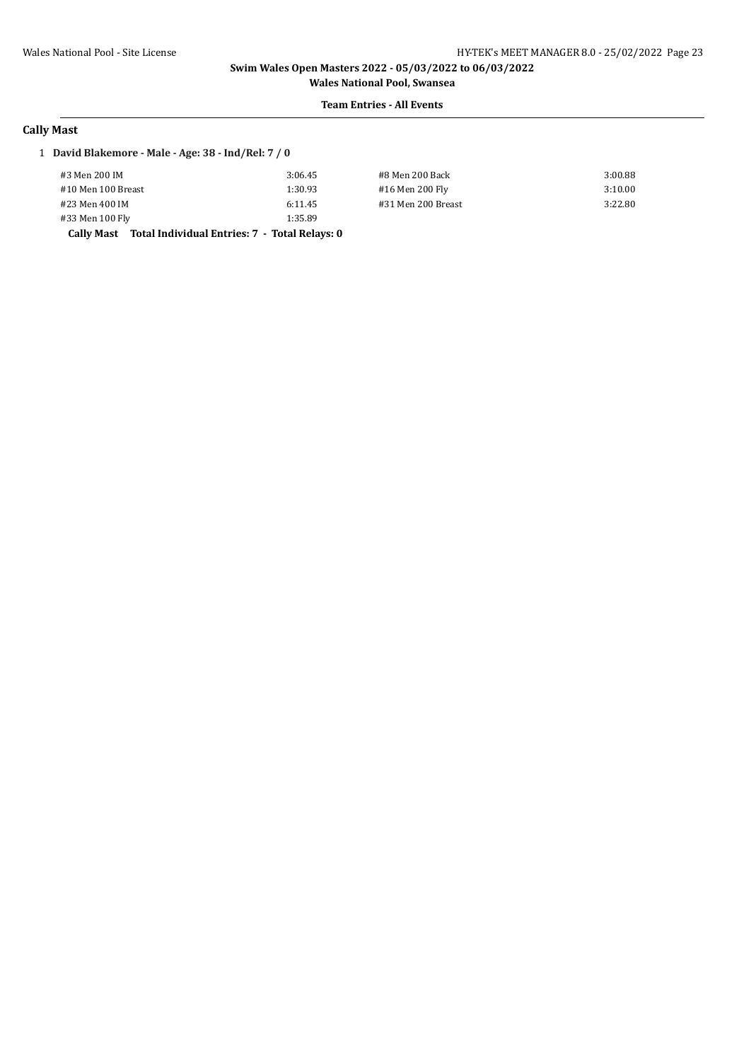## Team Entries - All Events

### Cally Mast

1 **David Blakemore - Male - Age: 38 - Ind/Rel: 7 / 0**

| Event | Time | Event | Time |
|---|---|---|---|
| #3 Men 200 IM | 3:06.45 | #8 Men 200 Back | 3:00.88 |
| #10 Men 100 Breast | 1:30.93 | #16 Men 200 Fly | 3:10.00 |
| #23 Men 400 IM | 6:11.45 | #31 Men 200 Breast | 3:22.80 |
| #33 Men 100 Fly | 1:35.89 | | |

**Cally Mast Total Individual Entries: 7 - Total Relays: 0**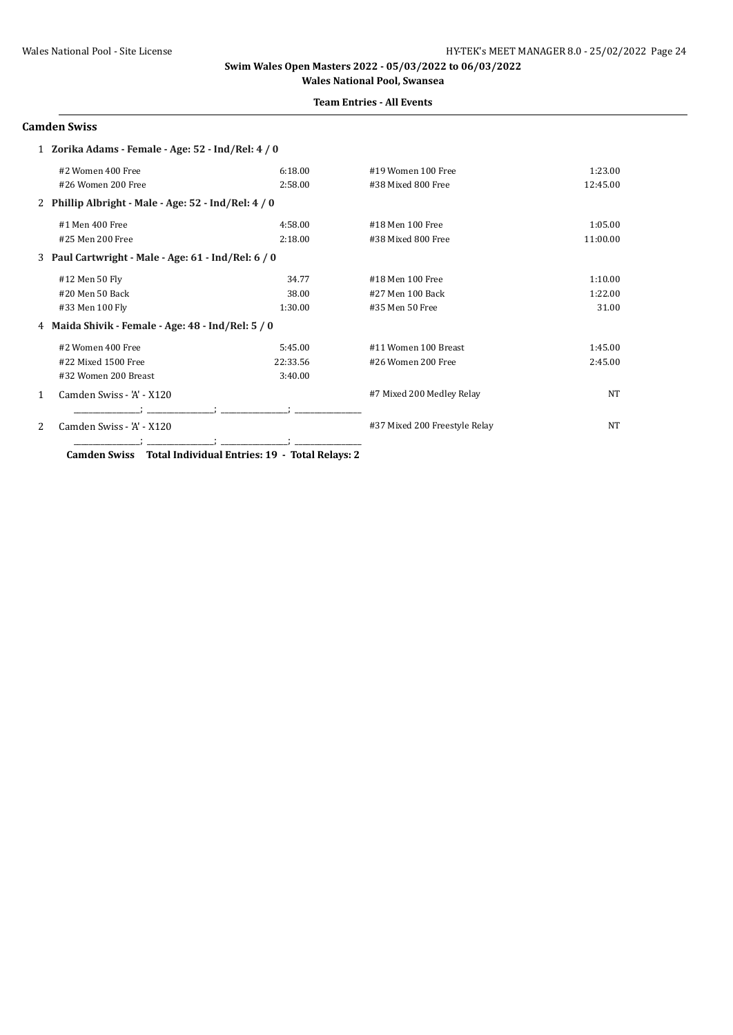**Swim Wales Open Masters 2022 - 05/03/2022 to 06/03/2022**

**Wales National Pool, Swansea**

**Team Entries - All Events**

## Camden Swiss

**1 Zorika Adams - Female - Age: 52 - Ind/Rel: 4 / 0**

| Event | Time | Event | Time |
|---|---|---|---|
| #2 Women 400 Free | 6:18.00 | #19 Women 100 Free | 1:23.00 |
| #26 Women 200 Free | 2:58.00 | #38 Mixed 800 Free | 12:45.00 |

**2 Phillip Albright - Male - Age: 52 - Ind/Rel: 4 / 0**

| Event | Time | Event | Time |
|---|---|---|---|
| #1 Men 400 Free | 4:58.00 | #18 Men 100 Free | 1:05.00 |
| #25 Men 200 Free | 2:18.00 | #38 Mixed 800 Free | 11:00.00 |

**3 Paul Cartwright - Male - Age: 61 - Ind/Rel: 6 / 0**

| Event | Time | Event | Time |
|---|---|---|---|
| #12 Men 50 Fly | 34.77 | #18 Men 100 Free | 1:10.00 |
| #20 Men 50 Back | 38.00 | #27 Men 100 Back | 1:22.00 |
| #33 Men 100 Fly | 1:30.00 | #35 Men 50 Free | 31.00 |

**4 Maida Shivik - Female - Age: 48 - Ind/Rel: 5 / 0**

| Event | Time | Event | Time |
|---|---|---|---|
| #2 Women 400 Free | 5:45.00 | #11 Women 100 Breast | 1:45.00 |
| #22 Mixed 1500 Free | 22:33.56 | #26 Women 200 Free | 2:45.00 |
| #32 Women 200 Breast | 3:40.00 | | |

| # | Relay | Event | Time |
|---|---|---|---|
| 1 | Camden Swiss - 'A' - X120 | #7 Mixed 200 Medley Relay | NT |
| 2 | Camden Swiss - 'A' - X120 | #37 Mixed 200 Freestyle Relay | NT |

**Camden Swiss Total Individual Entries: 19 - Total Relays: 2**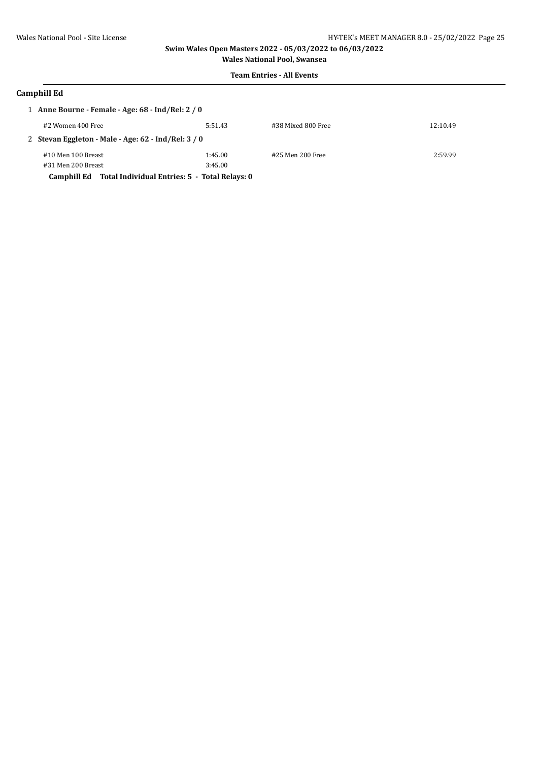**Swim Wales Open Masters 2022 - 05/03/2022 to 06/03/2022**

**Wales National Pool, Swansea**

**Team Entries - All Events**

## Camphill Ed

1 **Anne Bourne - Female - Age: 68 - Ind/Rel: 2 / 0**

| | | | |
|---|---|---|---|
| #2 Women 400 Free | 5:51.43 | #38 Mixed 800 Free | 12:10.49 |

2 **Stevan Eggleton - Male - Age: 62 - Ind/Rel: 3 / 0**

| | | | |
|---|---|---|---|
| #10 Men 100 Breast | 1:45.00 | #25 Men 200 Free | 2:59.99 |
| #31 Men 200 Breast | 3:45.00 | | |

**Camphill Ed Total Individual Entries: 5 - Total Relays: 0**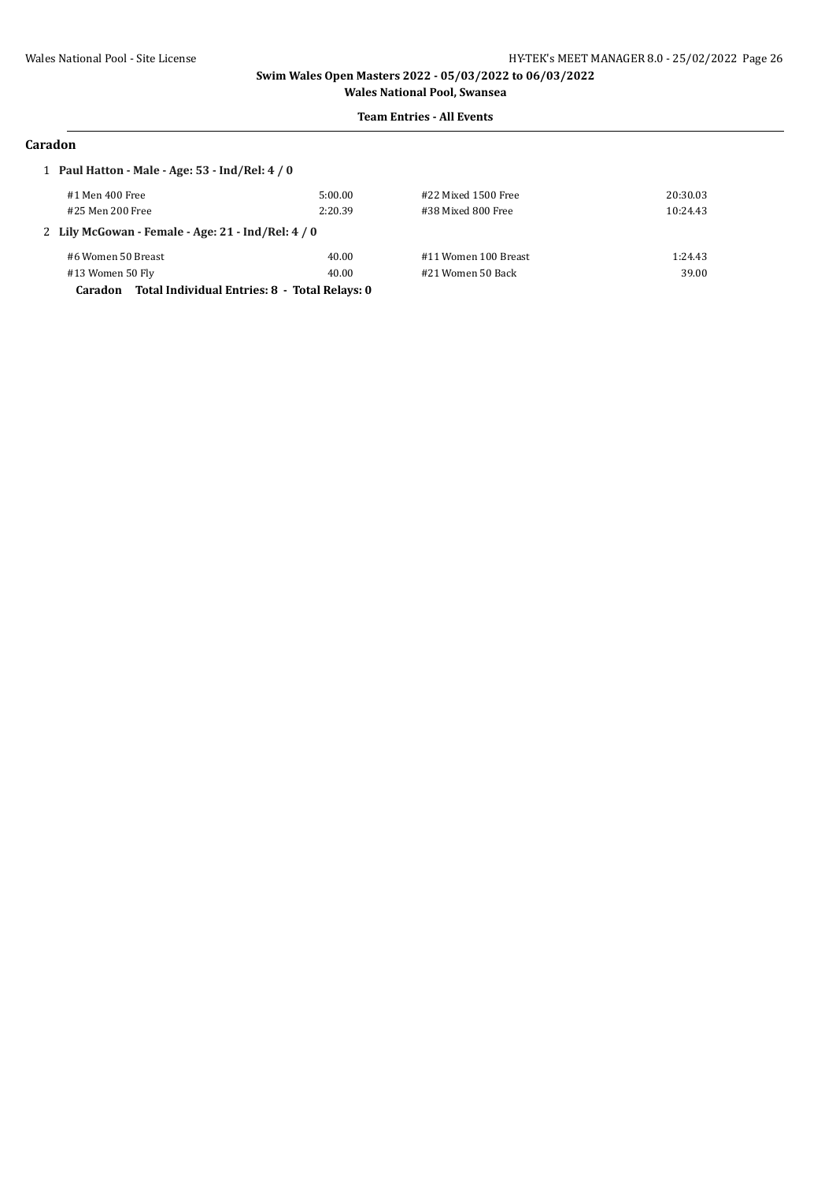**Swim Wales Open Masters 2022 - 05/03/2022 to 06/03/2022**

**Wales National Pool, Swansea**

**Team Entries - All Events**

## Caradon

1 **Paul Hatton - Male - Age: 53 - Ind/Rel: 4 / 0**

| | | | |
|---|---|---|---|
| #1 Men 400 Free | 5:00.00 | #22 Mixed 1500 Free | 20:30.03 |
| #25 Men 200 Free | 2:20.39 | #38 Mixed 800 Free | 10:24.43 |

2 **Lily McGowan - Female - Age: 21 - Ind/Rel: 4 / 0**

| | | | |
|---|---|---|---|
| #6 Women 50 Breast | 40.00 | #11 Women 100 Breast | 1:24.43 |
| #13 Women 50 Fly | 40.00 | #21 Women 50 Back | 39.00 |

**Caradon Total Individual Entries: 8 - Total Relays: 0**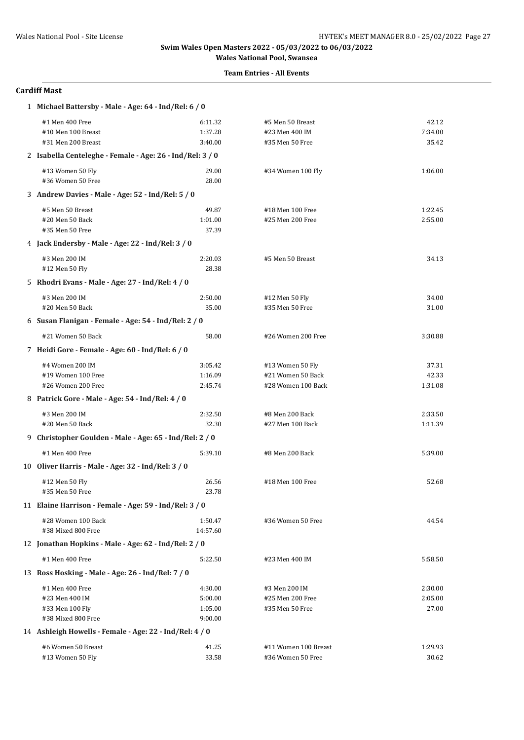**Swim Wales Open Masters 2022 - 05/03/2022 to 06/03/2022**

**Wales National Pool, Swansea**

**Team Entries - All Events**

## Cardiff Mast

**1 Michael Battersby - Male - Age: 64 - Ind/Rel: 6 / 0**

| Event | Time | Event | Time |
|---|---|---|---|
| #1 Men 400 Free | 6:11.32 | #5 Men 50 Breast | 42.12 |
| #10 Men 100 Breast | 1:37.28 | #23 Men 400 IM | 7:34.00 |
| #31 Men 200 Breast | 3:40.00 | #35 Men 50 Free | 35.42 |

**2 Isabella Centeleghe - Female - Age: 26 - Ind/Rel: 3 / 0**

| Event | Time | Event | Time |
|---|---|---|---|
| #13 Women 50 Fly | 29.00 | #34 Women 100 Fly | 1:06.00 |
| #36 Women 50 Free | 28.00 | | |

**3 Andrew Davies - Male - Age: 52 - Ind/Rel: 5 / 0**

| Event | Time | Event | Time |
|---|---|---|---|
| #5 Men 50 Breast | 49.87 | #18 Men 100 Free | 1:22.45 |
| #20 Men 50 Back | 1:01.00 | #25 Men 200 Free | 2:55.00 |
| #35 Men 50 Free | 37.39 | | |

**4 Jack Endersby - Male - Age: 22 - Ind/Rel: 3 / 0**

| Event | Time | Event | Time |
|---|---|---|---|
| #3 Men 200 IM | 2:20.03 | #5 Men 50 Breast | 34.13 |
| #12 Men 50 Fly | 28.38 | | |

**5 Rhodri Evans - Male - Age: 27 - Ind/Rel: 4 / 0**

| Event | Time | Event | Time |
|---|---|---|---|
| #3 Men 200 IM | 2:50.00 | #12 Men 50 Fly | 34.00 |
| #20 Men 50 Back | 35.00 | #35 Men 50 Free | 31.00 |

**6 Susan Flanigan - Female - Age: 54 - Ind/Rel: 2 / 0**

| Event | Time | Event | Time |
|---|---|---|---|
| #21 Women 50 Back | 58.00 | #26 Women 200 Free | 3:30.88 |

**7 Heidi Gore - Female - Age: 60 - Ind/Rel: 6 / 0**

| Event | Time | Event | Time |
|---|---|---|---|
| #4 Women 200 IM | 3:05.42 | #13 Women 50 Fly | 37.31 |
| #19 Women 100 Free | 1:16.09 | #21 Women 50 Back | 42.33 |
| #26 Women 200 Free | 2:45.74 | #28 Women 100 Back | 1:31.08 |

**8 Patrick Gore - Male - Age: 54 - Ind/Rel: 4 / 0**

| Event | Time | Event | Time |
|---|---|---|---|
| #3 Men 200 IM | 2:32.50 | #8 Men 200 Back | 2:33.50 |
| #20 Men 50 Back | 32.30 | #27 Men 100 Back | 1:11.39 |

**9 Christopher Goulden - Male - Age: 65 - Ind/Rel: 2 / 0**

| Event | Time | Event | Time |
|---|---|---|---|
| #1 Men 400 Free | 5:39.10 | #8 Men 200 Back | 5:39.00 |

**10 Oliver Harris - Male - Age: 32 - Ind/Rel: 3 / 0**

| Event | Time | Event | Time |
|---|---|---|---|
| #12 Men 50 Fly | 26.56 | #18 Men 100 Free | 52.68 |
| #35 Men 50 Free | 23.78 | | |

**11 Elaine Harrison - Female - Age: 59 - Ind/Rel: 3 / 0**

| Event | Time | Event | Time |
|---|---|---|---|
| #28 Women 100 Back | 1:50.47 | #36 Women 50 Free | 44.54 |
| #38 Mixed 800 Free | 14:57.60 | | |

**12 Jonathan Hopkins - Male - Age: 62 - Ind/Rel: 2 / 0**

| Event | Time | Event | Time |
|---|---|---|---|
| #1 Men 400 Free | 5:22.50 | #23 Men 400 IM | 5:58.50 |

**13 Ross Hosking - Male - Age: 26 - Ind/Rel: 7 / 0**

| Event | Time | Event | Time |
|---|---|---|---|
| #1 Men 400 Free | 4:30.00 | #3 Men 200 IM | 2:30.00 |
| #23 Men 400 IM | 5:00.00 | #25 Men 200 Free | 2:05.00 |
| #33 Men 100 Fly | 1:05.00 | #35 Men 50 Free | 27.00 |
| #38 Mixed 800 Free | 9:00.00 | | |

**14 Ashleigh Howells - Female - Age: 22 - Ind/Rel: 4 / 0**

| Event | Time | Event | Time |
|---|---|---|---|
| #6 Women 50 Breast | 41.25 | #11 Women 100 Breast | 1:29.93 |
| #13 Women 50 Fly | 33.58 | #36 Women 50 Free | 30.62 |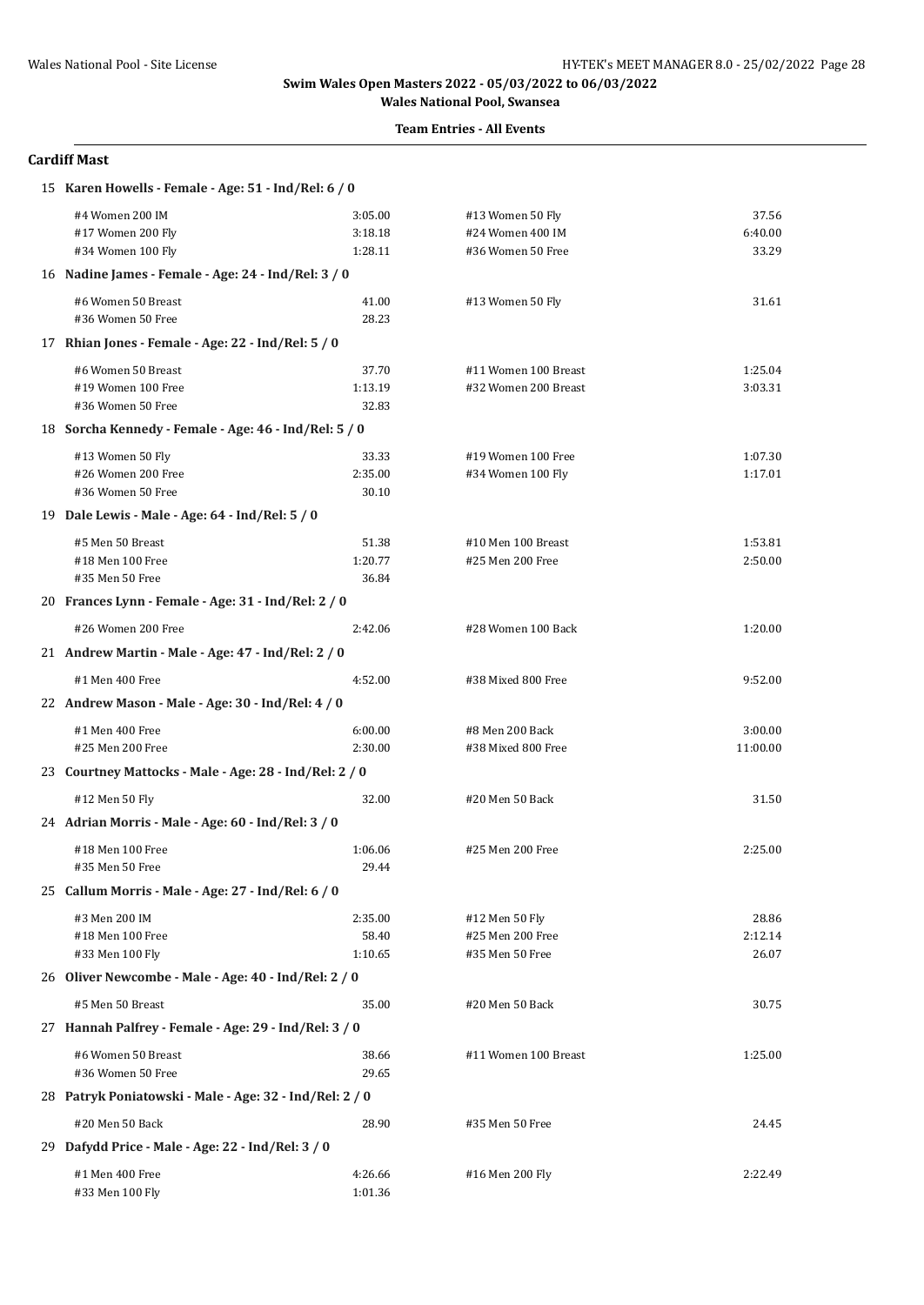**Swim Wales Open Masters 2022 - 05/03/2022 to 06/03/2022**
**Wales National Pool, Swansea**

**Team Entries - All Events**

## Cardiff Mast

**15 Karen Howells - Female - Age: 51 - Ind/Rel: 6 / 0**

| Event | Time | Event | Time |
|---|---|---|---|
| #4 Women 200 IM | 3:05.00 | #13 Women 50 Fly | 37.56 |
| #17 Women 200 Fly | 3:18.18 | #24 Women 400 IM | 6:40.00 |
| #34 Women 100 Fly | 1:28.11 | #36 Women 50 Free | 33.29 |

**16 Nadine James - Female - Age: 24 - Ind/Rel: 3 / 0**

| Event | Time | Event | Time |
|---|---|---|---|
| #6 Women 50 Breast | 41.00 | #13 Women 50 Fly | 31.61 |
| #36 Women 50 Free | 28.23 | | |

**17 Rhian Jones - Female - Age: 22 - Ind/Rel: 5 / 0**

| Event | Time | Event | Time |
|---|---|---|---|
| #6 Women 50 Breast | 37.70 | #11 Women 100 Breast | 1:25.04 |
| #19 Women 100 Free | 1:13.19 | #32 Women 200 Breast | 3:03.31 |
| #36 Women 50 Free | 32.83 | | |

**18 Sorcha Kennedy - Female - Age: 46 - Ind/Rel: 5 / 0**

| Event | Time | Event | Time |
|---|---|---|---|
| #13 Women 50 Fly | 33.33 | #19 Women 100 Free | 1:07.30 |
| #26 Women 200 Free | 2:35.00 | #34 Women 100 Fly | 1:17.01 |
| #36 Women 50 Free | 30.10 | | |

**19 Dale Lewis - Male - Age: 64 - Ind/Rel: 5 / 0**

| Event | Time | Event | Time |
|---|---|---|---|
| #5 Men 50 Breast | 51.38 | #10 Men 100 Breast | 1:53.81 |
| #18 Men 100 Free | 1:20.77 | #25 Men 200 Free | 2:50.00 |
| #35 Men 50 Free | 36.84 | | |

**20 Frances Lynn - Female - Age: 31 - Ind/Rel: 2 / 0**

| Event | Time | Event | Time |
|---|---|---|---|
| #26 Women 200 Free | 2:42.06 | #28 Women 100 Back | 1:20.00 |

**21 Andrew Martin - Male - Age: 47 - Ind/Rel: 2 / 0**

| Event | Time | Event | Time |
|---|---|---|---|
| #1 Men 400 Free | 4:52.00 | #38 Mixed 800 Free | 9:52.00 |

**22 Andrew Mason - Male - Age: 30 - Ind/Rel: 4 / 0**

| Event | Time | Event | Time |
|---|---|---|---|
| #1 Men 400 Free | 6:00.00 | #8 Men 200 Back | 3:00.00 |
| #25 Men 200 Free | 2:30.00 | #38 Mixed 800 Free | 11:00.00 |

**23 Courtney Mattocks - Male - Age: 28 - Ind/Rel: 2 / 0**

| Event | Time | Event | Time |
|---|---|---|---|
| #12 Men 50 Fly | 32.00 | #20 Men 50 Back | 31.50 |

**24 Adrian Morris - Male - Age: 60 - Ind/Rel: 3 / 0**

| Event | Time | Event | Time |
|---|---|---|---|
| #18 Men 100 Free | 1:06.06 | #25 Men 200 Free | 2:25.00 |
| #35 Men 50 Free | 29.44 | | |

**25 Callum Morris - Male - Age: 27 - Ind/Rel: 6 / 0**

| Event | Time | Event | Time |
|---|---|---|---|
| #3 Men 200 IM | 2:35.00 | #12 Men 50 Fly | 28.86 |
| #18 Men 100 Free | 58.40 | #25 Men 200 Free | 2:12.14 |
| #33 Men 100 Fly | 1:10.65 | #35 Men 50 Free | 26.07 |

**26 Oliver Newcombe - Male - Age: 40 - Ind/Rel: 2 / 0**

| Event | Time | Event | Time |
|---|---|---|---|
| #5 Men 50 Breast | 35.00 | #20 Men 50 Back | 30.75 |

**27 Hannah Palfrey - Female - Age: 29 - Ind/Rel: 3 / 0**

| Event | Time | Event | Time |
|---|---|---|---|
| #6 Women 50 Breast | 38.66 | #11 Women 100 Breast | 1:25.00 |
| #36 Women 50 Free | 29.65 | | |

**28 Patryk Poniatowski - Male - Age: 32 - Ind/Rel: 2 / 0**

| Event | Time | Event | Time |
|---|---|---|---|
| #20 Men 50 Back | 28.90 | #35 Men 50 Free | 24.45 |

**29 Dafydd Price - Male - Age: 22 - Ind/Rel: 3 / 0**

| Event | Time | Event | Time |
|---|---|---|---|
| #1 Men 400 Free | 4:26.66 | #16 Men 200 Fly | 2:22.49 |
| #33 Men 100 Fly | 1:01.36 | | |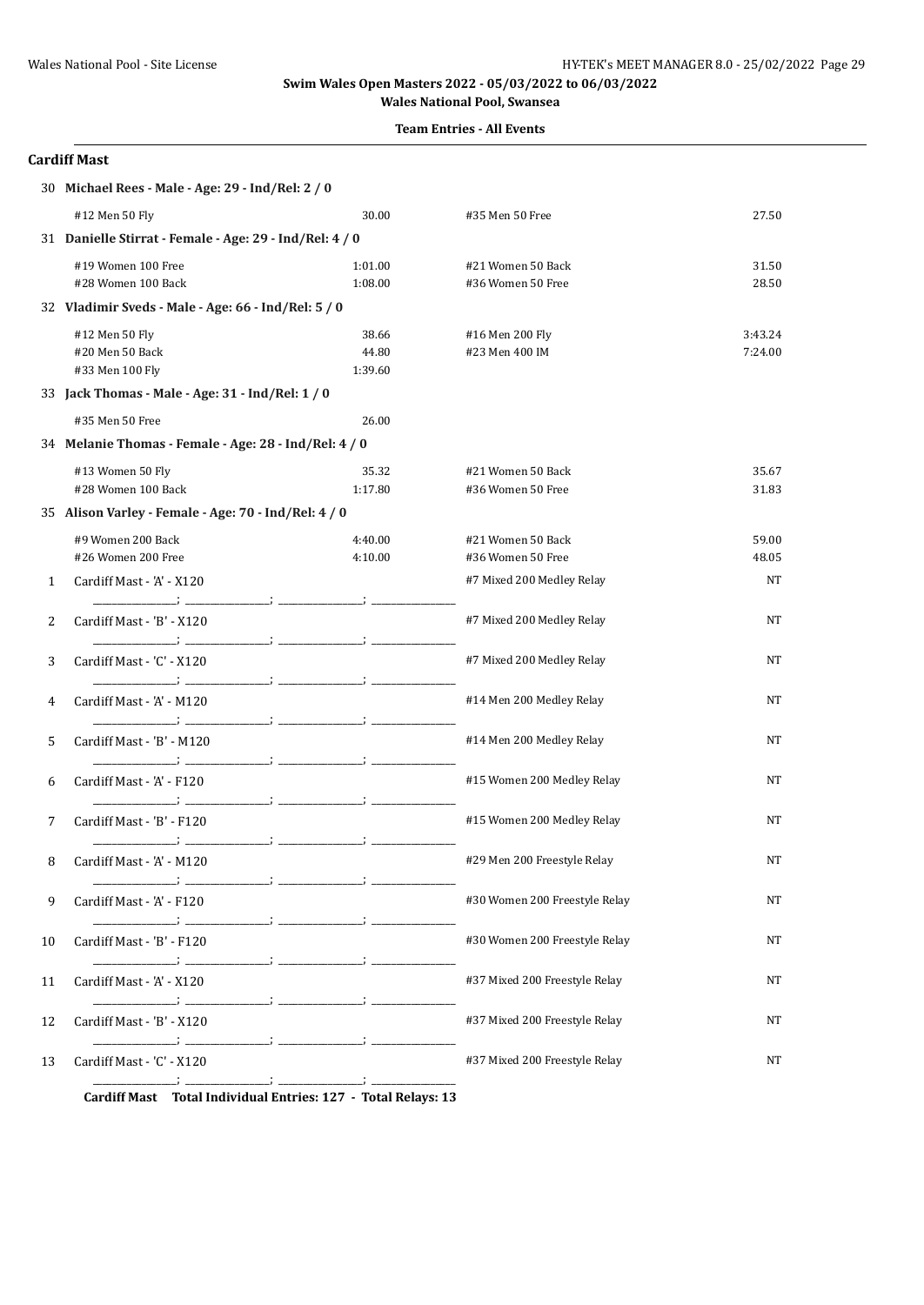**Swim Wales Open Masters 2022 - 05/03/2022 to 06/03/2022**

**Wales National Pool, Swansea**

**Team Entries - All Events**

## Cardiff Mast

**30 Michael Rees - Male - Age: 29 - Ind/Rel: 2 / 0**

| | | | |
|---|---|---|---|
| #12 Men 50 Fly | 30.00 | #35 Men 50 Free | 27.50 |

**31 Danielle Stirrat - Female - Age: 29 - Ind/Rel: 4 / 0**

| | | | |
|---|---|---|---|
| #19 Women 100 Free | 1:01.00 | #21 Women 50 Back | 31.50 |
| #28 Women 100 Back | 1:08.00 | #36 Women 50 Free | 28.50 |

**32 Vladimir Sveds - Male - Age: 66 - Ind/Rel: 5 / 0**

| | | | |
|---|---|---|---|
| #12 Men 50 Fly | 38.66 | #16 Men 200 Fly | 3:43.24 |
| #20 Men 50 Back | 44.80 | #23 Men 400 IM | 7:24.00 |
| #33 Men 100 Fly | 1:39.60 | | |

**33 Jack Thomas - Male - Age: 31 - Ind/Rel: 1 / 0**

| | | | |
|---|---|---|---|
| #35 Men 50 Free | 26.00 | | |

**34 Melanie Thomas - Female - Age: 28 - Ind/Rel: 4 / 0**

| | | | |
|---|---|---|---|
| #13 Women 50 Fly | 35.32 | #21 Women 50 Back | 35.67 |
| #28 Women 100 Back | 1:17.80 | #36 Women 50 Free | 31.83 |

**35 Alison Varley - Female - Age: 70 - Ind/Rel: 4 / 0**

| | | | |
|---|---|---|---|
| #9 Women 200 Back | 4:40.00 | #21 Women 50 Back | 59.00 |
| #26 Women 200 Free | 4:10.00 | #36 Women 50 Free | 48.05 |

| | | | |
|---|---|---|---|
| 1 | Cardiff Mast - 'A' - X120<br>_______; _______; _______; _______ | #7 Mixed 200 Medley Relay | NT |
| 2 | Cardiff Mast - 'B' - X120<br>_______; _______; _______; _______ | #7 Mixed 200 Medley Relay | NT |
| 3 | Cardiff Mast - 'C' - X120<br>_______; _______; _______; _______ | #7 Mixed 200 Medley Relay | NT |
| 4 | Cardiff Mast - 'A' - M120<br>_______; _______; _______; _______ | #14 Men 200 Medley Relay | NT |
| 5 | Cardiff Mast - 'B' - M120<br>_______; _______; _______; _______ | #14 Men 200 Medley Relay | NT |
| 6 | Cardiff Mast - 'A' - F120<br>_______; _______; _______; _______ | #15 Women 200 Medley Relay | NT |
| 7 | Cardiff Mast - 'B' - F120<br>_______; _______; _______; _______ | #15 Women 200 Medley Relay | NT |
| 8 | Cardiff Mast - 'A' - M120<br>_______; _______; _______; _______ | #29 Men 200 Freestyle Relay | NT |
| 9 | Cardiff Mast - 'A' - F120<br>_______; _______; _______; _______ | #30 Women 200 Freestyle Relay | NT |
| 10 | Cardiff Mast - 'B' - F120<br>_______; _______; _______; _______ | #30 Women 200 Freestyle Relay | NT |
| 11 | Cardiff Mast - 'A' - X120<br>_______; _______; _______; _______ | #37 Mixed 200 Freestyle Relay | NT |
| 12 | Cardiff Mast - 'B' - X120<br>_______; _______; _______; _______ | #37 Mixed 200 Freestyle Relay | NT |
| 13 | Cardiff Mast - 'C' - X120<br>_______; _______; _______; _______ | #37 Mixed 200 Freestyle Relay | NT |

**Cardiff Mast Total Individual Entries: 127 - Total Relays: 13**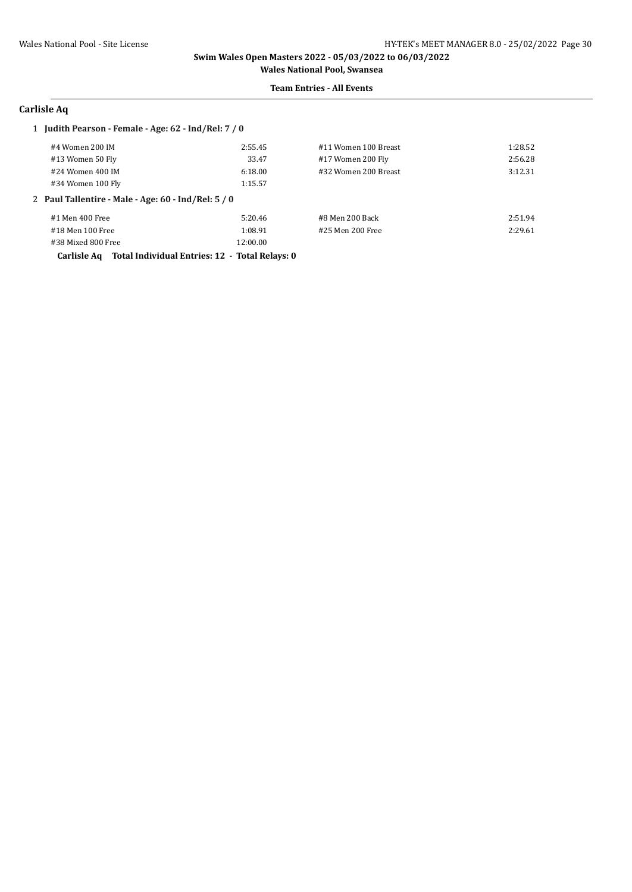## Carlisle Aq

1 **Judith Pearson - Female - Age: 62 - Ind/Rel: 7 / 0**

| | | | |
|---|---|---|---|
| #4 Women 200 IM | 2:55.45 | #11 Women 100 Breast | 1:28.52 |
| #13 Women 50 Fly | 33.47 | #17 Women 200 Fly | 2:56.28 |
| #24 Women 400 IM | 6:18.00 | #32 Women 200 Breast | 3:12.31 |
| #34 Women 100 Fly | 1:15.57 | | |

2 **Paul Tallentire - Male - Age: 60 - Ind/Rel: 5 / 0**

| | | | |
|---|---|---|---|
| #1 Men 400 Free | 5:20.46 | #8 Men 200 Back | 2:51.94 |
| #18 Men 100 Free | 1:08.91 | #25 Men 200 Free | 2:29.61 |
| #38 Mixed 800 Free | 12:00.00 | | |

**Carlisle Aq Total Individual Entries: 12 - Total Relays: 0**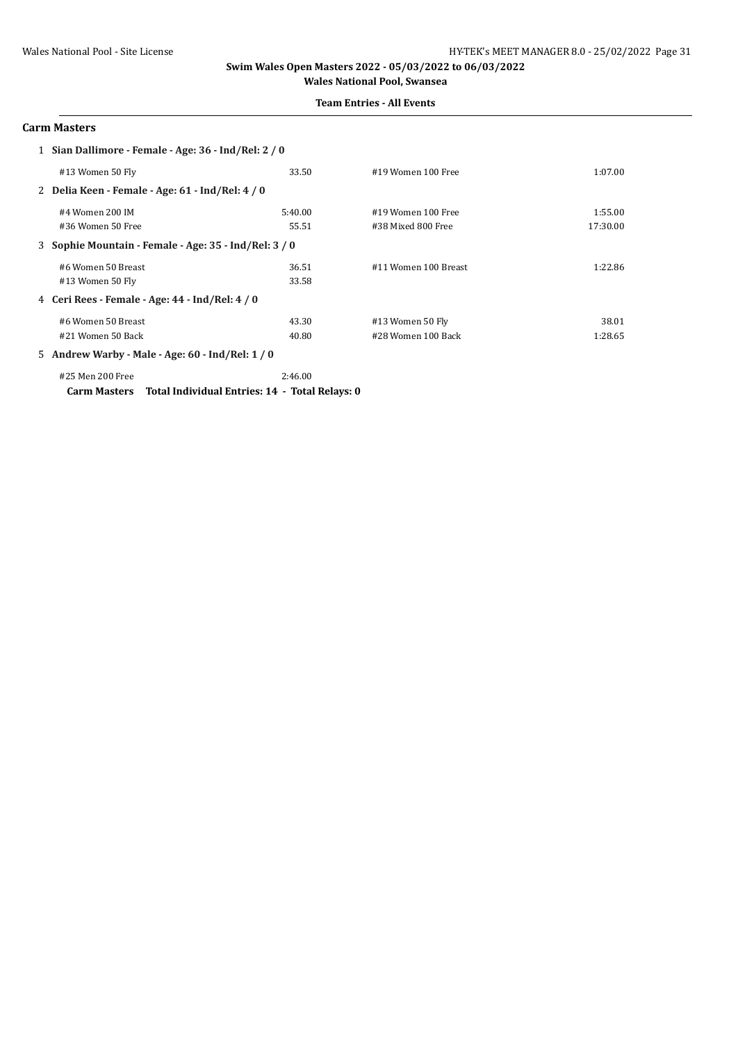**Swim Wales Open Masters 2022 - 05/03/2022 to 06/03/2022**

**Wales National Pool, Swansea**

**Team Entries - All Events**

## Carm Masters

1 **Sian Dallimore - Female - Age: 36 - Ind/Rel: 2 / 0**

| | | | |
|---|---|---|---|
| #13 Women 50 Fly | 33.50 | #19 Women 100 Free | 1:07.00 |

2 **Delia Keen - Female - Age: 61 - Ind/Rel: 4 / 0**

| | | | |
|---|---|---|---|
| #4 Women 200 IM | 5:40.00 | #19 Women 100 Free | 1:55.00 |
| #36 Women 50 Free | 55.51 | #38 Mixed 800 Free | 17:30.00 |

3 **Sophie Mountain - Female - Age: 35 - Ind/Rel: 3 / 0**

| | | | |
|---|---|---|---|
| #6 Women 50 Breast | 36.51 | #11 Women 100 Breast | 1:22.86 |
| #13 Women 50 Fly | 33.58 | | |

4 **Ceri Rees - Female - Age: 44 - Ind/Rel: 4 / 0**

| | | | |
|---|---|---|---|
| #6 Women 50 Breast | 43.30 | #13 Women 50 Fly | 38.01 |
| #21 Women 50 Back | 40.80 | #28 Women 100 Back | 1:28.65 |

5 **Andrew Warby - Male - Age: 60 - Ind/Rel: 1 / 0**

| | |
|---|---|
| #25 Men 200 Free | 2:46.00 |

**Carm Masters Total Individual Entries: 14 - Total Relays: 0**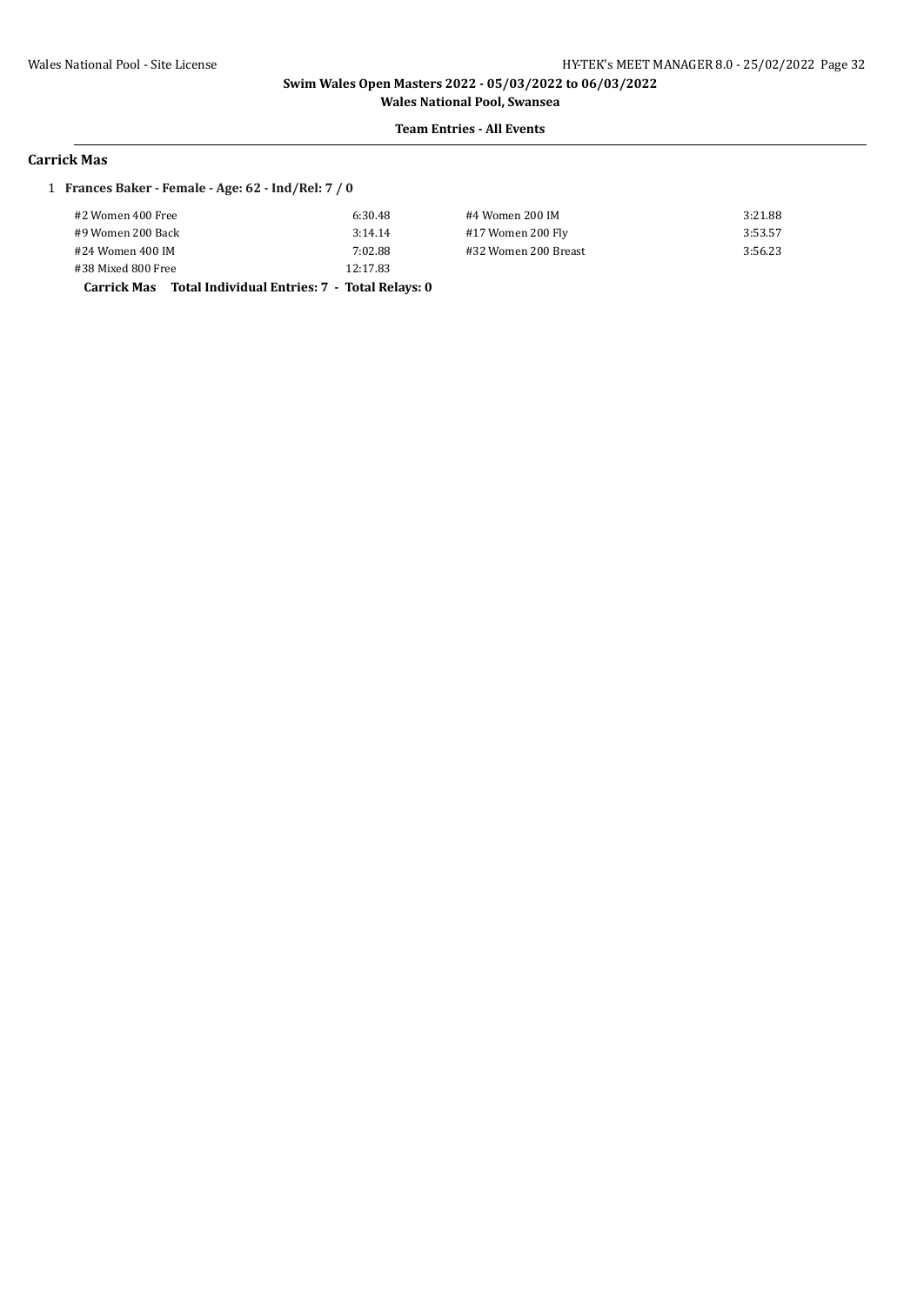**Swim Wales Open Masters 2022 - 05/03/2022 to 06/03/2022**

**Wales National Pool, Swansea**

**Team Entries - All Events**

## Carrick Mas

1 **Frances Baker - Female - Age: 62 - Ind/Rel: 7 / 0**

| Event | Time | Event | Time |
|---|---|---|---|
| #2 Women 400 Free | 6:30.48 | #4 Women 200 IM | 3:21.88 |
| #9 Women 200 Back | 3:14.14 | #17 Women 200 Fly | 3:53.57 |
| #24 Women 400 IM | 7:02.88 | #32 Women 200 Breast | 3:56.23 |
| #38 Mixed 800 Free | 12:17.83 | | |

**Carrick Mas Total Individual Entries: 7 - Total Relays: 0**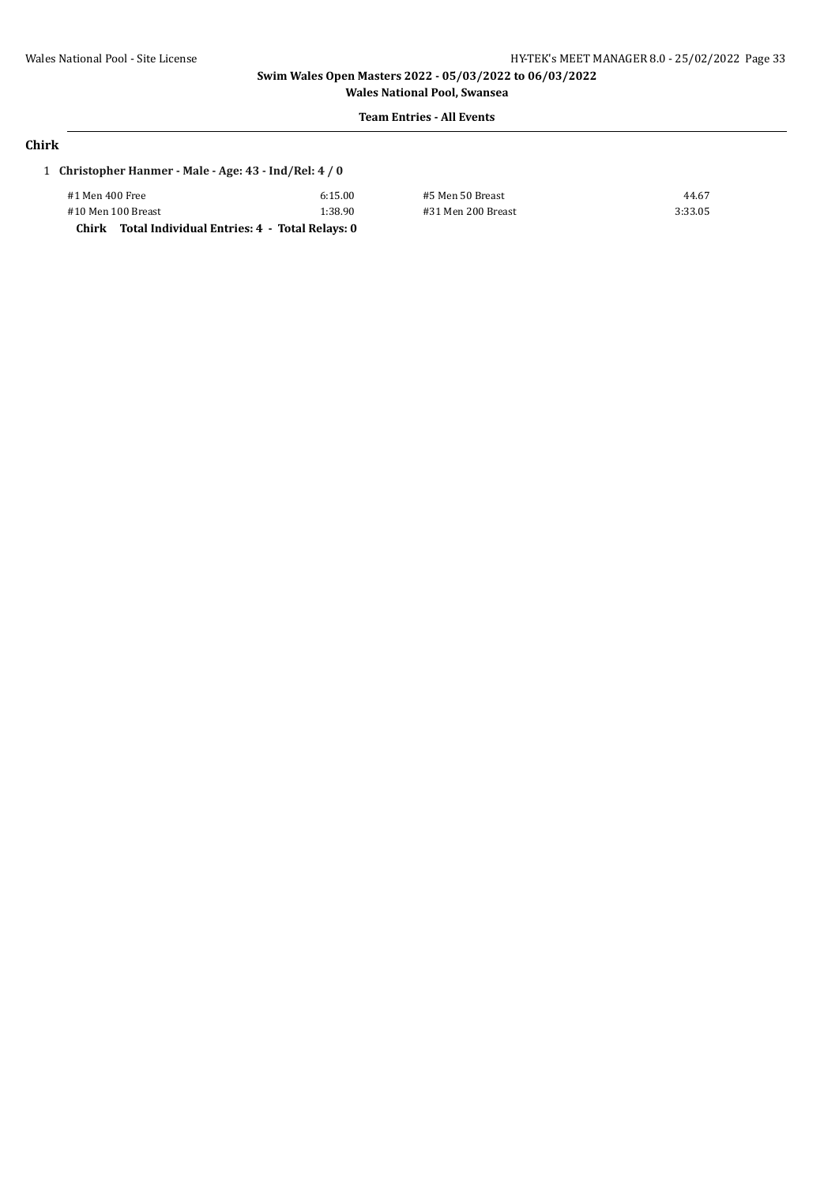## Chirk

1 **Christopher Hanmer - Male - Age: 43 - Ind/Rel: 4 / 0**

| Event | Time | Event | Time |
|---|---|---|---|
| #1 Men 400 Free | 6:15.00 | #5 Men 50 Breast | 44.67 |
| #10 Men 100 Breast | 1:38.90 | #31 Men 200 Breast | 3:33.05 |

**Chirk Total Individual Entries: 4 - Total Relays: 0**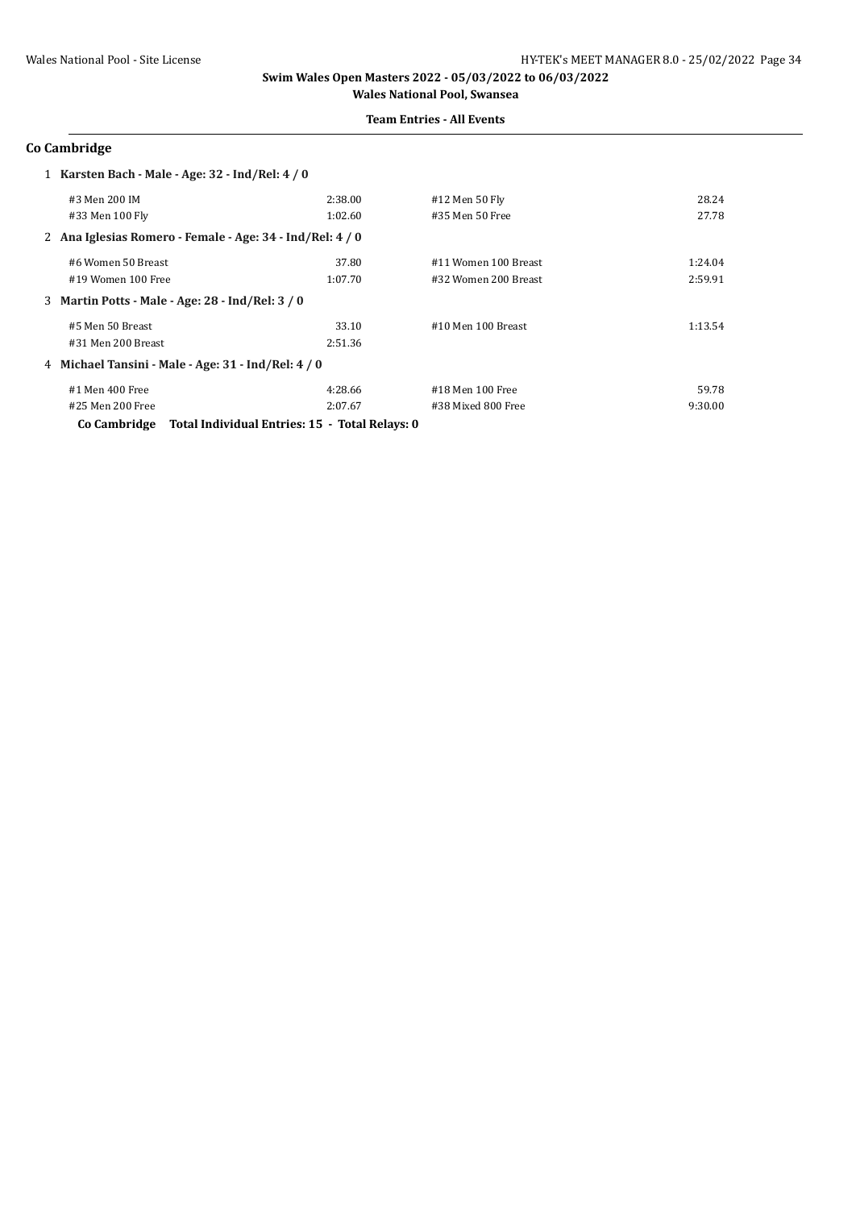# Swim Wales Open Masters 2022 - 05/03/2022 to 06/03/2022

**Wales National Pool, Swansea**

**Team Entries - All Events**

## Co Cambridge

**1 Karsten Bach - Male - Age: 32 - Ind/Rel: 4 / 0**

| | | | |
|---|---|---|---|
| #3 Men 200 IM | 2:38.00 | #12 Men 50 Fly | 28.24 |
| #33 Men 100 Fly | 1:02.60 | #35 Men 50 Free | 27.78 |

**2 Ana Iglesias Romero - Female - Age: 34 - Ind/Rel: 4 / 0**

| | | | |
|---|---|---|---|
| #6 Women 50 Breast | 37.80 | #11 Women 100 Breast | 1:24.04 |
| #19 Women 100 Free | 1:07.70 | #32 Women 200 Breast | 2:59.91 |

**3 Martin Potts - Male - Age: 28 - Ind/Rel: 3 / 0**

| | | | |
|---|---|---|---|
| #5 Men 50 Breast | 33.10 | #10 Men 100 Breast | 1:13.54 |
| #31 Men 200 Breast | 2:51.36 | | |

**4 Michael Tansini - Male - Age: 31 - Ind/Rel: 4 / 0**

| | | | |
|---|---|---|---|
| #1 Men 400 Free | 4:28.66 | #18 Men 100 Free | 59.78 |
| #25 Men 200 Free | 2:07.67 | #38 Mixed 800 Free | 9:30.00 |

**Co Cambridge Total Individual Entries: 15 - Total Relays: 0**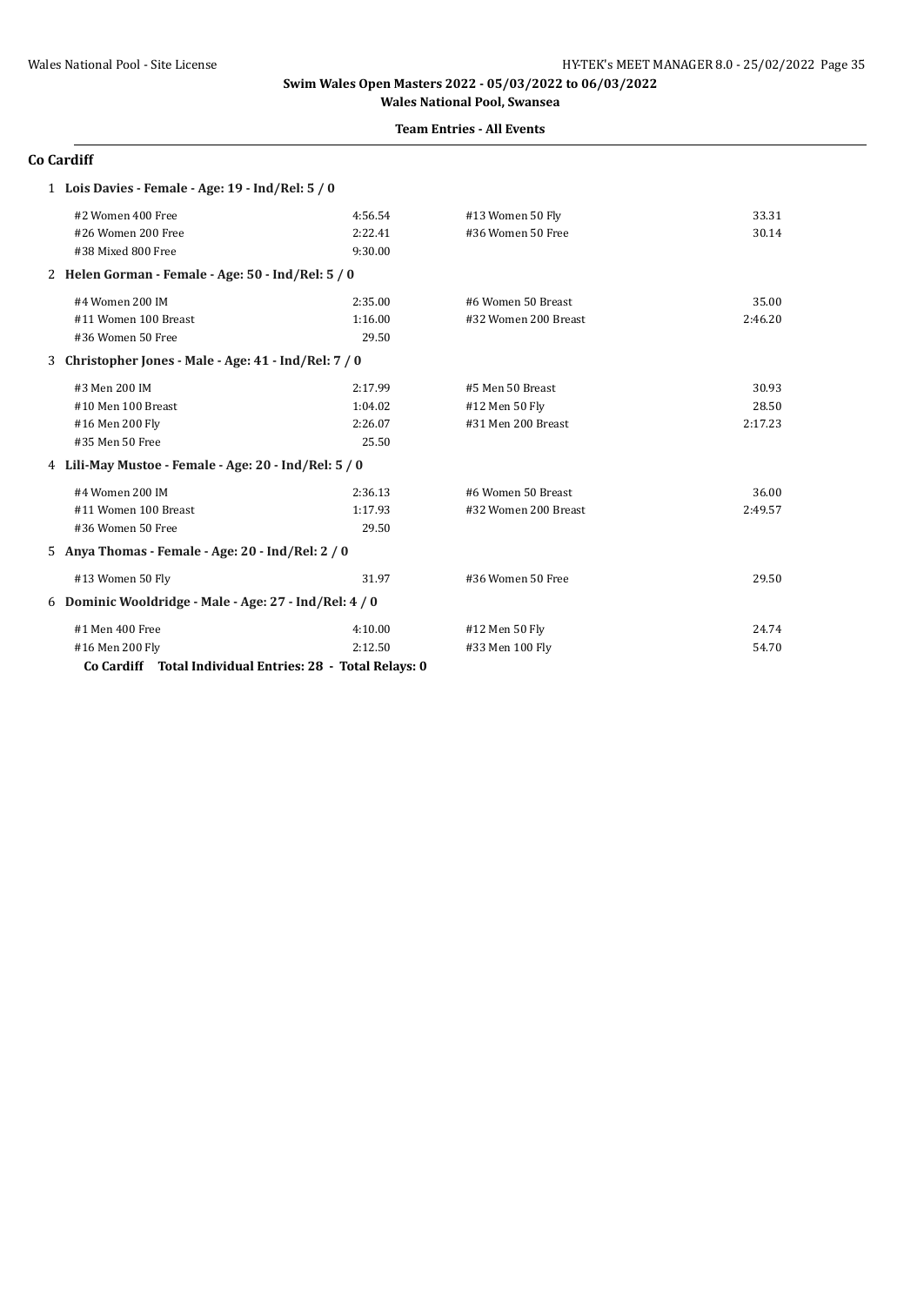**Swim Wales Open Masters 2022 - 05/03/2022 to 06/03/2022**

**Wales National Pool, Swansea**

**Team Entries - All Events**

## Co Cardiff

**1 Lois Davies - Female - Age: 19 - Ind/Rel: 5 / 0**

| | | | |
|---|---|---|---|
| #2 Women 400 Free | 4:56.54 | #13 Women 50 Fly | 33.31 |
| #26 Women 200 Free | 2:22.41 | #36 Women 50 Free | 30.14 |
| #38 Mixed 800 Free | 9:30.00 | | |

**2 Helen Gorman - Female - Age: 50 - Ind/Rel: 5 / 0**

| | | | |
|---|---|---|---|
| #4 Women 200 IM | 2:35.00 | #6 Women 50 Breast | 35.00 |
| #11 Women 100 Breast | 1:16.00 | #32 Women 200 Breast | 2:46.20 |
| #36 Women 50 Free | 29.50 | | |

**3 Christopher Jones - Male - Age: 41 - Ind/Rel: 7 / 0**

| | | | |
|---|---|---|---|
| #3 Men 200 IM | 2:17.99 | #5 Men 50 Breast | 30.93 |
| #10 Men 100 Breast | 1:04.02 | #12 Men 50 Fly | 28.50 |
| #16 Men 200 Fly | 2:26.07 | #31 Men 200 Breast | 2:17.23 |
| #35 Men 50 Free | 25.50 | | |

**4 Lili-May Mustoe - Female - Age: 20 - Ind/Rel: 5 / 0**

| | | | |
|---|---|---|---|
| #4 Women 200 IM | 2:36.13 | #6 Women 50 Breast | 36.00 |
| #11 Women 100 Breast | 1:17.93 | #32 Women 200 Breast | 2:49.57 |
| #36 Women 50 Free | 29.50 | | |

**5 Anya Thomas - Female - Age: 20 - Ind/Rel: 2 / 0**

| | | | |
|---|---|---|---|
| #13 Women 50 Fly | 31.97 | #36 Women 50 Free | 29.50 |

**6 Dominic Wooldridge - Male - Age: 27 - Ind/Rel: 4 / 0**

| | | | |
|---|---|---|---|
| #1 Men 400 Free | 4:10.00 | #12 Men 50 Fly | 24.74 |
| #16 Men 200 Fly | 2:12.50 | #33 Men 100 Fly | 54.70 |

**Co Cardiff Total Individual Entries: 28 - Total Relays: 0**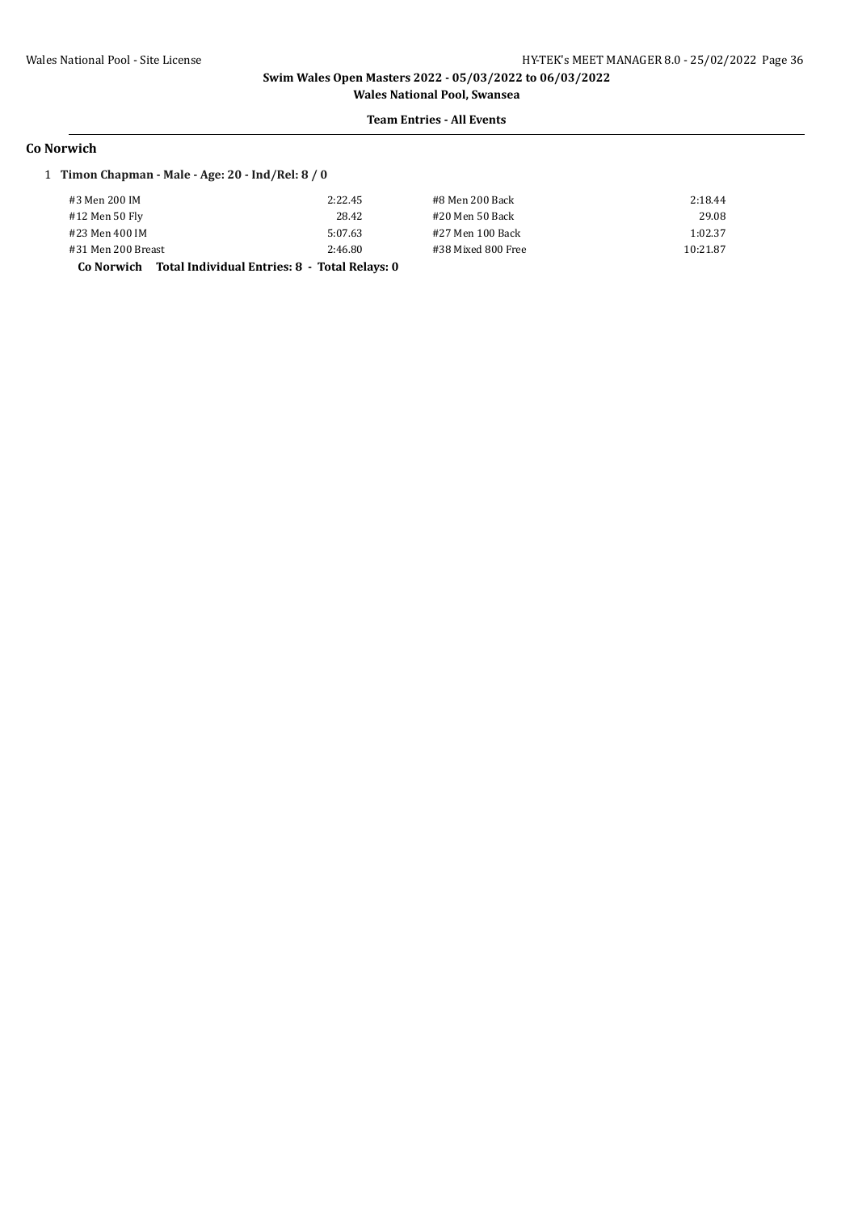## Swim Wales Open Masters 2022 - 05/03/2022 to 06/03/2022

**Wales National Pool, Swansea**

**Team Entries - All Events**

### Co Norwich

1 **Timon Chapman - Male - Age: 20 - Ind/Rel: 8 / 0**

| | | | |
|---|---|---|---|
| #3 Men 200 IM | 2:22.45 | #8 Men 200 Back | 2:18.44 |
| #12 Men 50 Fly | 28.42 | #20 Men 50 Back | 29.08 |
| #23 Men 400 IM | 5:07.63 | #27 Men 100 Back | 1:02.37 |
| #31 Men 200 Breast | 2:46.80 | #38 Mixed 800 Free | 10:21.87 |

**Co Norwich Total Individual Entries: 8 - Total Relays: 0**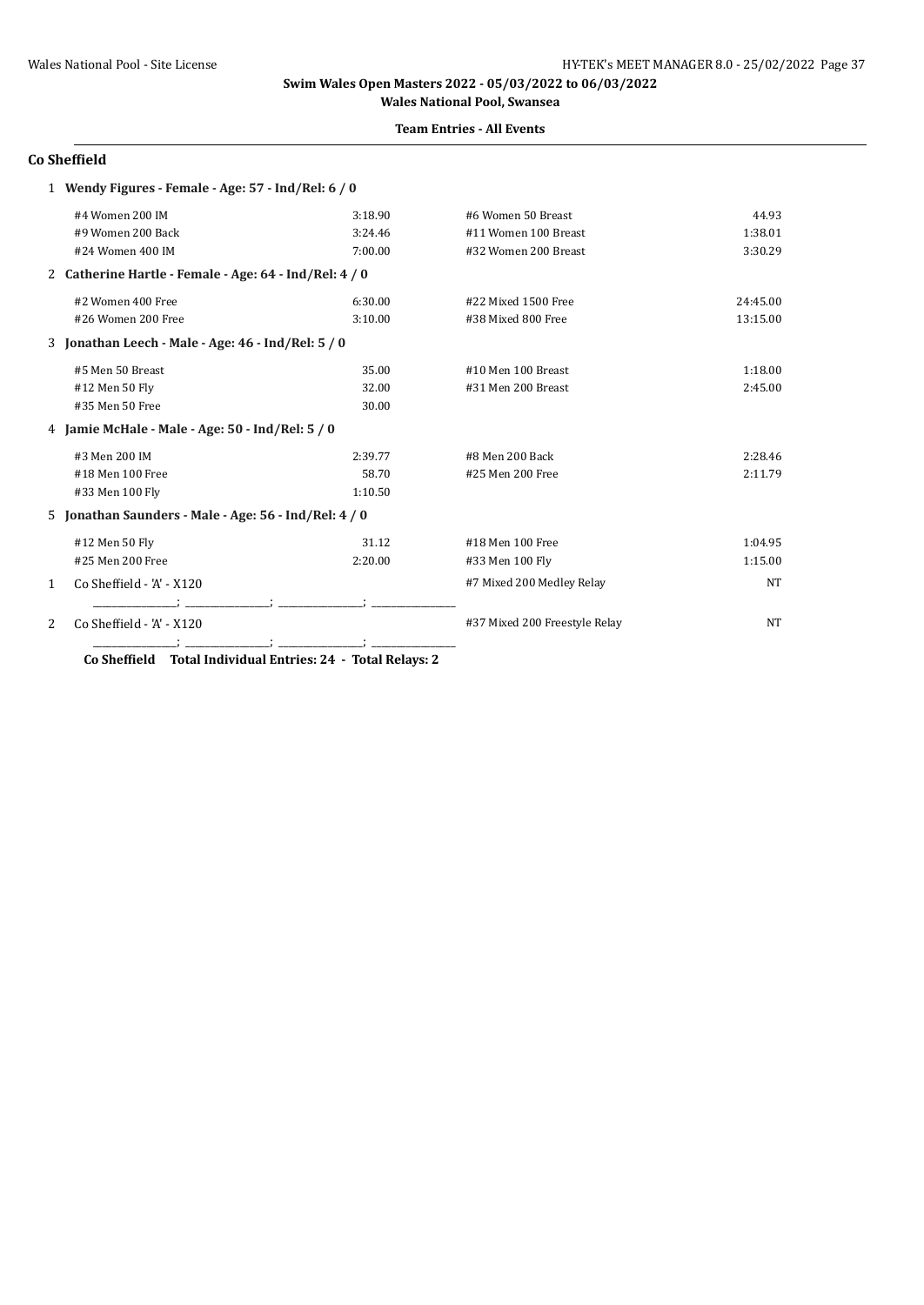Swim Wales Open Masters 2022 - 05/03/2022 to 06/03/2022

Wales National Pool, Swansea

**Team Entries - All Events**

## Co Sheffield

1 **Wendy Figures - Female - Age: 57 - Ind/Rel: 6 / 0**

| Event | Time | Event | Time |
|---|---|---|---|
| #4 Women 200 IM | 3:18.90 | #6 Women 50 Breast | 44.93 |
| #9 Women 200 Back | 3:24.46 | #11 Women 100 Breast | 1:38.01 |
| #24 Women 400 IM | 7:00.00 | #32 Women 200 Breast | 3:30.29 |

2 **Catherine Hartle - Female - Age: 64 - Ind/Rel: 4 / 0**

| Event | Time | Event | Time |
|---|---|---|---|
| #2 Women 400 Free | 6:30.00 | #22 Mixed 1500 Free | 24:45.00 |
| #26 Women 200 Free | 3:10.00 | #38 Mixed 800 Free | 13:15.00 |

3 **Jonathan Leech - Male - Age: 46 - Ind/Rel: 5 / 0**

| Event | Time | Event | Time |
|---|---|---|---|
| #5 Men 50 Breast | 35.00 | #10 Men 100 Breast | 1:18.00 |
| #12 Men 50 Fly | 32.00 | #31 Men 200 Breast | 2:45.00 |
| #35 Men 50 Free | 30.00 | | |

4 **Jamie McHale - Male - Age: 50 - Ind/Rel: 5 / 0**

| Event | Time | Event | Time |
|---|---|---|---|
| #3 Men 200 IM | 2:39.77 | #8 Men 200 Back | 2:28.46 |
| #18 Men 100 Free | 58.70 | #25 Men 200 Free | 2:11.79 |
| #33 Men 100 Fly | 1:10.50 | | |

5 **Jonathan Saunders - Male - Age: 56 - Ind/Rel: 4 / 0**

| Event | Time | Event | Time |
|---|---|---|---|
| #12 Men 50 Fly | 31.12 | #18 Men 100 Free | 1:04.95 |
| #25 Men 200 Free | 2:20.00 | #33 Men 100 Fly | 1:15.00 |

| | Relay | Event | Time |
|---|---|---|---|
| 1 | Co Sheffield - 'A' - X120 | #7 Mixed 200 Medley Relay | NT |
| | _______________; _______________; _______________; _______________ | | |
| 2 | Co Sheffield - 'A' - X120 | #37 Mixed 200 Freestyle Relay | NT |
| | _______________; _______________; _______________; _______________ | | |

**Co Sheffield Total Individual Entries: 24 - Total Relays: 2**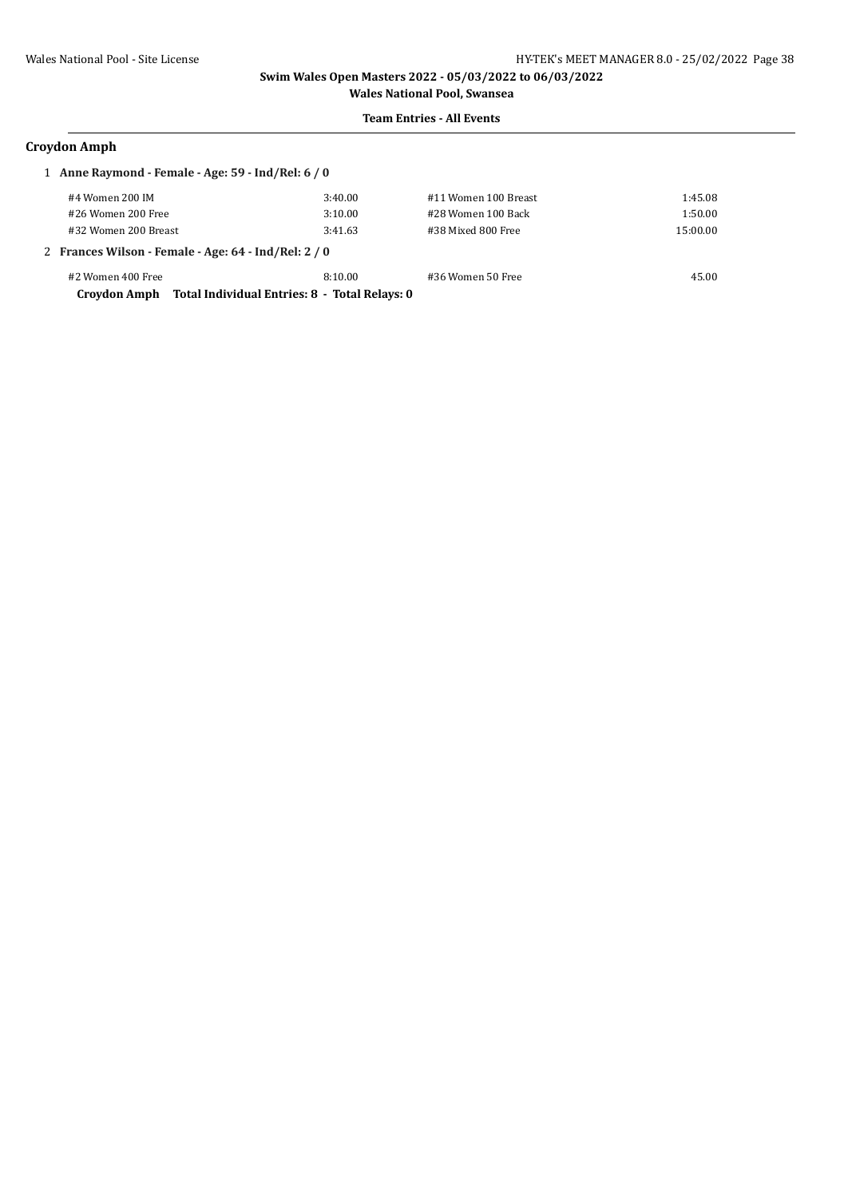**Swim Wales Open Masters 2022 - 05/03/2022 to 06/03/2022**

**Wales National Pool, Swansea**

**Team Entries - All Events**

## Croydon Amph

1 **Anne Raymond - Female - Age: 59 - Ind/Rel: 6 / 0**

| | | | |
|---|---|---|---|
| #4 Women 200 IM | 3:40.00 | #11 Women 100 Breast | 1:45.08 |
| #26 Women 200 Free | 3:10.00 | #28 Women 100 Back | 1:50.00 |
| #32 Women 200 Breast | 3:41.63 | #38 Mixed 800 Free | 15:00.00 |

2 **Frances Wilson - Female - Age: 64 - Ind/Rel: 2 / 0**

| | | | |
|---|---|---|---|
| #2 Women 400 Free | 8:10.00 | #36 Women 50 Free | 45.00 |

**Croydon Amph Total Individual Entries: 8 - Total Relays: 0**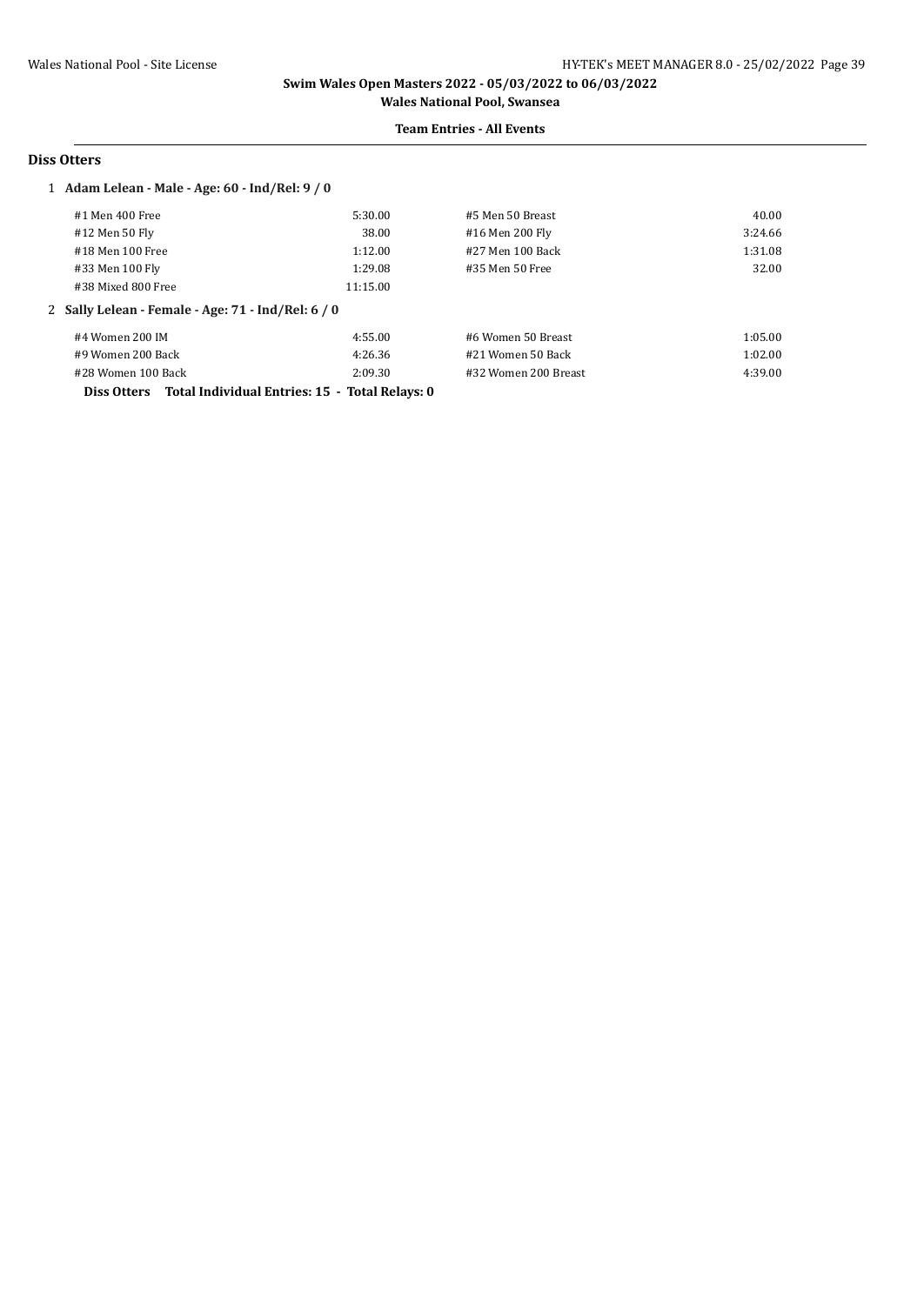## Diss Otters

1 **Adam Lelean - Male - Age: 60 - Ind/Rel: 9 / 0**

| | | | |
|---|---|---|---|
| #1 Men 400 Free | 5:30.00 | #5 Men 50 Breast | 40.00 |
| #12 Men 50 Fly | 38.00 | #16 Men 200 Fly | 3:24.66 |
| #18 Men 100 Free | 1:12.00 | #27 Men 100 Back | 1:31.08 |
| #33 Men 100 Fly | 1:29.08 | #35 Men 50 Free | 32.00 |
| #38 Mixed 800 Free | 11:15.00 | | |

2 **Sally Lelean - Female - Age: 71 - Ind/Rel: 6 / 0**

| | | | |
|---|---|---|---|
| #4 Women 200 IM | 4:55.00 | #6 Women 50 Breast | 1:05.00 |
| #9 Women 200 Back | 4:26.36 | #21 Women 50 Back | 1:02.00 |
| #28 Women 100 Back | 2:09.30 | #32 Women 200 Breast | 4:39.00 |

**Diss Otters Total Individual Entries: 15 - Total Relays: 0**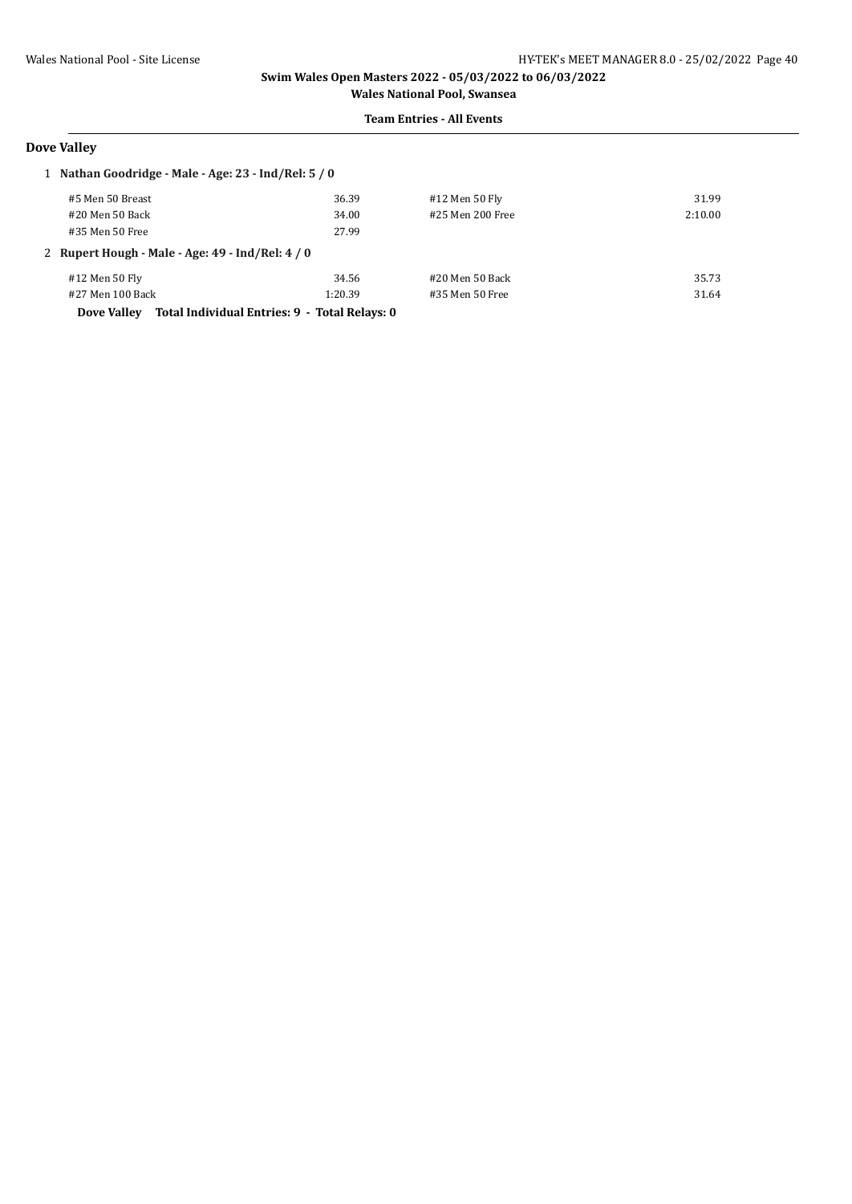**Swim Wales Open Masters 2022 - 05/03/2022 to 06/03/2022**

**Wales National Pool, Swansea**

**Team Entries - All Events**

## Dove Valley

**1 Nathan Goodridge - Male - Age: 23 - Ind/Rel: 5 / 0**

| | | | |
|---|---|---|---|
| #5 Men 50 Breast | 36.39 | #12 Men 50 Fly | 31.99 |
| #20 Men 50 Back | 34.00 | #25 Men 200 Free | 2:10.00 |
| #35 Men 50 Free | 27.99 | | |

**2 Rupert Hough - Male - Age: 49 - Ind/Rel: 4 / 0**

| | | | |
|---|---|---|---|
| #12 Men 50 Fly | 34.56 | #20 Men 50 Back | 35.73 |
| #27 Men 100 Back | 1:20.39 | #35 Men 50 Free | 31.64 |

**Dove Valley Total Individual Entries: 9 - Total Relays: 0**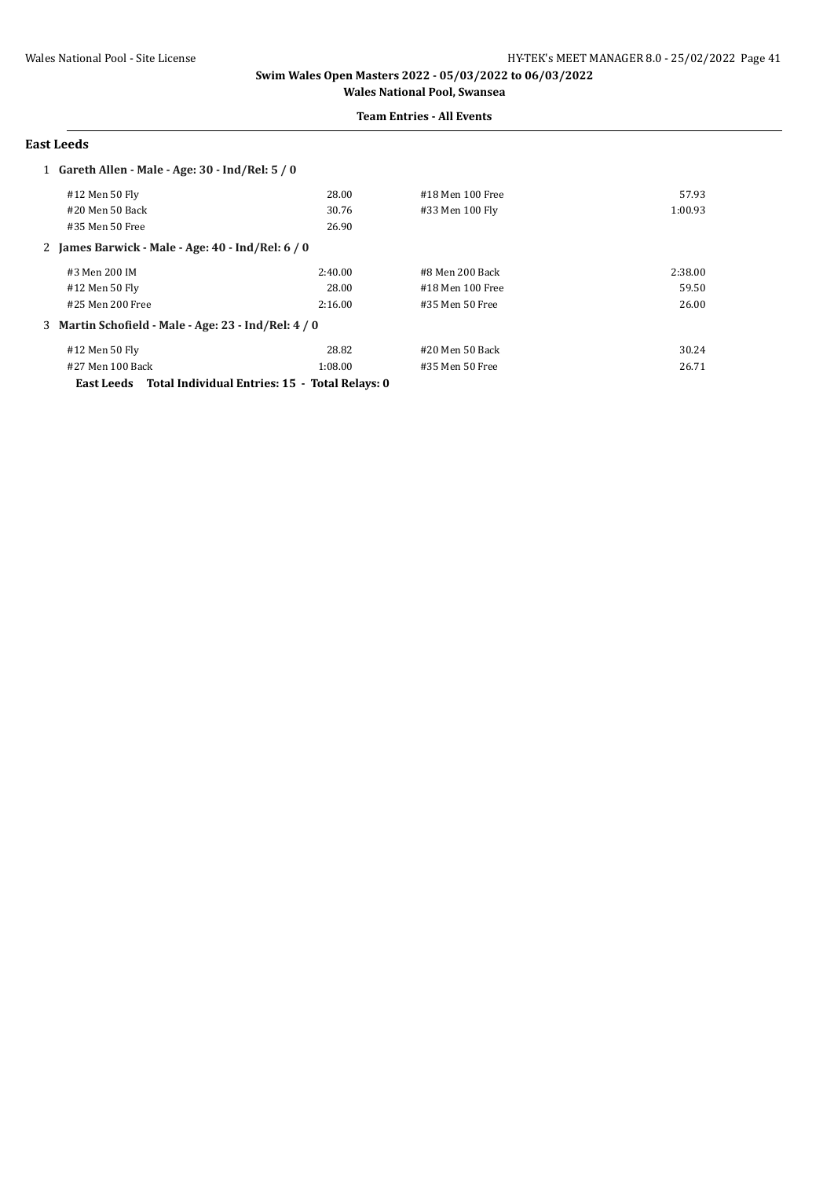## East Leeds

1 **Gareth Allen - Male - Age: 30 - Ind/Rel: 5 / 0**

| | | | |
|---|---|---|---|
| #12 Men 50 Fly | 28.00 | #18 Men 100 Free | 57.93 |
| #20 Men 50 Back | 30.76 | #33 Men 100 Fly | 1:00.93 |
| #35 Men 50 Free | 26.90 | | |

2 **James Barwick - Male - Age: 40 - Ind/Rel: 6 / 0**

| | | | |
|---|---|---|---|
| #3 Men 200 IM | 2:40.00 | #8 Men 200 Back | 2:38.00 |
| #12 Men 50 Fly | 28.00 | #18 Men 100 Free | 59.50 |
| #25 Men 200 Free | 2:16.00 | #35 Men 50 Free | 26.00 |

3 **Martin Schofield - Male - Age: 23 - Ind/Rel: 4 / 0**

| | | | |
|---|---|---|---|
| #12 Men 50 Fly | 28.82 | #20 Men 50 Back | 30.24 |
| #27 Men 100 Back | 1:08.00 | #35 Men 50 Free | 26.71 |

**East Leeds Total Individual Entries: 15 - Total Relays: 0**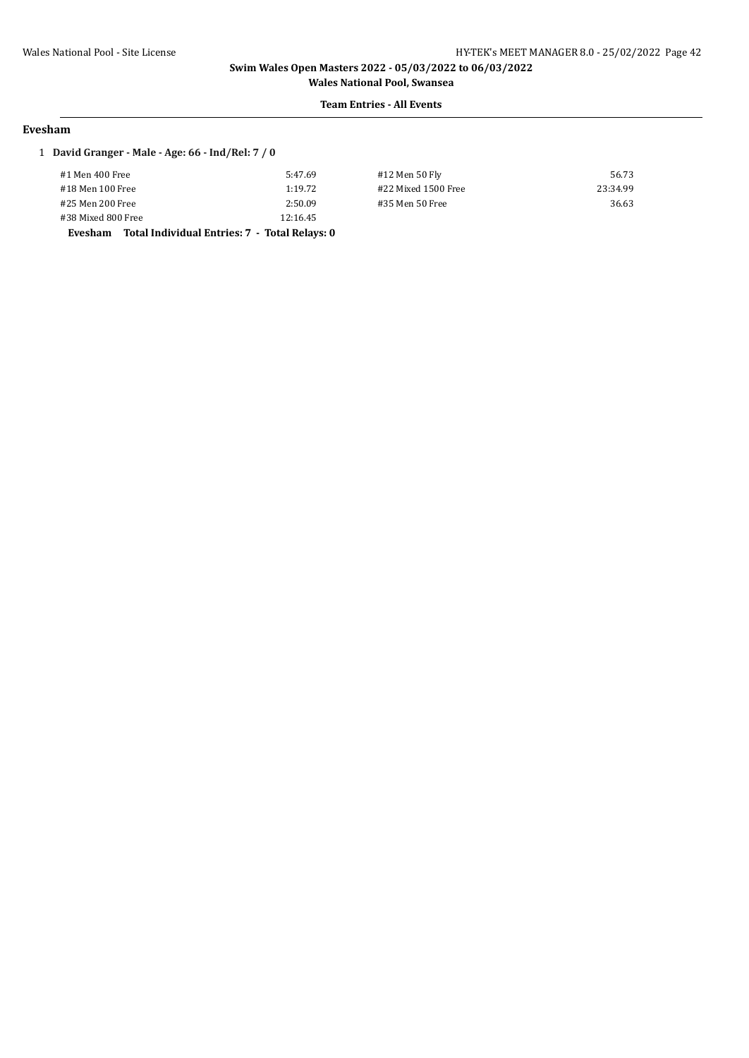**Swim Wales Open Masters 2022 - 05/03/2022 to 06/03/2022**

**Wales National Pool, Swansea**

**Team Entries - All Events**

## Evesham

1 **David Granger - Male - Age: 66 - Ind/Rel: 7 / 0**

| Event | Time | Event | Time |
|---|---|---|---|
| #1 Men 400 Free | 5:47.69 | #12 Men 50 Fly | 56.73 |
| #18 Men 100 Free | 1:19.72 | #22 Mixed 1500 Free | 23:34.99 |
| #25 Men 200 Free | 2:50.09 | #35 Men 50 Free | 36.63 |
| #38 Mixed 800 Free | 12:16.45 | | |

**Evesham Total Individual Entries: 7 - Total Relays: 0**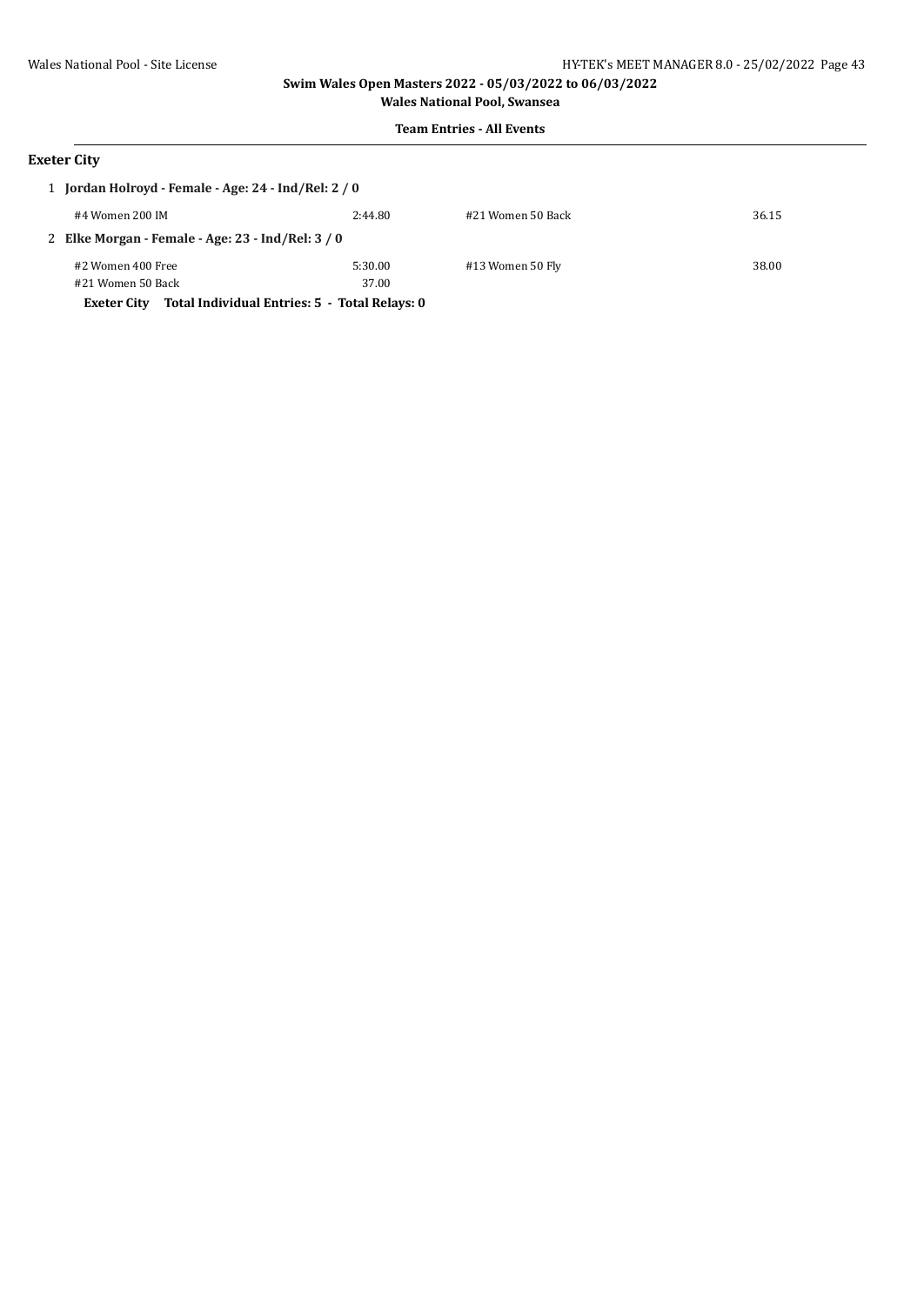**Swim Wales Open Masters 2022 - 05/03/2022 to 06/03/2022**

**Wales National Pool, Swansea**

**Team Entries - All Events**

## Exeter City

1 **Jordan Holroyd - Female - Age: 24 - Ind/Rel: 2 / 0**

| | | | |
|---|---|---|---|
| #4 Women 200 IM | 2:44.80 | #21 Women 50 Back | 36.15 |

2 **Elke Morgan - Female - Age: 23 - Ind/Rel: 3 / 0**

| | | | |
|---|---|---|---|
| #2 Women 400 Free | 5:30.00 | #13 Women 50 Fly | 38.00 |
| #21 Women 50 Back | 37.00 | | |

**Exeter City Total Individual Entries: 5 - Total Relays: 0**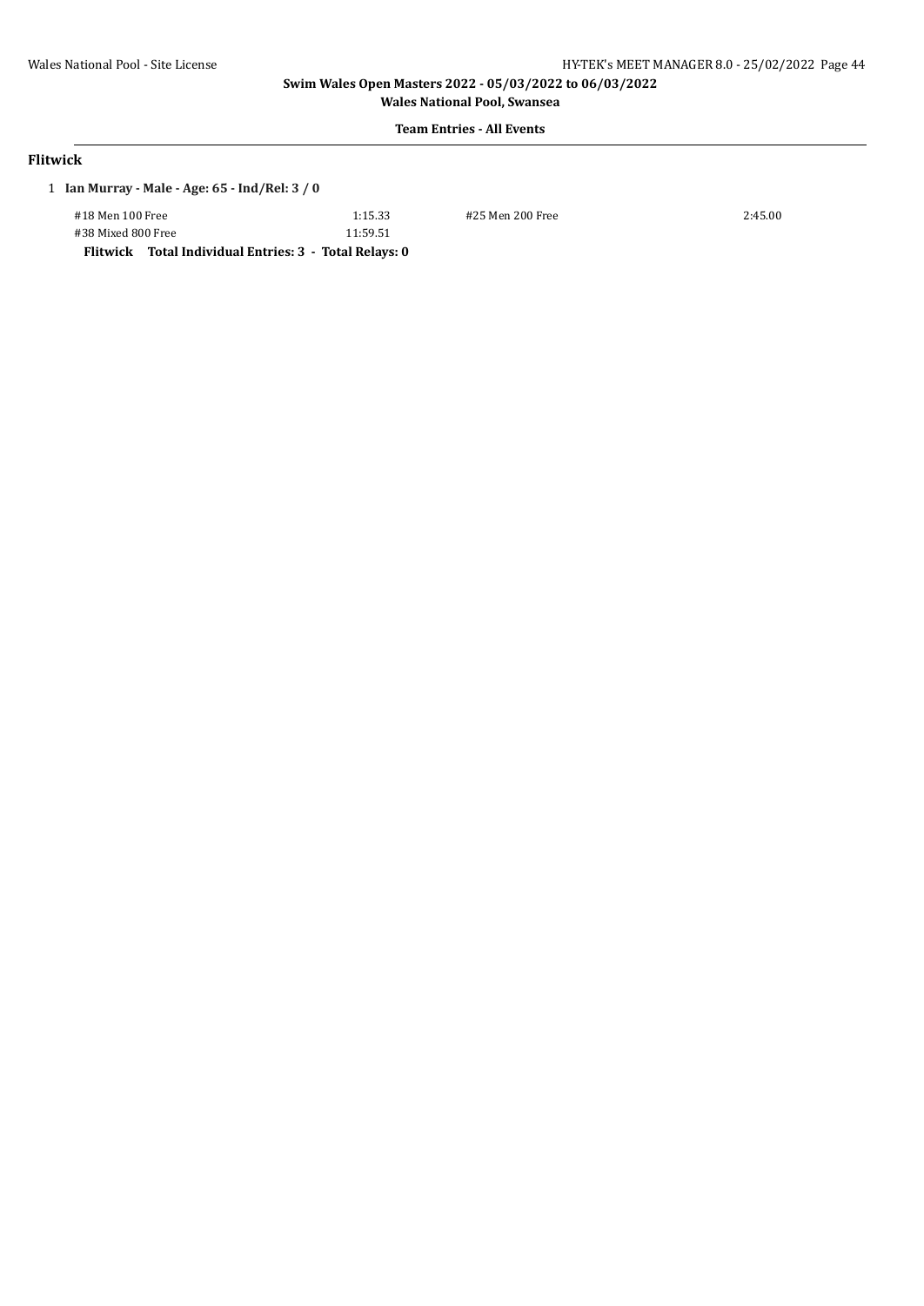**Swim Wales Open Masters 2022 - 05/03/2022 to 06/03/2022**

**Wales National Pool, Swansea**

**Team Entries - All Events**

## Flitwick

1 **Ian Murray - Male - Age: 65 - Ind/Rel: 3 / 0**

| | | | |
|---|---|---|---|
| #18 Men 100 Free | 1:15.33 | #25 Men 200 Free | 2:45.00 |
| #38 Mixed 800 Free | 11:59.51 | | |

**Flitwick Total Individual Entries: 3 - Total Relays: 0**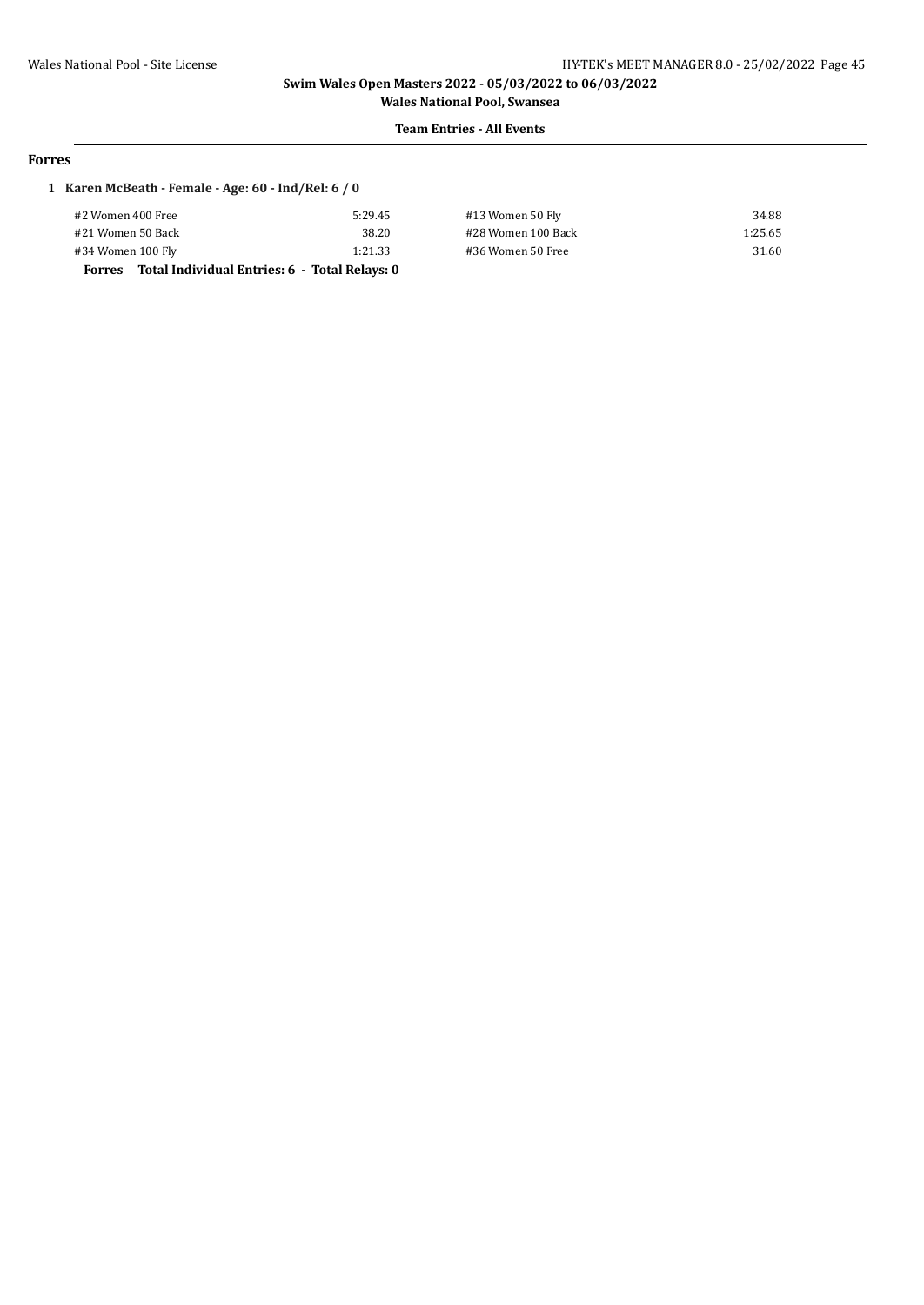**Swim Wales Open Masters 2022 - 05/03/2022 to 06/03/2022**

**Wales National Pool, Swansea**

**Team Entries - All Events**

## Forres

1 **Karen McBeath - Female - Age: 60 - Ind/Rel: 6 / 0**

| Event | Time | Event | Time |
|---|---|---|---|
| #2 Women 400 Free | 5:29.45 | #13 Women 50 Fly | 34.88 |
| #21 Women 50 Back | 38.20 | #28 Women 100 Back | 1:25.65 |
| #34 Women 100 Fly | 1:21.33 | #36 Women 50 Free | 31.60 |

**Forres Total Individual Entries: 6 - Total Relays: 0**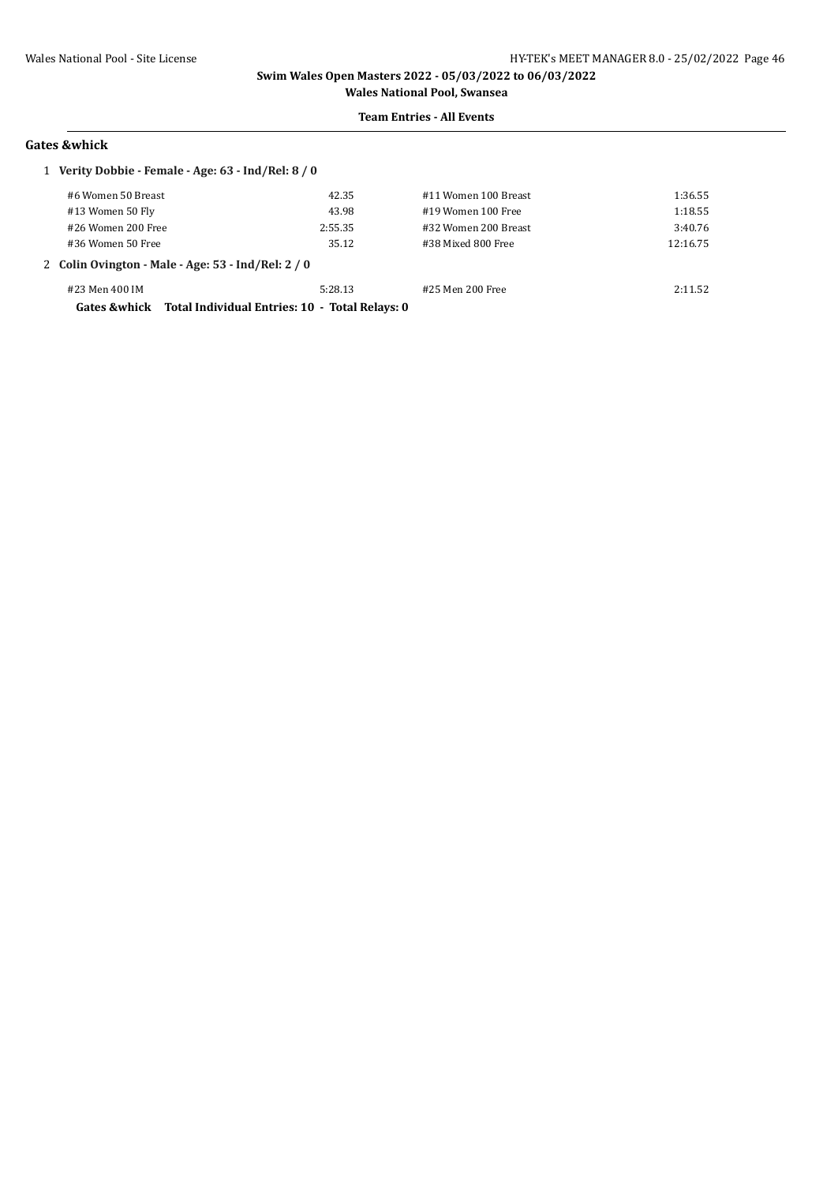**Swim Wales Open Masters 2022 - 05/03/2022 to 06/03/2022**

**Wales National Pool, Swansea**

**Team Entries - All Events**

## Gates &whick

**1 Verity Dobbie - Female - Age: 63 - Ind/Rel: 8 / 0**

| Event | Time | Event | Time |
|---|---|---|---|
| #6 Women 50 Breast | 42.35 | #11 Women 100 Breast | 1:36.55 |
| #13 Women 50 Fly | 43.98 | #19 Women 100 Free | 1:18.55 |
| #26 Women 200 Free | 2:55.35 | #32 Women 200 Breast | 3:40.76 |
| #36 Women 50 Free | 35.12 | #38 Mixed 800 Free | 12:16.75 |

**2 Colin Ovington - Male - Age: 53 - Ind/Rel: 2 / 0**

| Event | Time | Event | Time |
|---|---|---|---|
| #23 Men 400 IM | 5:28.13 | #25 Men 200 Free | 2:11.52 |

**Gates &whick Total Individual Entries: 10 - Total Relays: 0**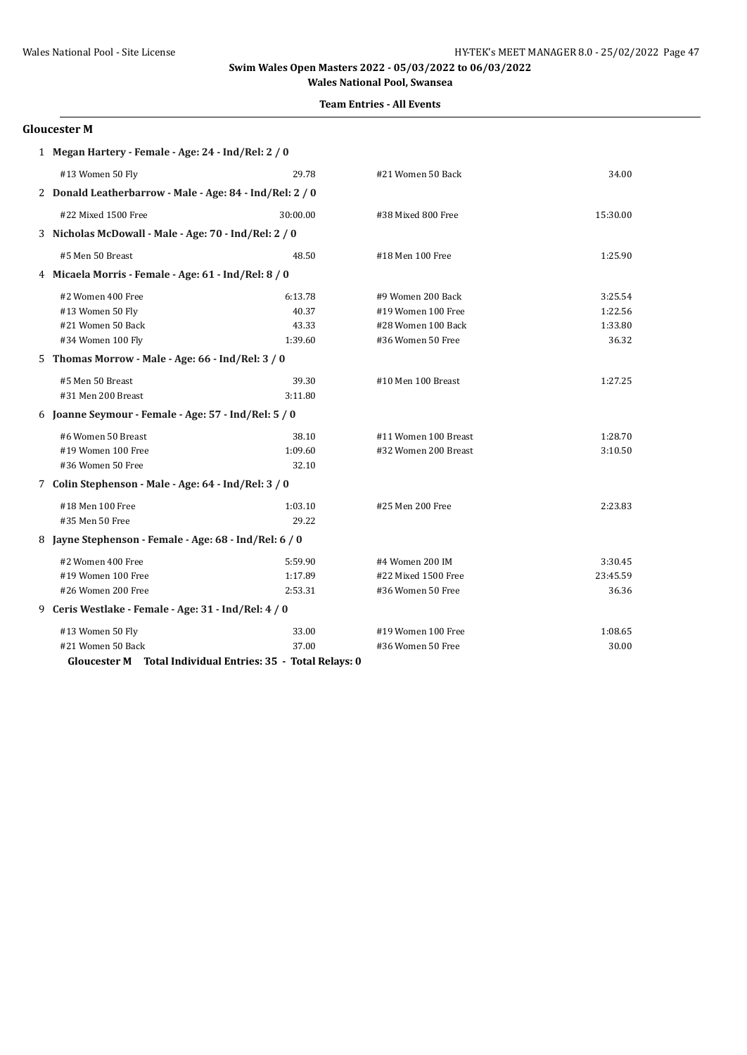Swim Wales Open Masters 2022 - 05/03/2022 to 06/03/2022

Wales National Pool, Swansea

**Team Entries - All Events**

## Gloucester M

1 **Megan Hartery - Female - Age: 24 - Ind/Rel: 2 / 0**

| | | | |
|---|---|---|---|
| #13 Women 50 Fly | 29.78 | #21 Women 50 Back | 34.00 |

2 **Donald Leatherbarrow - Male - Age: 84 - Ind/Rel: 2 / 0**

| | | | |
|---|---|---|---|
| #22 Mixed 1500 Free | 30:00.00 | #38 Mixed 800 Free | 15:30.00 |

3 **Nicholas McDowall - Male - Age: 70 - Ind/Rel: 2 / 0**

| | | | |
|---|---|---|---|
| #5 Men 50 Breast | 48.50 | #18 Men 100 Free | 1:25.90 |

4 **Micaela Morris - Female - Age: 61 - Ind/Rel: 8 / 0**

| | | | |
|---|---|---|---|
| #2 Women 400 Free | 6:13.78 | #9 Women 200 Back | 3:25.54 |
| #13 Women 50 Fly | 40.37 | #19 Women 100 Free | 1:22.56 |
| #21 Women 50 Back | 43.33 | #28 Women 100 Back | 1:33.80 |
| #34 Women 100 Fly | 1:39.60 | #36 Women 50 Free | 36.32 |

5 **Thomas Morrow - Male - Age: 66 - Ind/Rel: 3 / 0**

| | | | |
|---|---|---|---|
| #5 Men 50 Breast | 39.30 | #10 Men 100 Breast | 1:27.25 |
| #31 Men 200 Breast | 3:11.80 | | |

6 **Joanne Seymour - Female - Age: 57 - Ind/Rel: 5 / 0**

| | | | |
|---|---|---|---|
| #6 Women 50 Breast | 38.10 | #11 Women 100 Breast | 1:28.70 |
| #19 Women 100 Free | 1:09.60 | #32 Women 200 Breast | 3:10.50 |
| #36 Women 50 Free | 32.10 | | |

7 **Colin Stephenson - Male - Age: 64 - Ind/Rel: 3 / 0**

| | | | |
|---|---|---|---|
| #18 Men 100 Free | 1:03.10 | #25 Men 200 Free | 2:23.83 |
| #35 Men 50 Free | 29.22 | | |

8 **Jayne Stephenson - Female - Age: 68 - Ind/Rel: 6 / 0**

| | | | |
|---|---|---|---|
| #2 Women 400 Free | 5:59.90 | #4 Women 200 IM | 3:30.45 |
| #19 Women 100 Free | 1:17.89 | #22 Mixed 1500 Free | 23:45.59 |
| #26 Women 200 Free | 2:53.31 | #36 Women 50 Free | 36.36 |

9 **Ceris Westlake - Female - Age: 31 - Ind/Rel: 4 / 0**

| | | | |
|---|---|---|---|
| #13 Women 50 Fly | 33.00 | #19 Women 100 Free | 1:08.65 |
| #21 Women 50 Back | 37.00 | #36 Women 50 Free | 30.00 |

**Gloucester M Total Individual Entries: 35 - Total Relays: 0**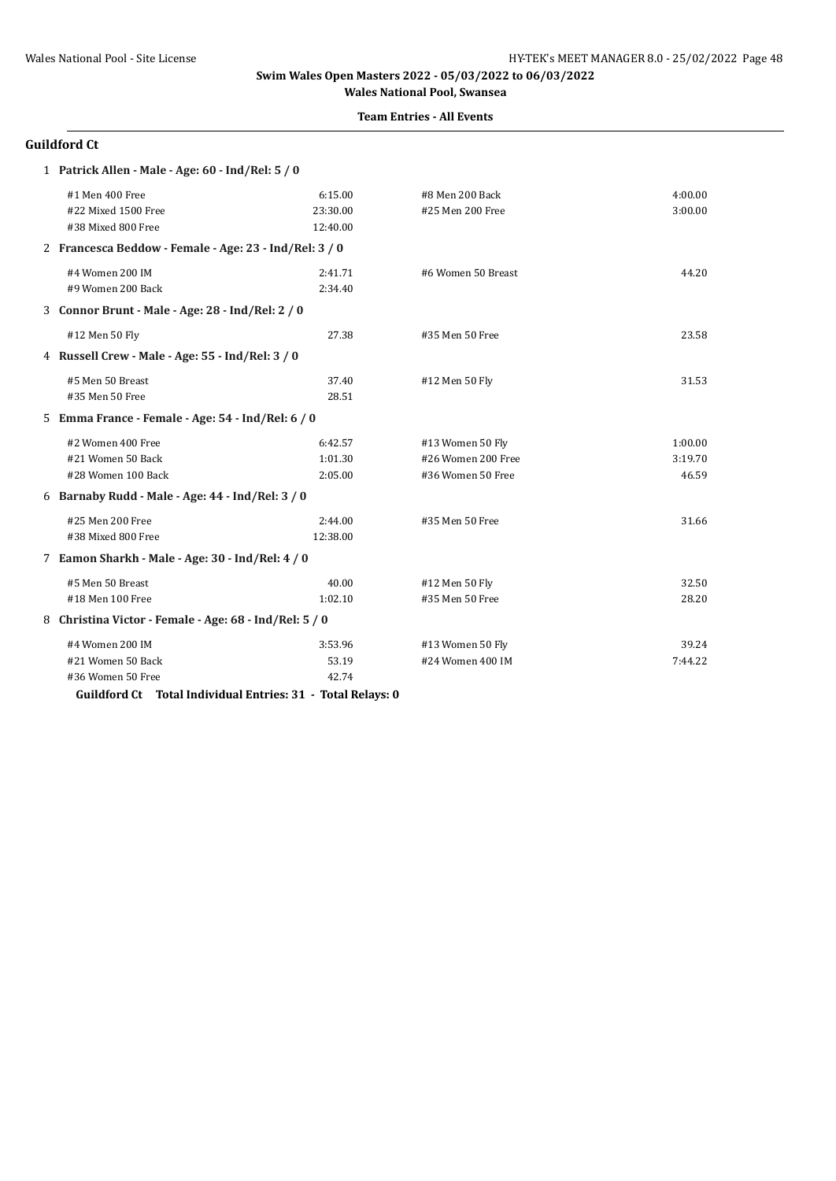**Swim Wales Open Masters 2022 - 05/03/2022 to 06/03/2022**

**Wales National Pool, Swansea**

**Team Entries - All Events**

## Guildford Ct

**1 Patrick Allen - Male - Age: 60 - Ind/Rel: 5 / 0**

| Event | Time | Event | Time |
|---|---|---|---|
| #1 Men 400 Free | 6:15.00 | #8 Men 200 Back | 4:00.00 |
| #22 Mixed 1500 Free | 23:30.00 | #25 Men 200 Free | 3:00.00 |
| #38 Mixed 800 Free | 12:40.00 | | |

**2 Francesca Beddow - Female - Age: 23 - Ind/Rel: 3 / 0**

| Event | Time | Event | Time |
|---|---|---|---|
| #4 Women 200 IM | 2:41.71 | #6 Women 50 Breast | 44.20 |
| #9 Women 200 Back | 2:34.40 | | |

**3 Connor Brunt - Male - Age: 28 - Ind/Rel: 2 / 0**

| Event | Time | Event | Time |
|---|---|---|---|
| #12 Men 50 Fly | 27.38 | #35 Men 50 Free | 23.58 |

**4 Russell Crew - Male - Age: 55 - Ind/Rel: 3 / 0**

| Event | Time | Event | Time |
|---|---|---|---|
| #5 Men 50 Breast | 37.40 | #12 Men 50 Fly | 31.53 |
| #35 Men 50 Free | 28.51 | | |

**5 Emma France - Female - Age: 54 - Ind/Rel: 6 / 0**

| Event | Time | Event | Time |
|---|---|---|---|
| #2 Women 400 Free | 6:42.57 | #13 Women 50 Fly | 1:00.00 |
| #21 Women 50 Back | 1:01.30 | #26 Women 200 Free | 3:19.70 |
| #28 Women 100 Back | 2:05.00 | #36 Women 50 Free | 46.59 |

**6 Barnaby Rudd - Male - Age: 44 - Ind/Rel: 3 / 0**

| Event | Time | Event | Time |
|---|---|---|---|
| #25 Men 200 Free | 2:44.00 | #35 Men 50 Free | 31.66 |
| #38 Mixed 800 Free | 12:38.00 | | |

**7 Eamon Sharkh - Male - Age: 30 - Ind/Rel: 4 / 0**

| Event | Time | Event | Time |
|---|---|---|---|
| #5 Men 50 Breast | 40.00 | #12 Men 50 Fly | 32.50 |
| #18 Men 100 Free | 1:02.10 | #35 Men 50 Free | 28.20 |

**8 Christina Victor - Female - Age: 68 - Ind/Rel: 5 / 0**

| Event | Time | Event | Time |
|---|---|---|---|
| #4 Women 200 IM | 3:53.96 | #13 Women 50 Fly | 39.24 |
| #21 Women 50 Back | 53.19 | #24 Women 400 IM | 7:44.22 |
| #36 Women 50 Free | 42.74 | | |

**Guildford Ct Total Individual Entries: 31 - Total Relays: 0**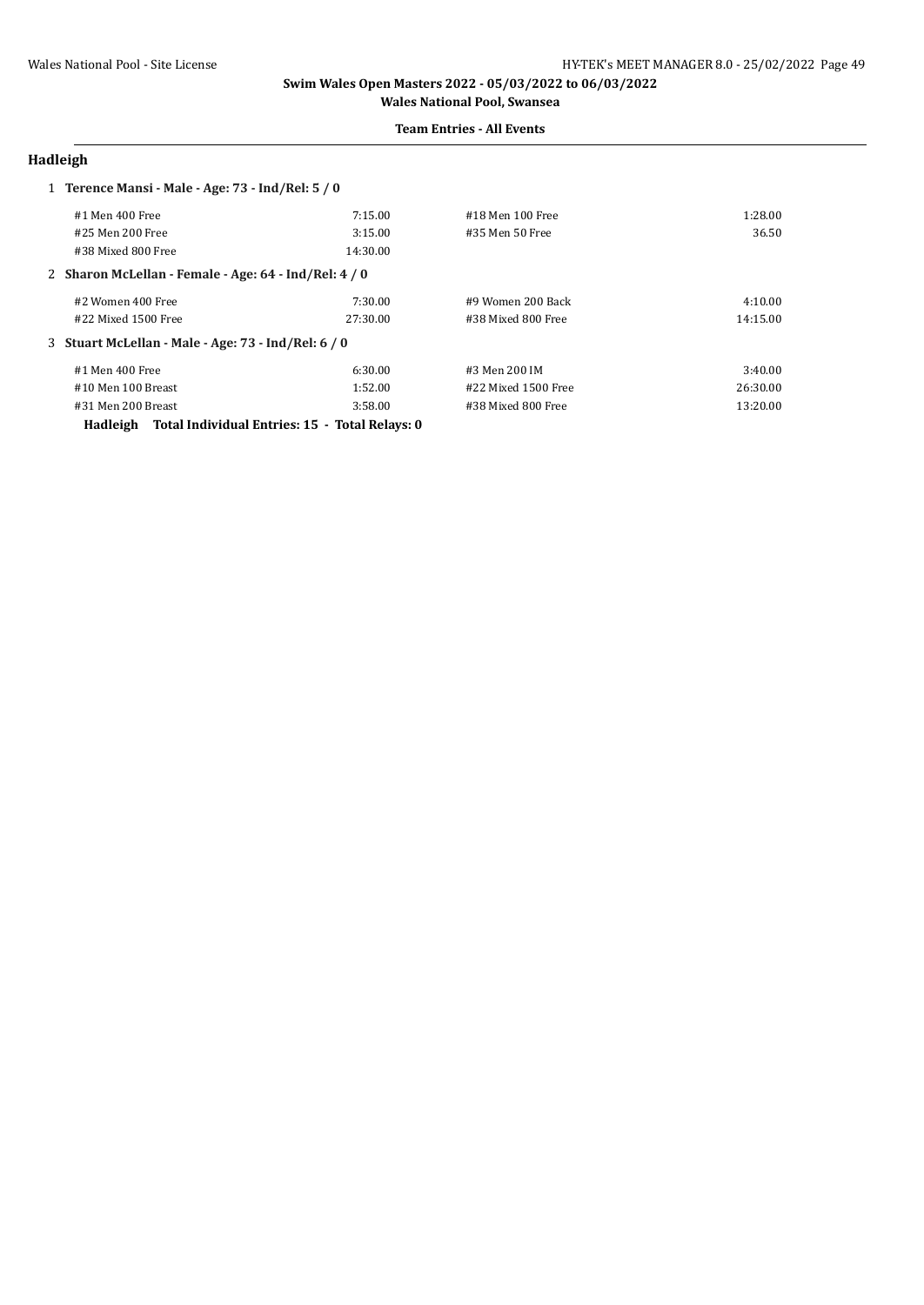Swim Wales Open Masters 2022 - 05/03/2022 to 06/03/2022

Wales National Pool, Swansea

Team Entries - All Events

## Hadleigh

**1 Terence Mansi - Male - Age: 73 - Ind/Rel: 5 / 0**

| | | | |
|---|---|---|---|
| #1 Men 400 Free | 7:15.00 | #18 Men 100 Free | 1:28.00 |
| #25 Men 200 Free | 3:15.00 | #35 Men 50 Free | 36.50 |
| #38 Mixed 800 Free | 14:30.00 | | |

**2 Sharon McLellan - Female - Age: 64 - Ind/Rel: 4 / 0**

| | | | |
|---|---|---|---|
| #2 Women 400 Free | 7:30.00 | #9 Women 200 Back | 4:10.00 |
| #22 Mixed 1500 Free | 27:30.00 | #38 Mixed 800 Free | 14:15.00 |

**3 Stuart McLellan - Male - Age: 73 - Ind/Rel: 6 / 0**

| | | | |
|---|---|---|---|
| #1 Men 400 Free | 6:30.00 | #3 Men 200 IM | 3:40.00 |
| #10 Men 100 Breast | 1:52.00 | #22 Mixed 1500 Free | 26:30.00 |
| #31 Men 200 Breast | 3:58.00 | #38 Mixed 800 Free | 13:20.00 |

**Hadleigh Total Individual Entries: 15 - Total Relays: 0**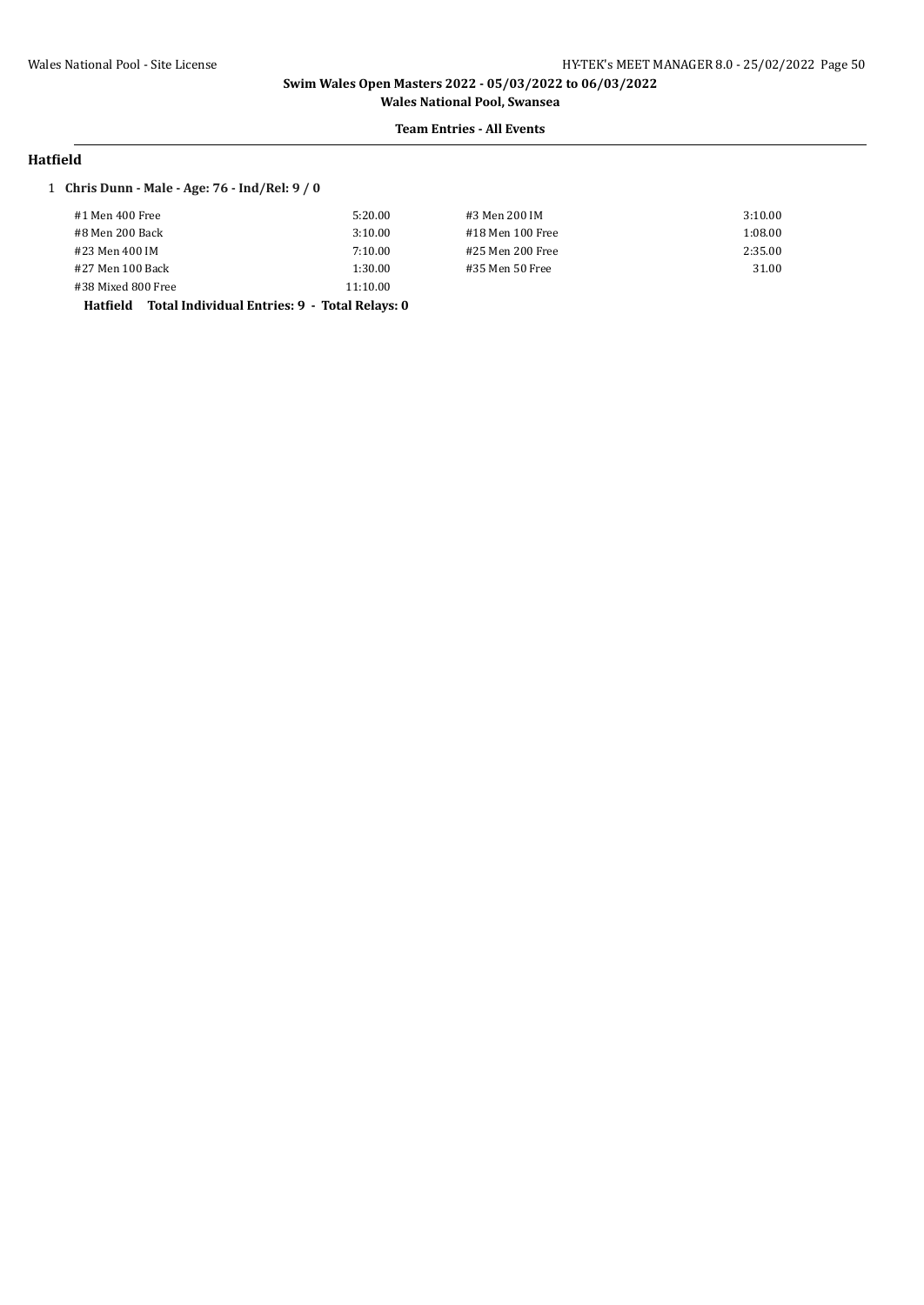**Swim Wales Open Masters 2022 - 05/03/2022 to 06/03/2022**

**Wales National Pool, Swansea**

**Team Entries - All Events**

## Hatfield

1 **Chris Dunn - Male - Age: 76 - Ind/Rel: 9 / 0**

| Event | Time | Event | Time |
|---|---|---|---|
| #1 Men 400 Free | 5:20.00 | #3 Men 200 IM | 3:10.00 |
| #8 Men 200 Back | 3:10.00 | #18 Men 100 Free | 1:08.00 |
| #23 Men 400 IM | 7:10.00 | #25 Men 200 Free | 2:35.00 |
| #27 Men 100 Back | 1:30.00 | #35 Men 50 Free | 31.00 |
| #38 Mixed 800 Free | 11:10.00 | | |

**Hatfield Total Individual Entries: 9 - Total Relays: 0**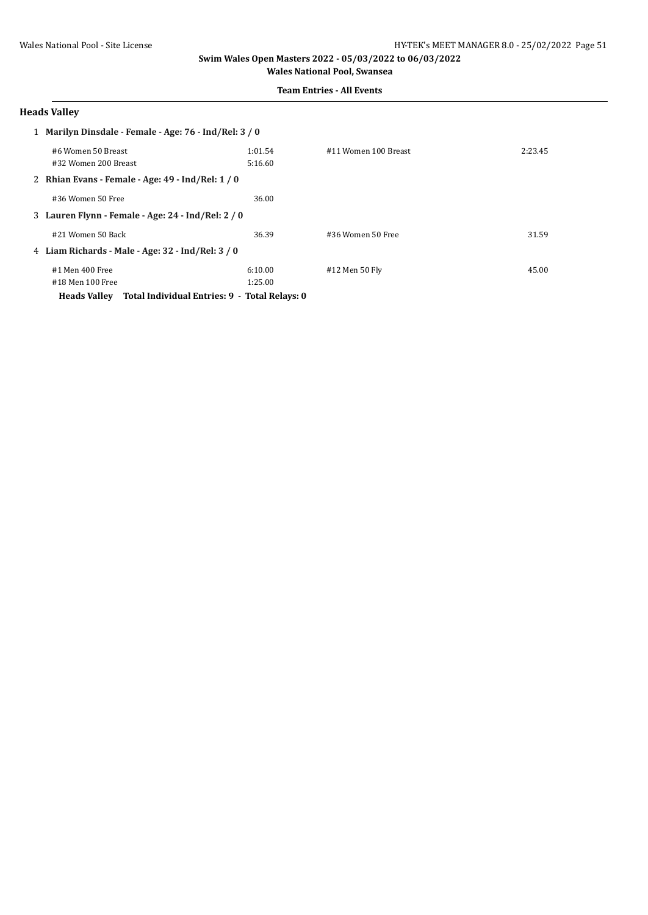## Swim Wales Open Masters 2022 - 05/03/2022 to 06/03/2022

**Wales National Pool, Swansea**

**Team Entries - All Events**

### Heads Valley

1 **Marilyn Dinsdale - Female - Age: 76 - Ind/Rel: 3 / 0**

| | | | |
|---|---|---|---|
| #6 Women 50 Breast | 1:01.54 | #11 Women 100 Breast | 2:23.45 |
| #32 Women 200 Breast | 5:16.60 | | |

2 **Rhian Evans - Female - Age: 49 - Ind/Rel: 1 / 0**

| | | | |
|---|---|---|---|
| #36 Women 50 Free | 36.00 | | |

3 **Lauren Flynn - Female - Age: 24 - Ind/Rel: 2 / 0**

| | | | |
|---|---|---|---|
| #21 Women 50 Back | 36.39 | #36 Women 50 Free | 31.59 |

4 **Liam Richards - Male - Age: 32 - Ind/Rel: 3 / 0**

| | | | |
|---|---|---|---|
| #1 Men 400 Free | 6:10.00 | #12 Men 50 Fly | 45.00 |
| #18 Men 100 Free | 1:25.00 | | |

**Heads Valley Total Individual Entries: 9 - Total Relays: 0**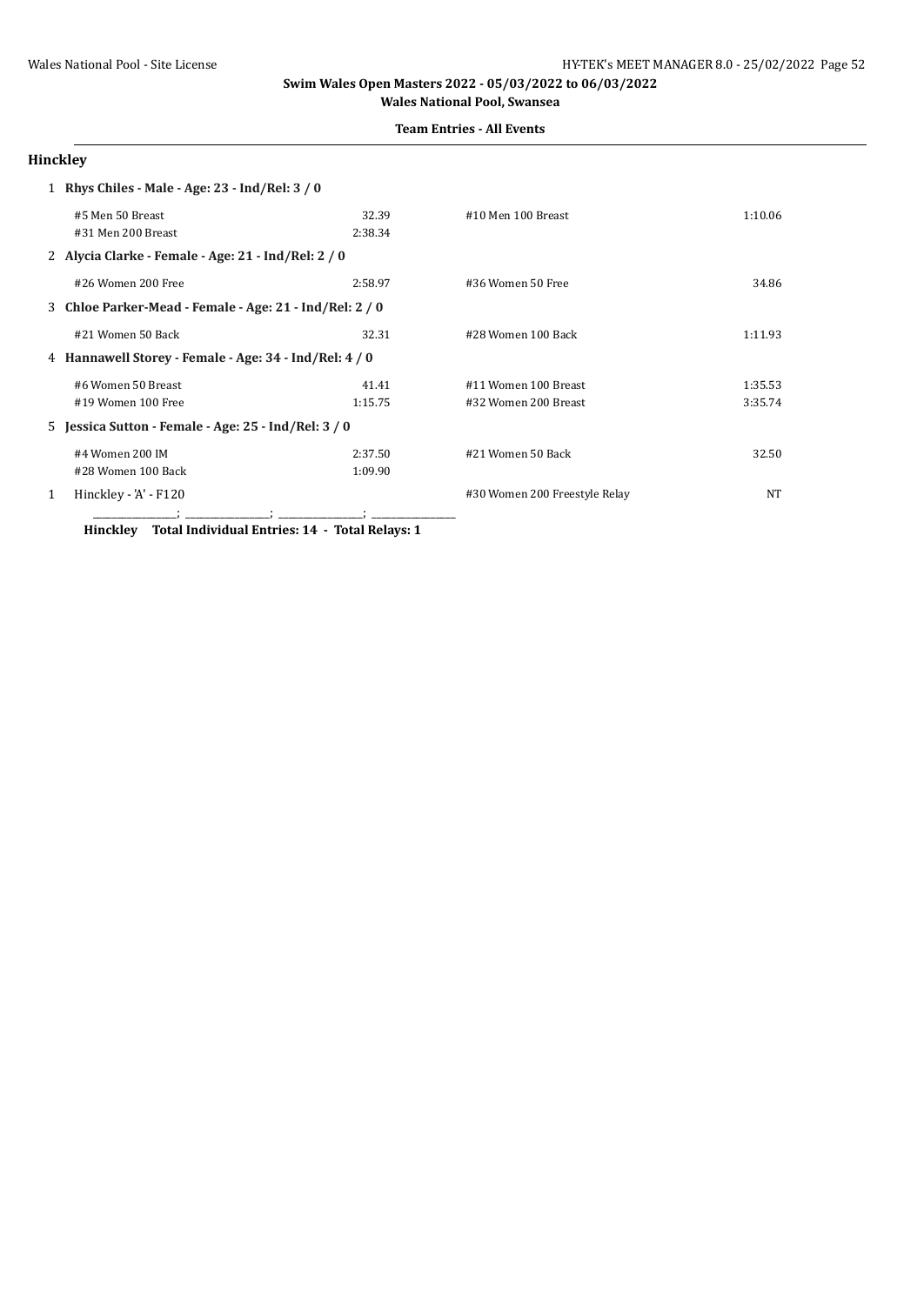**Swim Wales Open Masters 2022 - 05/03/2022 to 06/03/2022**

**Wales National Pool, Swansea**

**Team Entries - All Events**

## Hinckley

1 **Rhys Chiles - Male - Age: 23 - Ind/Rel: 3 / 0**

| | | | |
|---|---|---|---|
| #5 Men 50 Breast | 32.39 | #10 Men 100 Breast | 1:10.06 |
| #31 Men 200 Breast | 2:38.34 | | |

2 **Alycia Clarke - Female - Age: 21 - Ind/Rel: 2 / 0**

| | | | |
|---|---|---|---|
| #26 Women 200 Free | 2:58.97 | #36 Women 50 Free | 34.86 |

3 **Chloe Parker-Mead - Female - Age: 21 - Ind/Rel: 2 / 0**

| | | | |
|---|---|---|---|
| #21 Women 50 Back | 32.31 | #28 Women 100 Back | 1:11.93 |

4 **Hannawell Storey - Female - Age: 34 - Ind/Rel: 4 / 0**

| | | | |
|---|---|---|---|
| #6 Women 50 Breast | 41.41 | #11 Women 100 Breast | 1:35.53 |
| #19 Women 100 Free | 1:15.75 | #32 Women 200 Breast | 3:35.74 |

5 **Jessica Sutton - Female - Age: 25 - Ind/Rel: 3 / 0**

| | | | |
|---|---|---|---|
| #4 Women 200 IM | 2:37.50 | #21 Women 50 Back | 32.50 |
| #28 Women 100 Back | 1:09.90 | | |

1 Hinckley - 'A' - F120 — #30 Women 200 Freestyle Relay — NT

_______________; _______________; _______________; _______________

**Hinckley Total Individual Entries: 14 - Total Relays: 1**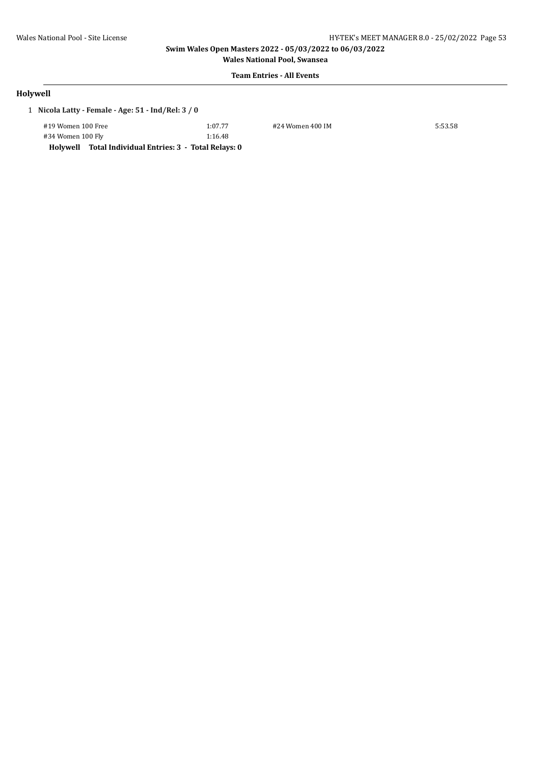**Swim Wales Open Masters 2022 - 05/03/2022 to 06/03/2022**

**Wales National Pool, Swansea**

**Team Entries - All Events**

## Holywell

1 **Nicola Latty - Female - Age: 51 - Ind/Rel: 3 / 0**

| Event | Time | Event | Time |
|---|---|---|---|
| #19 Women 100 Free | 1:07.77 | #24 Women 400 IM | 5:53.58 |
| #34 Women 100 Fly | 1:16.48 | | |

**Holywell Total Individual Entries: 3 - Total Relays: 0**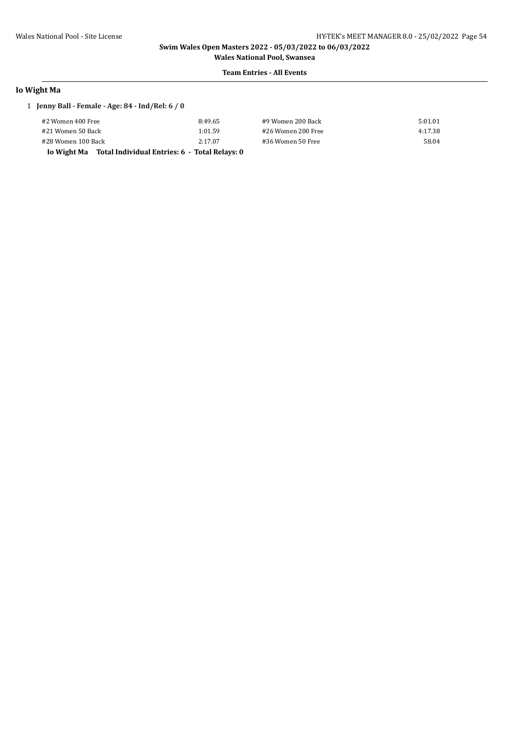## Io Wight Ma

1 **Jenny Ball - Female - Age: 84 - Ind/Rel: 6 / 0**

| Event | Time | Event | Time |
|---|---|---|---|
| #2 Women 400 Free | 8:49.65 | #9 Women 200 Back | 5:01.01 |
| #21 Women 50 Back | 1:01.59 | #26 Women 200 Free | 4:17.38 |
| #28 Women 100 Back | 2:17.07 | #36 Women 50 Free | 58.04 |

**Io Wight Ma Total Individual Entries: 6 - Total Relays: 0**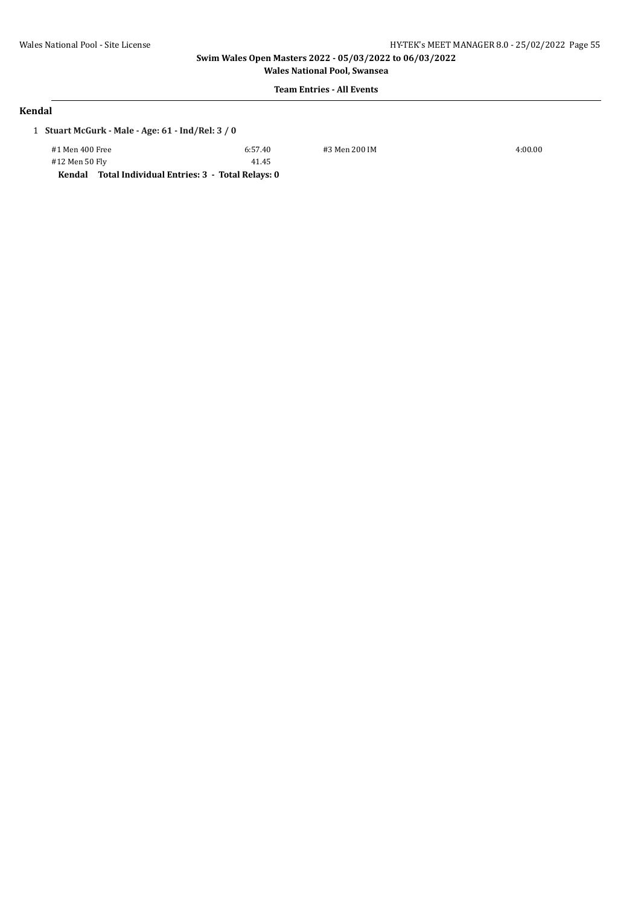**Swim Wales Open Masters 2022 - 05/03/2022 to 06/03/2022**

**Wales National Pool, Swansea**

**Team Entries - All Events**

## Kendal

1 **Stuart McGurk - Male - Age: 61 - Ind/Rel: 3 / 0**

| | | | |
|---|---|---|---|
| #1 Men 400 Free | 6:57.40 | #3 Men 200 IM | 4:00.00 |
| #12 Men 50 Fly | 41.45 | | |

**Kendal Total Individual Entries: 3 - Total Relays: 0**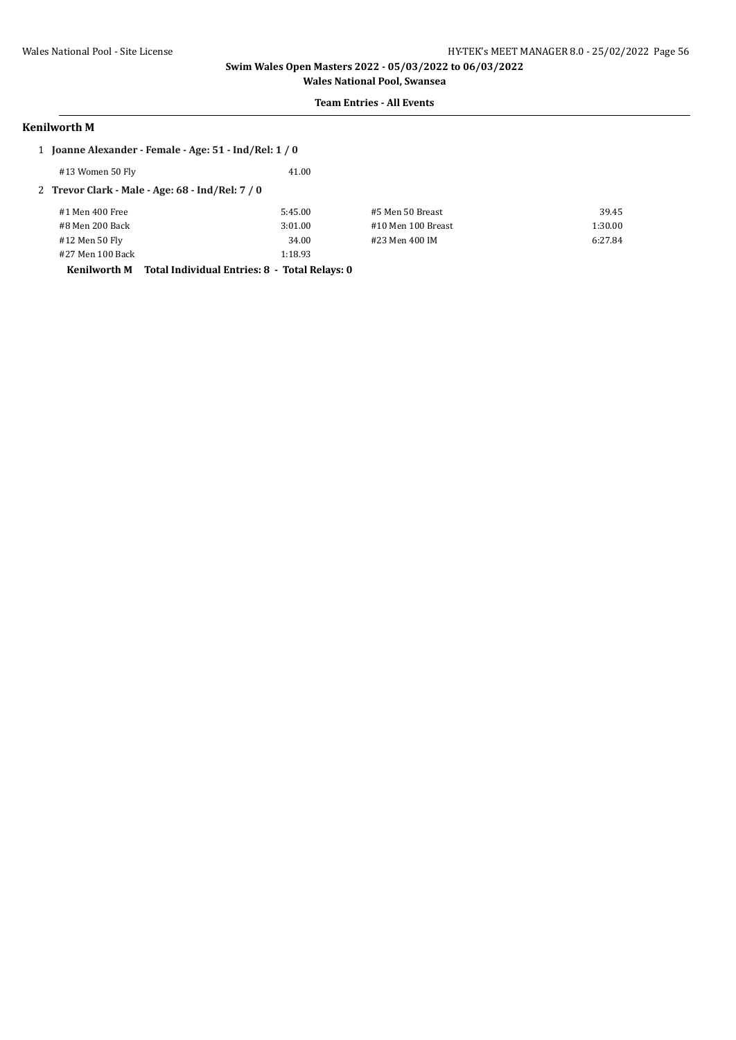### Swim Wales Open Masters 2022 - 05/03/2022 to 06/03/2022

**Wales National Pool, Swansea**

**Team Entries - All Events**

## Kenilworth M

1 **Joanne Alexander - Female - Age: 51 - Ind/Rel: 1 / 0**

| Event | Time |
|---|---|
| #13 Women 50 Fly | 41.00 |

2 **Trevor Clark - Male - Age: 68 - Ind/Rel: 7 / 0**

| Event | Time | Event | Time |
|---|---|---|---|
| #1 Men 400 Free | 5:45.00 | #5 Men 50 Breast | 39.45 |
| #8 Men 200 Back | 3:01.00 | #10 Men 100 Breast | 1:30.00 |
| #12 Men 50 Fly | 34.00 | #23 Men 400 IM | 6:27.84 |
| #27 Men 100 Back | 1:18.93 | | |

**Kenilworth M Total Individual Entries: 8 - Total Relays: 0**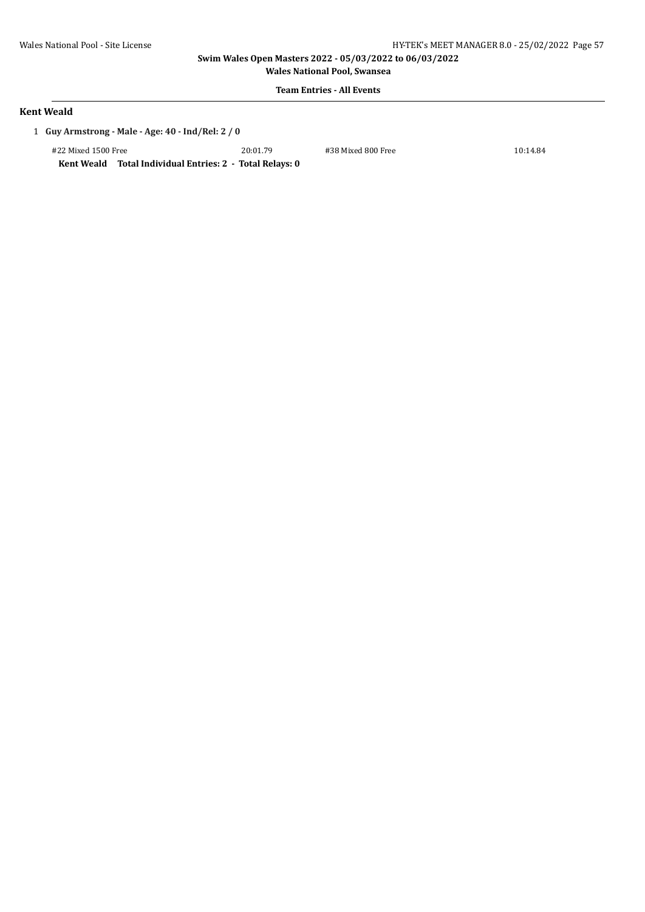**Swim Wales Open Masters 2022 - 05/03/2022 to 06/03/2022**

**Wales National Pool, Swansea**

**Team Entries - All Events**

## Kent Weald

1 **Guy Armstrong - Male - Age: 40 - Ind/Rel: 2 / 0**

| Event | Time | Event | Time |
|---|---|---|---|
| #22 Mixed 1500 Free | 20:01.79 | #38 Mixed 800 Free | 10:14.84 |

**Kent Weald Total Individual Entries: 2 - Total Relays: 0**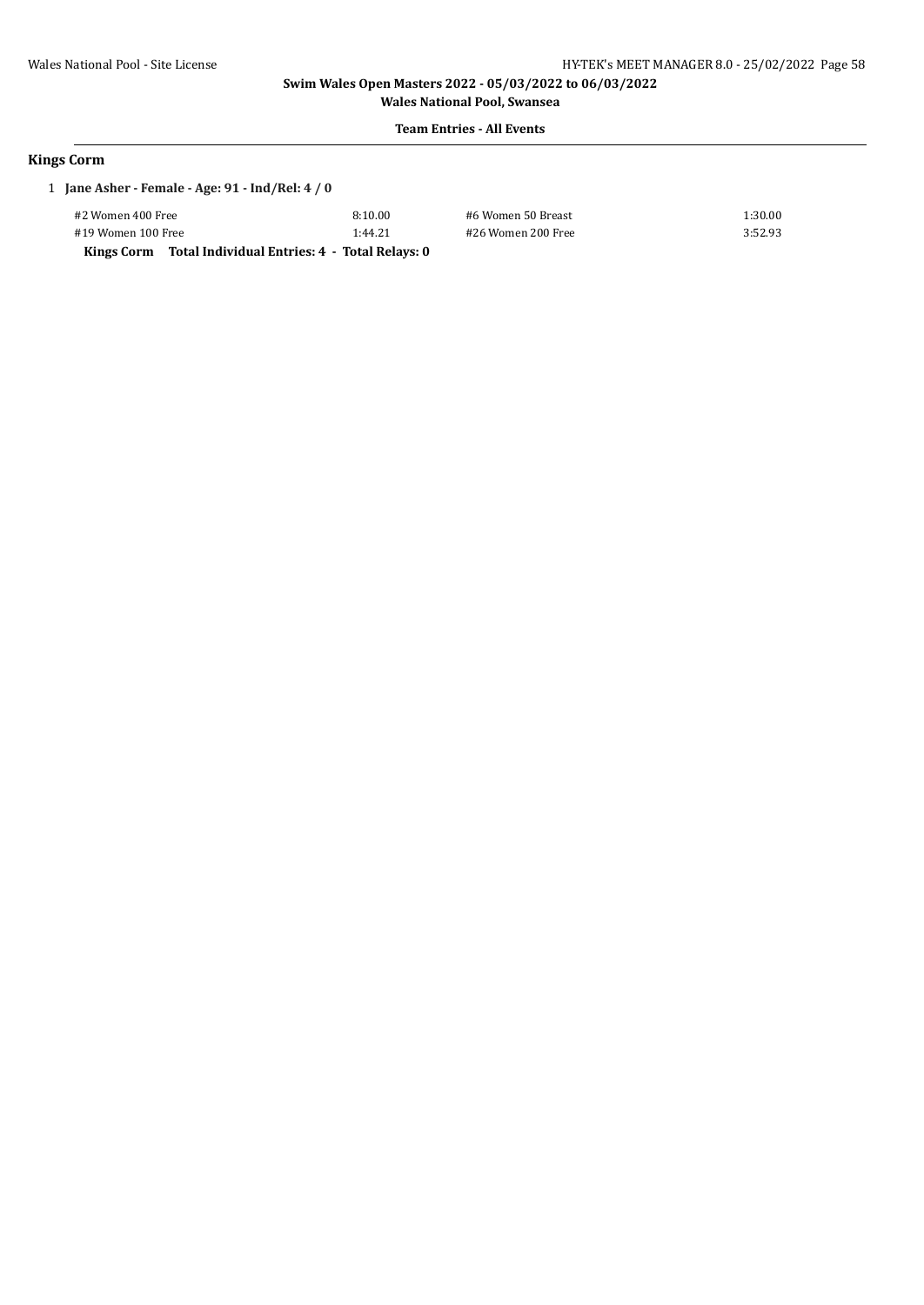**Swim Wales Open Masters 2022 - 05/03/2022 to 06/03/2022**

**Wales National Pool, Swansea**

**Team Entries - All Events**

## Kings Corm

1 **Jane Asher - Female - Age: 91 - Ind/Rel: 4 / 0**

| Event | Time | Event | Time |
|---|---|---|---|
| #2 Women 400 Free | 8:10.00 | #6 Women 50 Breast | 1:30.00 |
| #19 Women 100 Free | 1:44.21 | #26 Women 200 Free | 3:52.93 |

**Kings Corm Total Individual Entries: 4 - Total Relays: 0**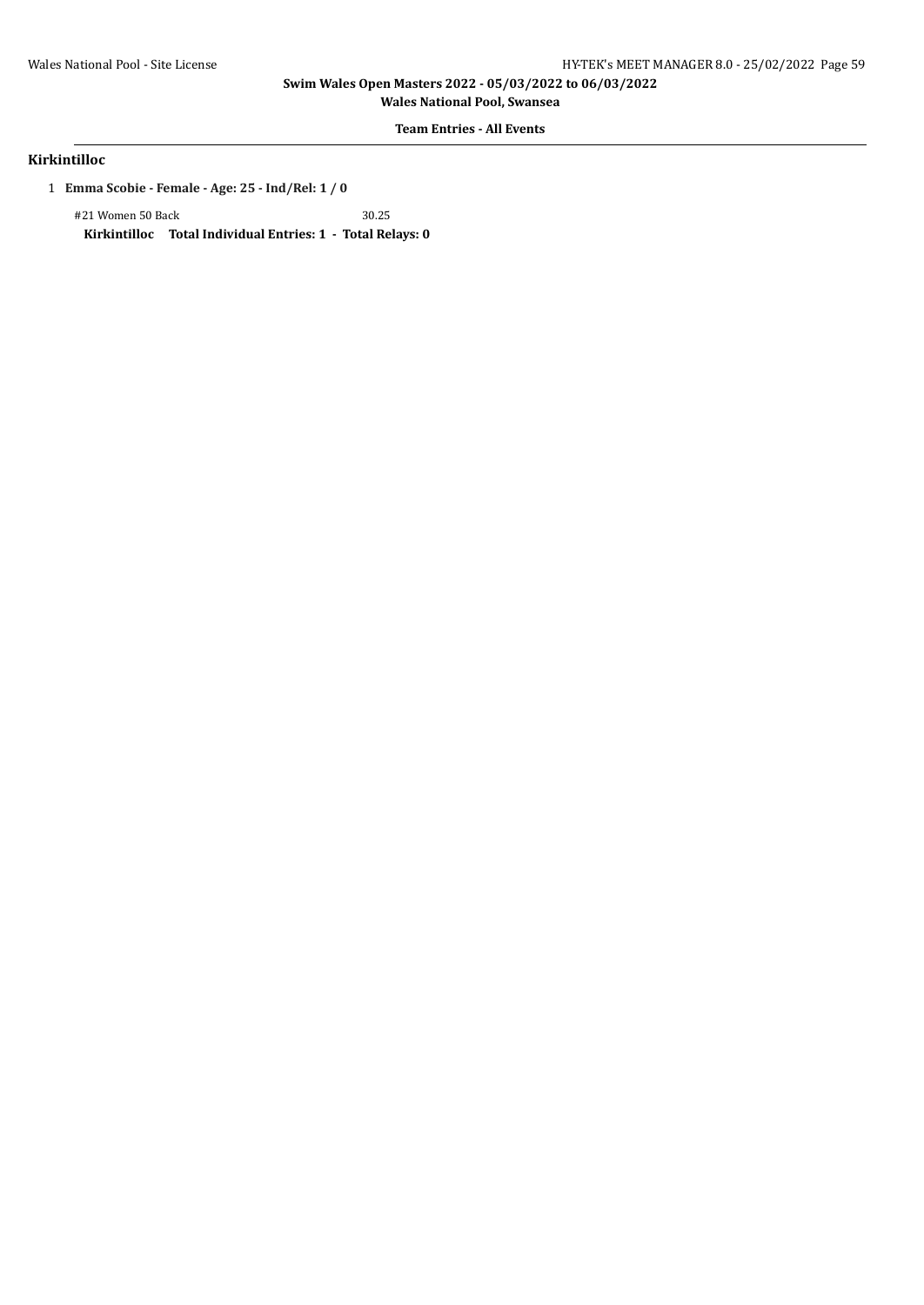## Kirkintilloc

1 **Emma Scobie - Female - Age: 25 - Ind/Rel: 1 / 0**

#21 Women 50 Back 30.25

**Kirkintilloc Total Individual Entries: 1 - Total Relays: 0**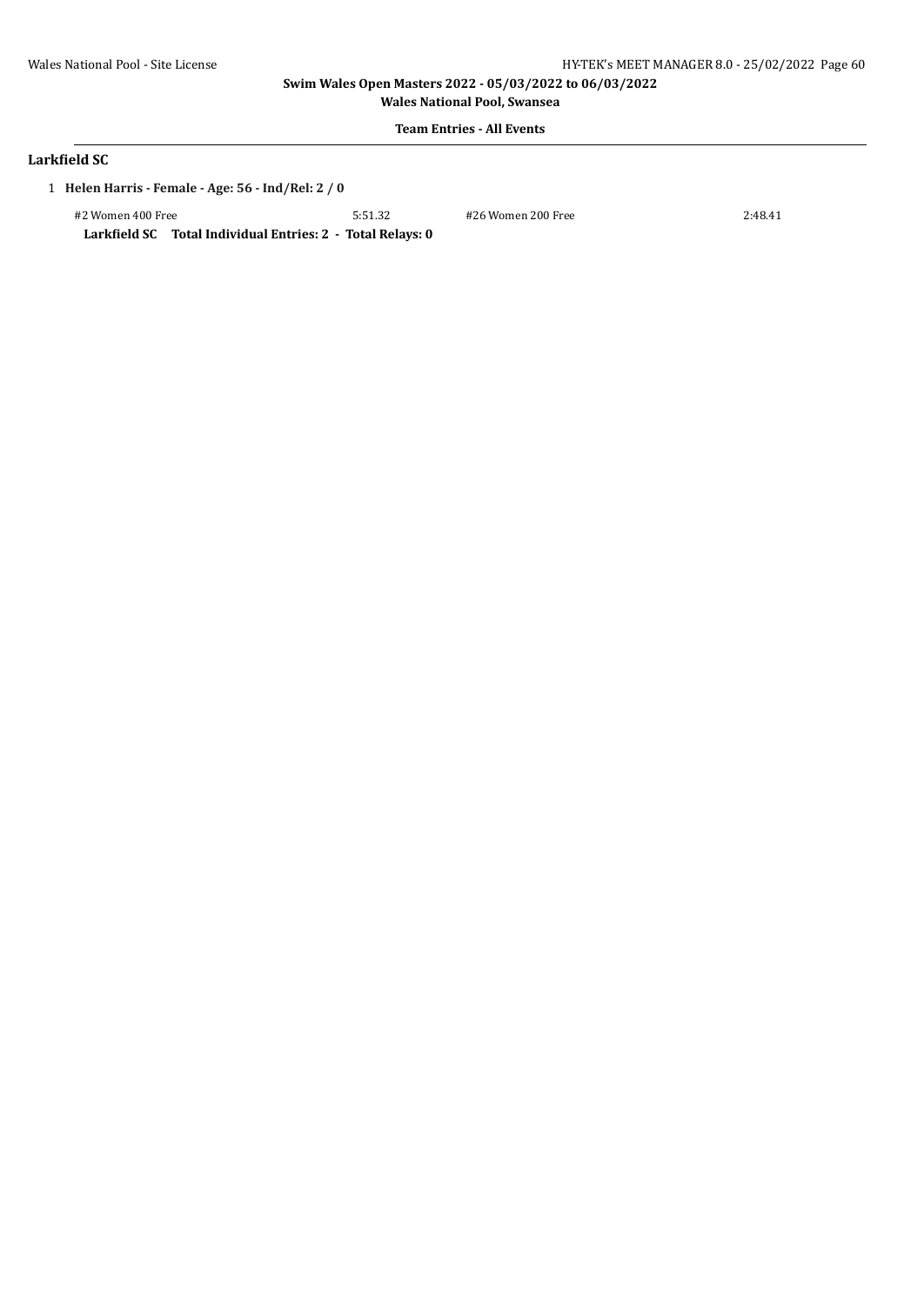**Swim Wales Open Masters 2022 - 05/03/2022 to 06/03/2022**

**Wales National Pool, Swansea**

**Team Entries - All Events**

## Larkfield SC

1 **Helen Harris - Female - Age: 56 - Ind/Rel: 2 / 0**

| | | | |
|---|---|---|---|
| #2 Women 400 Free | 5:51.32 | #26 Women 200 Free | 2:48.41 |

**Larkfield SC Total Individual Entries: 2 - Total Relays: 0**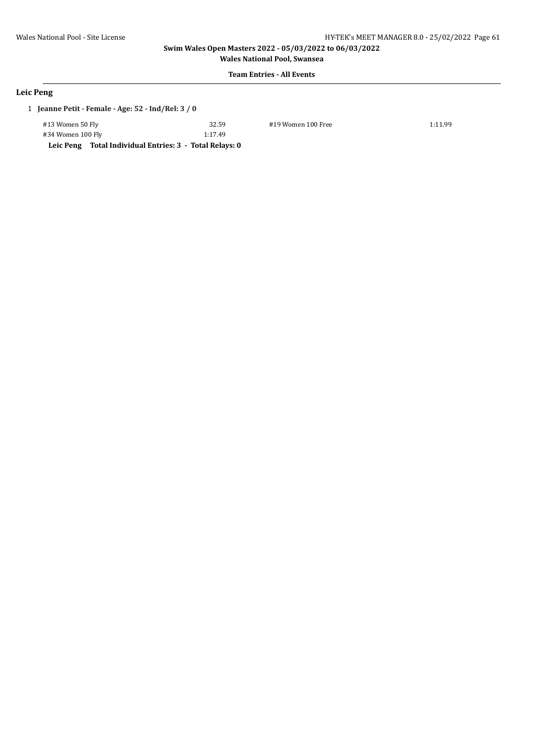**Swim Wales Open Masters 2022 - 05/03/2022 to 06/03/2022**

**Wales National Pool, Swansea**

**Team Entries - All Events**

## Leic Peng

1 **Jeanne Petit - Female - Age: 52 - Ind/Rel: 3 / 0**

| | | | |
|---|---|---|---|
| #13 Women 50 Fly | 32.59 | #19 Women 100 Free | 1:11.99 |
| #34 Women 100 Fly | 1:17.49 | | |

**Leic Peng Total Individual Entries: 3 - Total Relays: 0**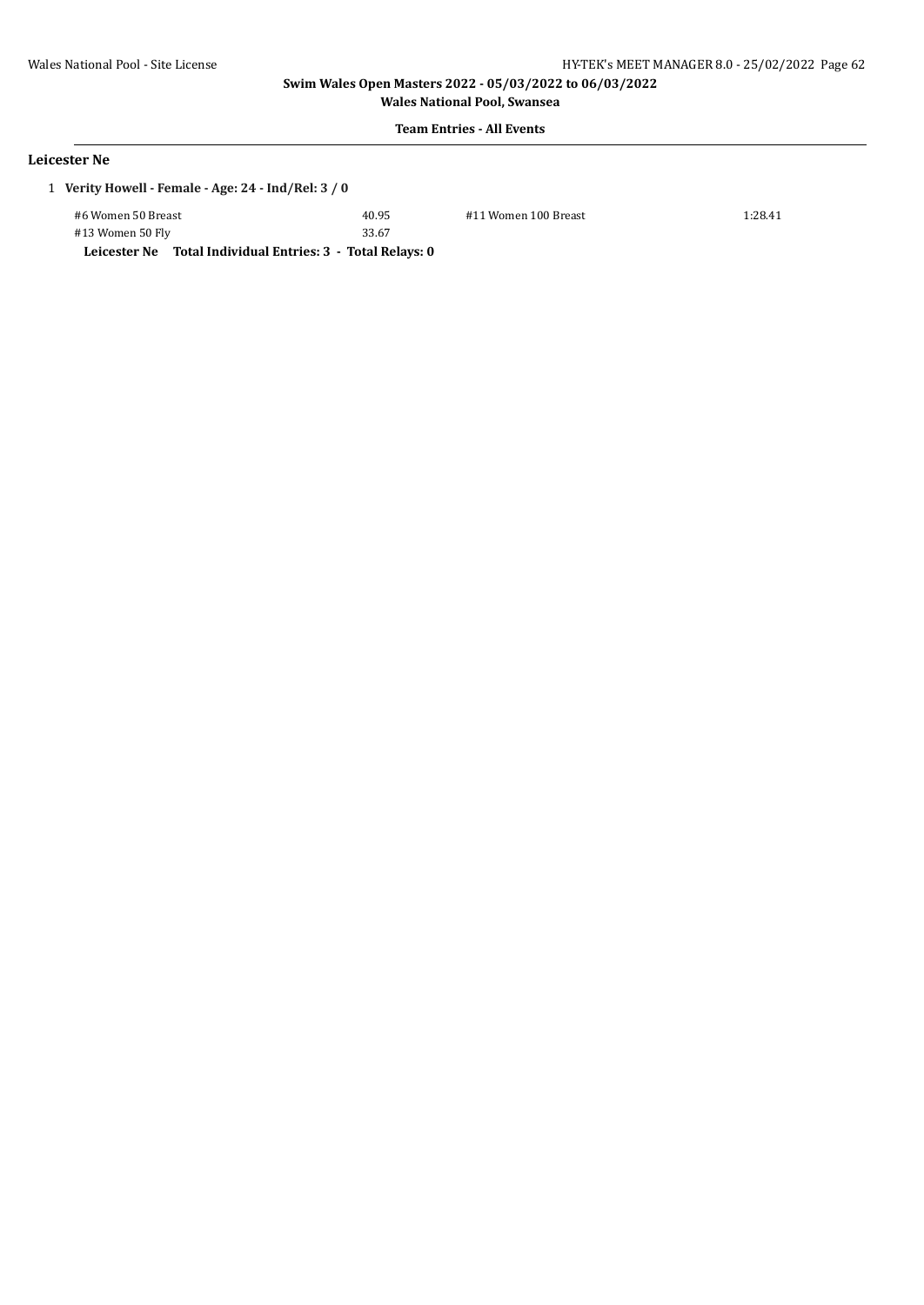## Leicester Ne

1 **Verity Howell - Female - Age: 24 - Ind/Rel: 3 / 0**

| | | | |
|---|---|---|---|
| #6 Women 50 Breast | 40.95 | #11 Women 100 Breast | 1:28.41 |
| #13 Women 50 Fly | 33.67 | | |

**Leicester Ne Total Individual Entries: 3 - Total Relays: 0**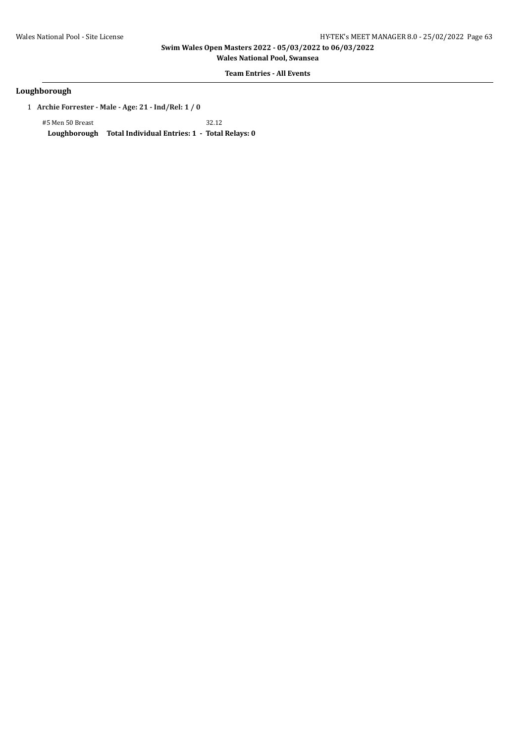**Swim Wales Open Masters 2022 - 05/03/2022 to 06/03/2022**

**Wales National Pool, Swansea**

**Team Entries - All Events**

## Loughborough

1 **Archie Forrester - Male - Age: 21 - Ind/Rel: 1 / 0**

| | |
|---|---|
| #5 Men 50 Breast | 32.12 |

**Loughborough Total Individual Entries: 1 - Total Relays: 0**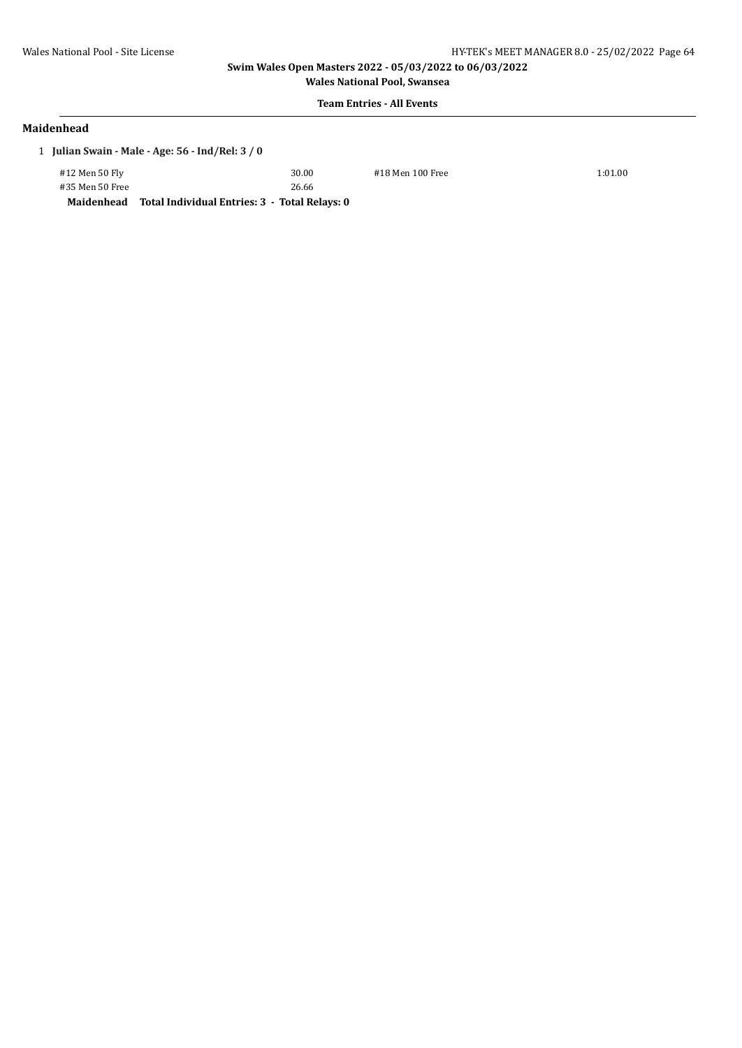## Maidenhead

1 **Julian Swain - Male - Age: 56 - Ind/Rel: 3 / 0**

| | | | |
|---|---|---|---|
| #12 Men 50 Fly | 30.00 | #18 Men 100 Free | 1:01.00 |
| #35 Men 50 Free | 26.66 | | |

**Maidenhead Total Individual Entries: 3 - Total Relays: 0**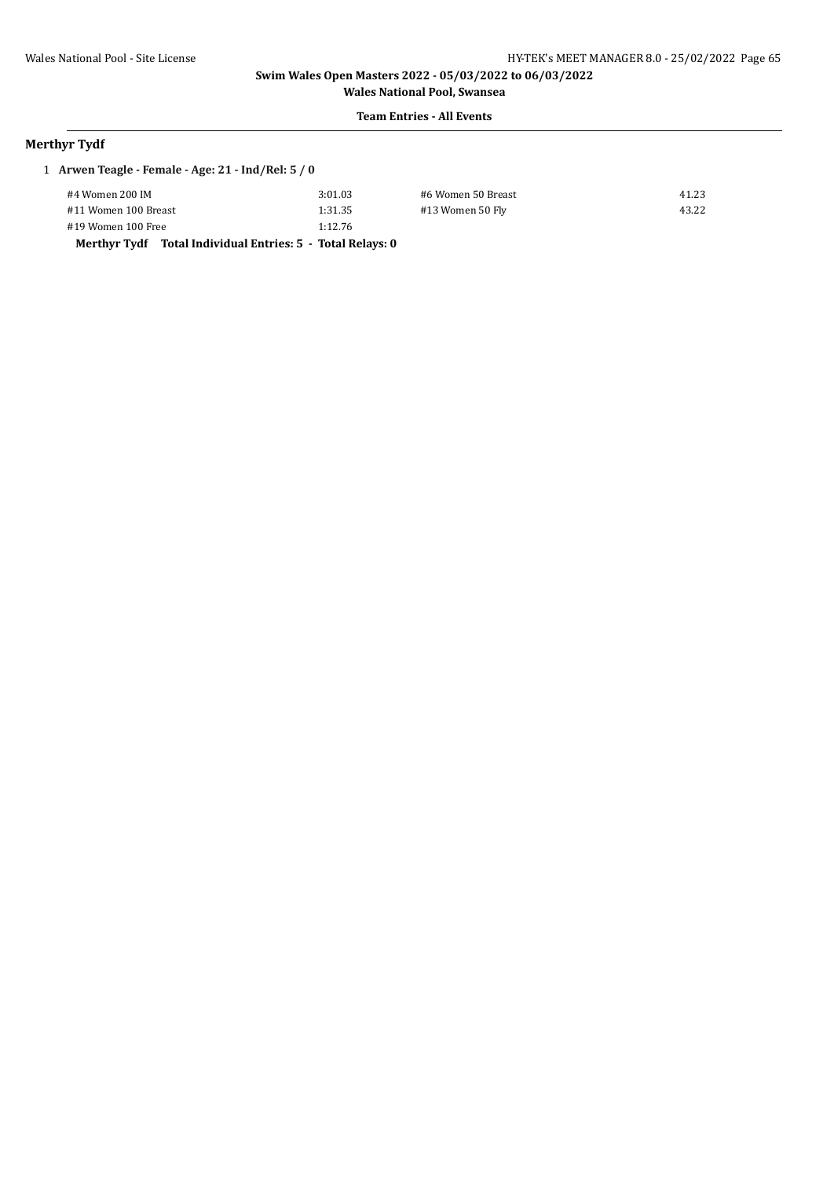**Swim Wales Open Masters 2022 - 05/03/2022 to 06/03/2022**

**Wales National Pool, Swansea**

**Team Entries - All Events**

## Merthyr Tydf

1 **Arwen Teagle - Female - Age: 21 - Ind/Rel: 5 / 0**

| | | | |
|---|---|---|---|
| #4 Women 200 IM | 3:01.03 | #6 Women 50 Breast | 41.23 |
| #11 Women 100 Breast | 1:31.35 | #13 Women 50 Fly | 43.22 |
| #19 Women 100 Free | 1:12.76 | | |

**Merthyr Tydf Total Individual Entries: 5 - Total Relays: 0**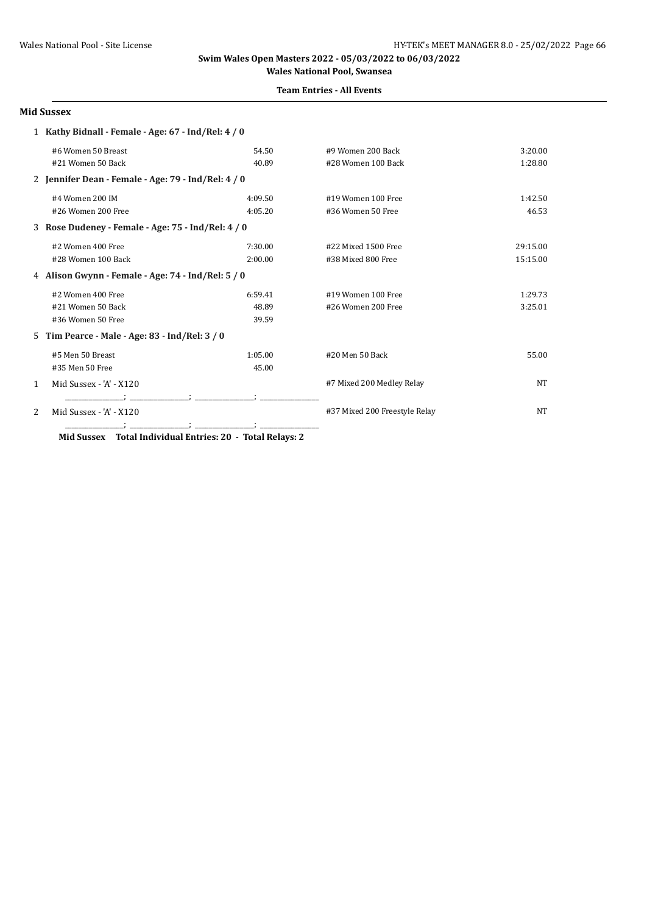## Swim Wales Open Masters 2022 - 05/03/2022 to 06/03/2022

**Wales National Pool, Swansea**

**Team Entries - All Events**

### Mid Sussex

1 **Kathy Bidnall - Female - Age: 67 - Ind/Rel: 4 / 0**

| | | | |
|---|---|---|---|
| #6 Women 50 Breast | 54.50 | #9 Women 200 Back | 3:20.00 |
| #21 Women 50 Back | 40.89 | #28 Women 100 Back | 1:28.80 |

2 **Jennifer Dean - Female - Age: 79 - Ind/Rel: 4 / 0**

| | | | |
|---|---|---|---|
| #4 Women 200 IM | 4:09.50 | #19 Women 100 Free | 1:42.50 |
| #26 Women 200 Free | 4:05.20 | #36 Women 50 Free | 46.53 |

3 **Rose Dudeney - Female - Age: 75 - Ind/Rel: 4 / 0**

| | | | |
|---|---|---|---|
| #2 Women 400 Free | 7:30.00 | #22 Mixed 1500 Free | 29:15.00 |
| #28 Women 100 Back | 2:00.00 | #38 Mixed 800 Free | 15:15.00 |

4 **Alison Gwynn - Female - Age: 74 - Ind/Rel: 5 / 0**

| | | | |
|---|---|---|---|
| #2 Women 400 Free | 6:59.41 | #19 Women 100 Free | 1:29.73 |
| #21 Women 50 Back | 48.89 | #26 Women 200 Free | 3:25.01 |
| #36 Women 50 Free | 39.59 | | |

5 **Tim Pearce - Male - Age: 83 - Ind/Rel: 3 / 0**

| | | | |
|---|---|---|---|
| #5 Men 50 Breast | 1:05.00 | #20 Men 50 Back | 55.00 |
| #35 Men 50 Free | 45.00 | | |

1 Mid Sussex - 'A' - X120 — #7 Mixed 200 Medley Relay — NT

\_\_\_\_\_\_\_\_\_\_\_\_\_\_\_\_; \_\_\_\_\_\_\_\_\_\_\_\_\_\_\_\_; \_\_\_\_\_\_\_\_\_\_\_\_\_\_\_\_; \_\_\_\_\_\_\_\_\_\_\_\_\_\_\_\_

2 Mid Sussex - 'A' - X120 — #37 Mixed 200 Freestyle Relay — NT

\_\_\_\_\_\_\_\_\_\_\_\_\_\_\_\_; \_\_\_\_\_\_\_\_\_\_\_\_\_\_\_\_; \_\_\_\_\_\_\_\_\_\_\_\_\_\_\_\_; \_\_\_\_\_\_\_\_\_\_\_\_\_\_\_\_

**Mid Sussex Total Individual Entries: 20 - Total Relays: 2**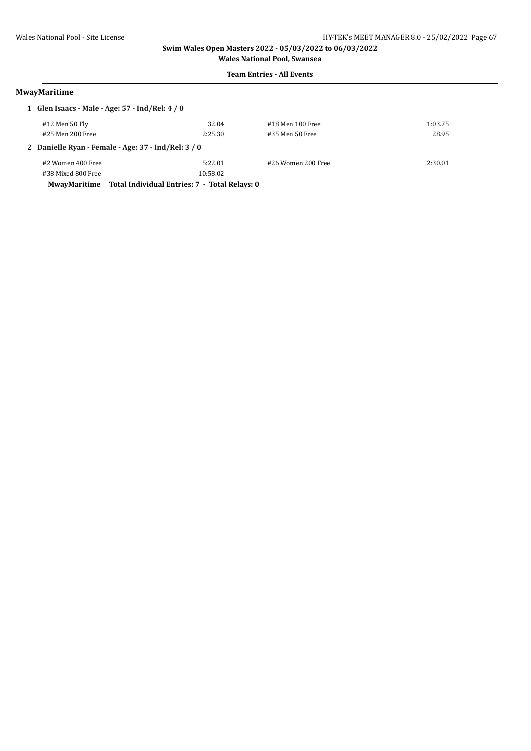**Swim Wales Open Masters 2022 - 05/03/2022 to 06/03/2022**

**Wales National Pool, Swansea**

**Team Entries - All Events**

## MwayMaritime

1 **Glen Isaacs - Male - Age: 57 - Ind/Rel: 4 / 0**

| Event | Time | Event | Time |
|---|---|---|---|
| #12 Men 50 Fly | 32.04 | #18 Men 100 Free | 1:03.75 |
| #25 Men 200 Free | 2:25.30 | #35 Men 50 Free | 28.95 |

2 **Danielle Ryan - Female - Age: 37 - Ind/Rel: 3 / 0**

| Event | Time | Event | Time |
|---|---|---|---|
| #2 Women 400 Free | 5:22.01 | #26 Women 200 Free | 2:30.01 |
| #38 Mixed 800 Free | 10:58.02 | | |

**MwayMaritime Total Individual Entries: 7 - Total Relays: 0**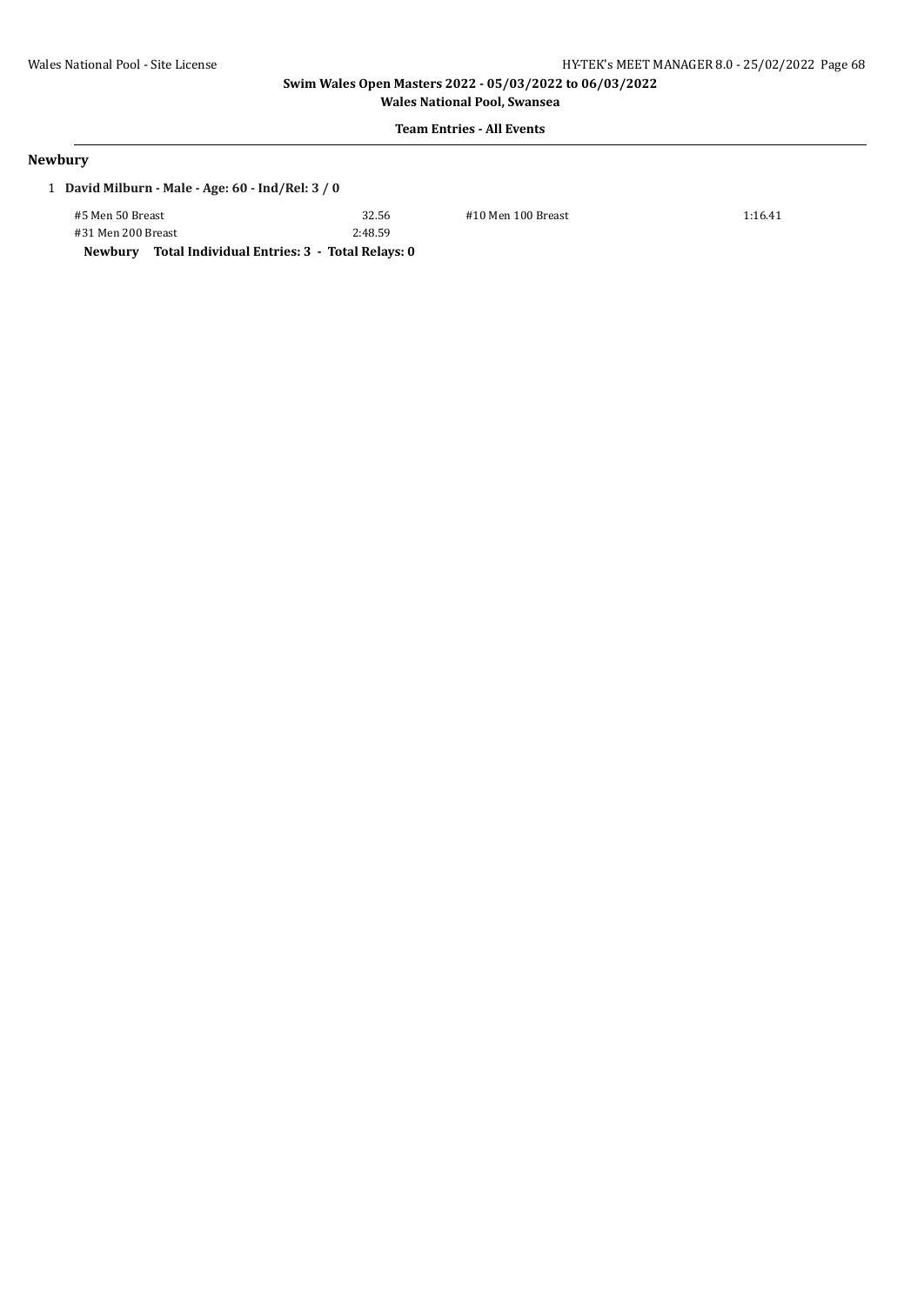**Swim Wales Open Masters 2022 - 05/03/2022 to 06/03/2022**

**Wales National Pool, Swansea**

**Team Entries - All Events**

## Newbury

1 **David Milburn - Male - Age: 60 - Ind/Rel: 3 / 0**

| | | | |
|---|---|---|---|
| #5 Men 50 Breast | 32.56 | #10 Men 100 Breast | 1:16.41 |
| #31 Men 200 Breast | 2:48.59 | | |

**Newbury Total Individual Entries: 3 - Total Relays: 0**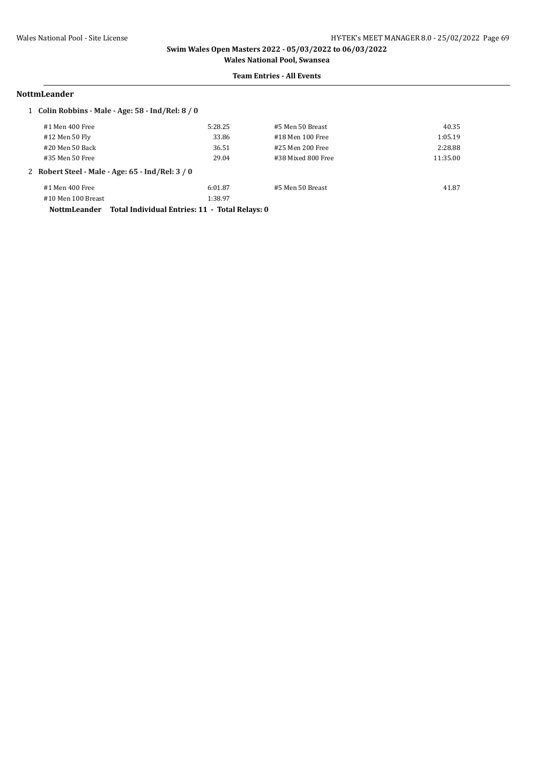**Swim Wales Open Masters 2022 - 05/03/2022 to 06/03/2022**

**Wales National Pool, Swansea**

**Team Entries - All Events**

## NottmLeander

1 **Colin Robbins - Male - Age: 58 - Ind/Rel: 8 / 0**

| Event | Time | Event | Time |
|---|---|---|---|
| #1 Men 400 Free | 5:28.25 | #5 Men 50 Breast | 40.35 |
| #12 Men 50 Fly | 33.86 | #18 Men 100 Free | 1:05.19 |
| #20 Men 50 Back | 36.51 | #25 Men 200 Free | 2:28.88 |
| #35 Men 50 Free | 29.04 | #38 Mixed 800 Free | 11:35.00 |

2 **Robert Steel - Male - Age: 65 - Ind/Rel: 3 / 0**

| Event | Time | Event | Time |
|---|---|---|---|
| #1 Men 400 Free | 6:01.87 | #5 Men 50 Breast | 41.87 |
| #10 Men 100 Breast | 1:38.97 | | |

**NottmLeander Total Individual Entries: 11 - Total Relays: 0**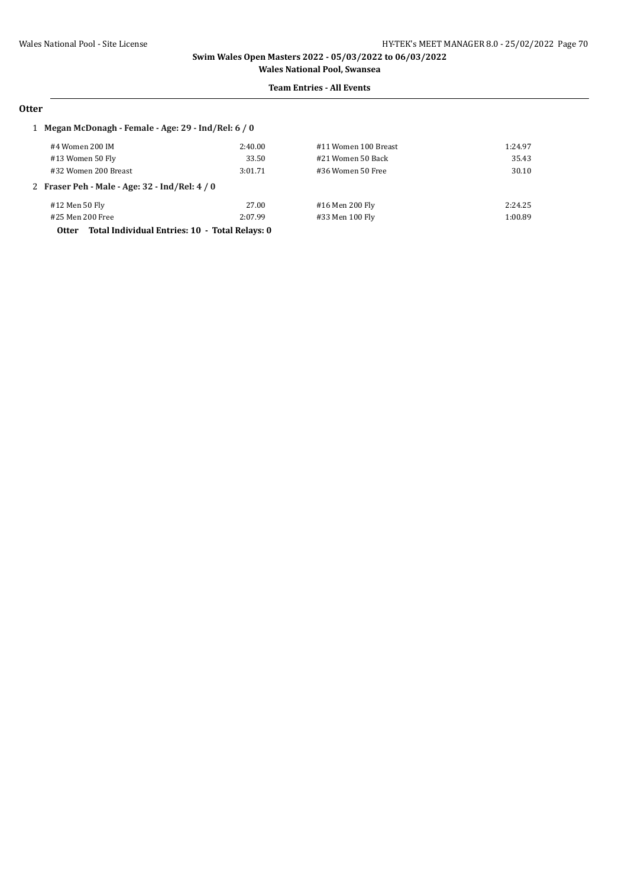# Swim Wales Open Masters 2022 - 05/03/2022 to 06/03/2022

## Wales National Pool, Swansea

### Team Entries - All Events

**Otter**

1 **Megan McDonagh - Female - Age: 29 - Ind/Rel: 6 / 0**

| | | | |
|---|---|---|---|
| #4 Women 200 IM | 2:40.00 | #11 Women 100 Breast | 1:24.97 |
| #13 Women 50 Fly | 33.50 | #21 Women 50 Back | 35.43 |
| #32 Women 200 Breast | 3:01.71 | #36 Women 50 Free | 30.10 |

2 **Fraser Peh - Male - Age: 32 - Ind/Rel: 4 / 0**

| | | | |
|---|---|---|---|
| #12 Men 50 Fly | 27.00 | #16 Men 200 Fly | 2:24.25 |
| #25 Men 200 Free | 2:07.99 | #33 Men 100 Fly | 1:00.89 |

**Otter Total Individual Entries: 10 - Total Relays: 0**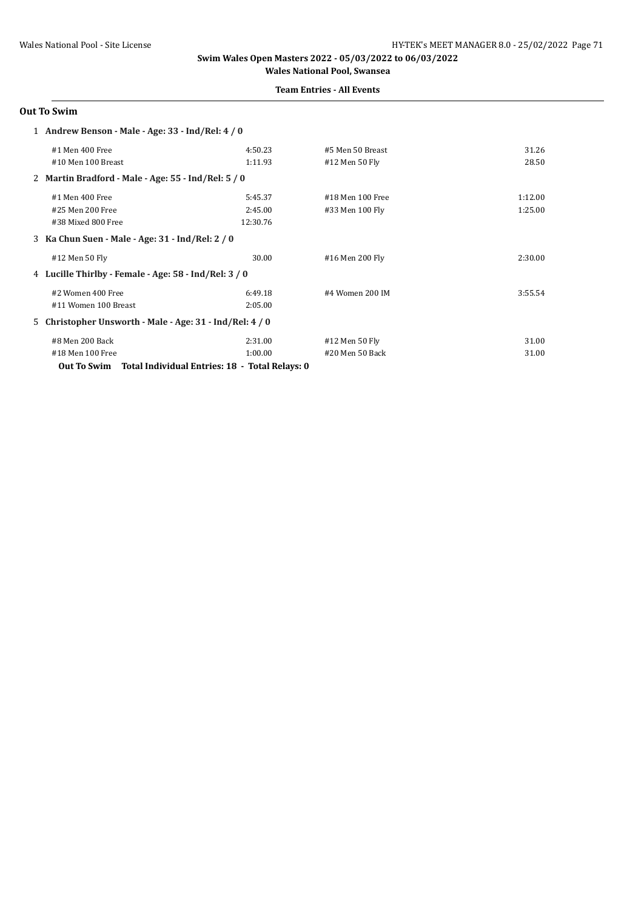**Swim Wales Open Masters 2022 - 05/03/2022 to 06/03/2022**

**Wales National Pool, Swansea**

**Team Entries - All Events**

## Out To Swim

1 **Andrew Benson - Male - Age: 33 - Ind/Rel: 4 / 0**

| | | | |
|---|---|---|---|
| #1 Men 400 Free | 4:50.23 | #5 Men 50 Breast | 31.26 |
| #10 Men 100 Breast | 1:11.93 | #12 Men 50 Fly | 28.50 |

2 **Martin Bradford - Male - Age: 55 - Ind/Rel: 5 / 0**

| | | | |
|---|---|---|---|
| #1 Men 400 Free | 5:45.37 | #18 Men 100 Free | 1:12.00 |
| #25 Men 200 Free | 2:45.00 | #33 Men 100 Fly | 1:25.00 |
| #38 Mixed 800 Free | 12:30.76 | | |

3 **Ka Chun Suen - Male - Age: 31 - Ind/Rel: 2 / 0**

| | | | |
|---|---|---|---|
| #12 Men 50 Fly | 30.00 | #16 Men 200 Fly | 2:30.00 |

4 **Lucille Thirlby - Female - Age: 58 - Ind/Rel: 3 / 0**

| | | | |
|---|---|---|---|
| #2 Women 400 Free | 6:49.18 | #4 Women 200 IM | 3:55.54 |
| #11 Women 100 Breast | 2:05.00 | | |

5 **Christopher Unsworth - Male - Age: 31 - Ind/Rel: 4 / 0**

| | | | |
|---|---|---|---|
| #8 Men 200 Back | 2:31.00 | #12 Men 50 Fly | 31.00 |
| #18 Men 100 Free | 1:00.00 | #20 Men 50 Back | 31.00 |

**Out To Swim Total Individual Entries: 18 - Total Relays: 0**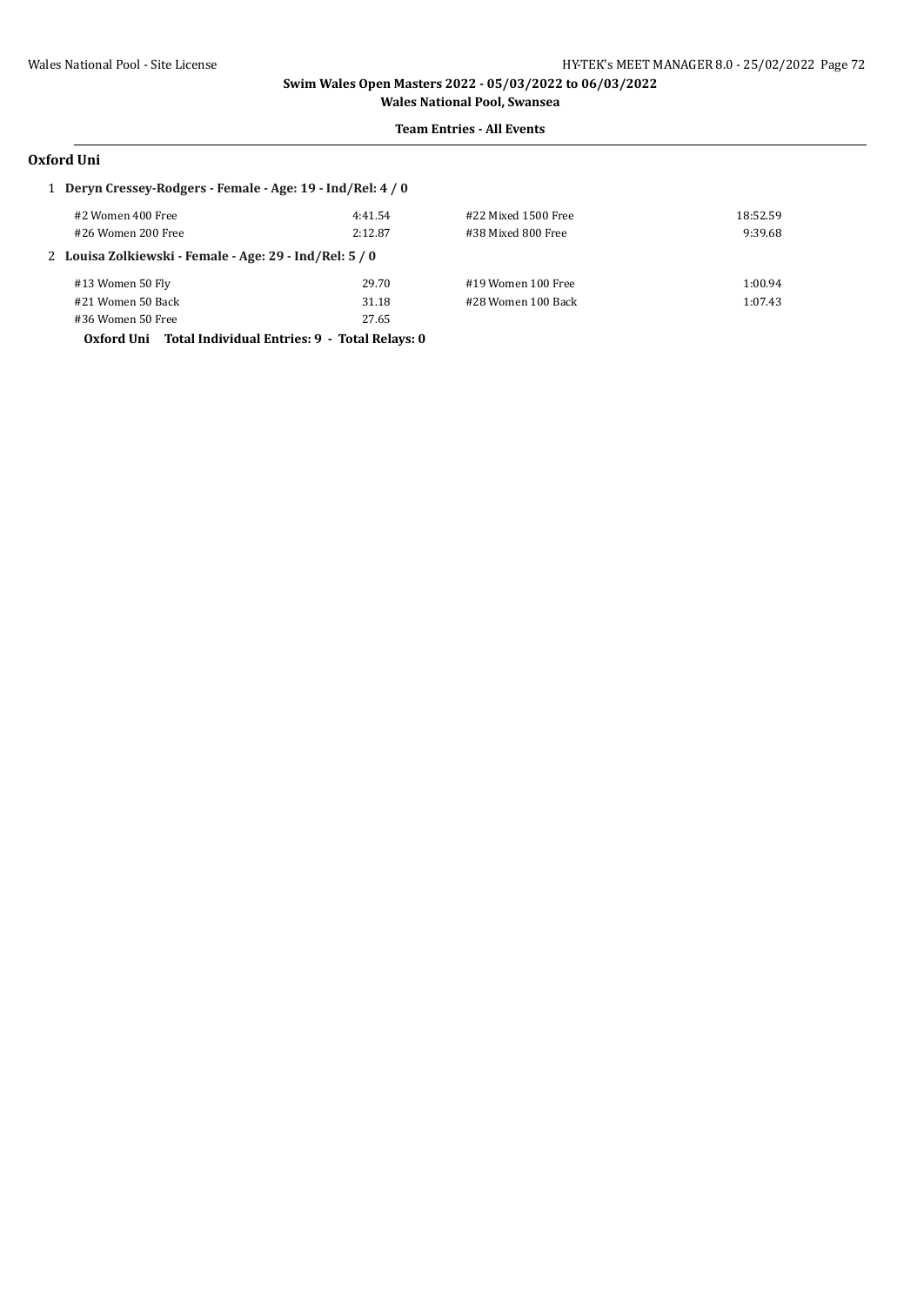**Swim Wales Open Masters 2022 - 05/03/2022 to 06/03/2022**

**Wales National Pool, Swansea**

**Team Entries - All Events**

## Oxford Uni

**1 Deryn Cressey-Rodgers - Female - Age: 19 - Ind/Rel: 4 / 0**

| | | | |
|---|---|---|---|
| #2 Women 400 Free | 4:41.54 | #22 Mixed 1500 Free | 18:52.59 |
| #26 Women 200 Free | 2:12.87 | #38 Mixed 800 Free | 9:39.68 |

**2 Louisa Zolkiewski - Female - Age: 29 - Ind/Rel: 5 / 0**

| | | | |
|---|---|---|---|
| #13 Women 50 Fly | 29.70 | #19 Women 100 Free | 1:00.94 |
| #21 Women 50 Back | 31.18 | #28 Women 100 Back | 1:07.43 |
| #36 Women 50 Free | 27.65 | | |

**Oxford Uni Total Individual Entries: 9 - Total Relays: 0**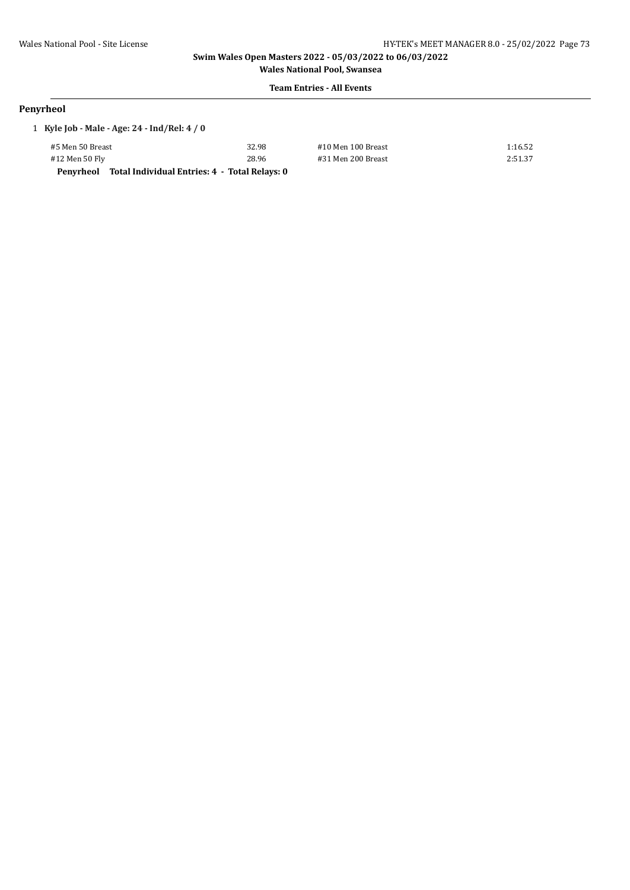**Swim Wales Open Masters 2022 - 05/03/2022 to 06/03/2022**

**Wales National Pool, Swansea**

**Team Entries - All Events**

## Penyrheol

1 **Kyle Job - Male - Age: 24 - Ind/Rel: 4 / 0**

| | | | |
|---|---|---|---|
| #5 Men 50 Breast | 32.98 | #10 Men 100 Breast | 1:16.52 |
| #12 Men 50 Fly | 28.96 | #31 Men 200 Breast | 2:51.37 |

**Penyrheol Total Individual Entries: 4 - Total Relays: 0**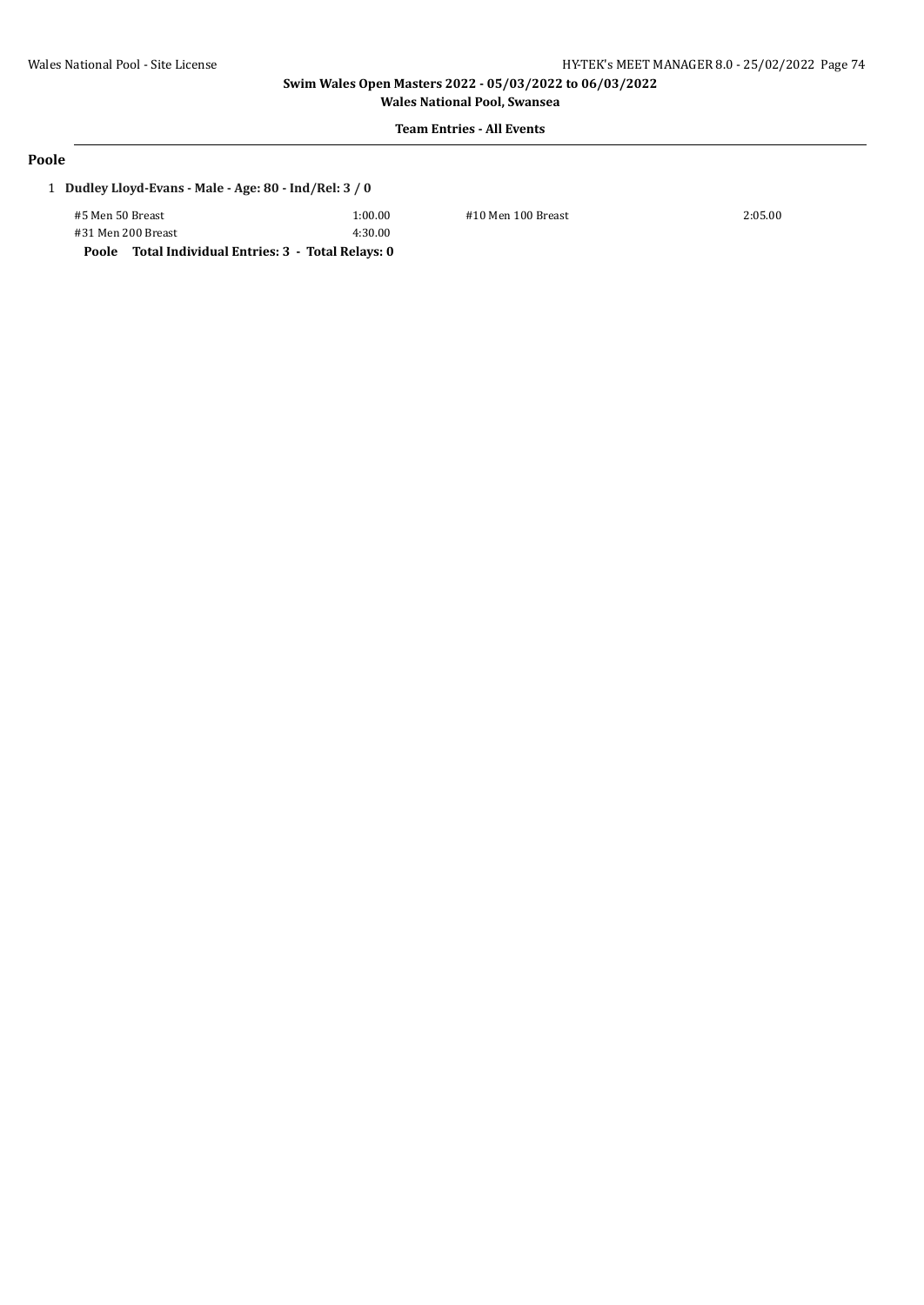**Swim Wales Open Masters 2022 - 05/03/2022 to 06/03/2022**

**Wales National Pool, Swansea**

**Team Entries - All Events**

## Poole

1 **Dudley Lloyd-Evans - Male - Age: 80 - Ind/Rel: 3 / 0**

| | | | |
|---|---|---|---|
| #5 Men 50 Breast | 1:00.00 | #10 Men 100 Breast | 2:05.00 |
| #31 Men 200 Breast | 4:30.00 | | |

**Poole Total Individual Entries: 3 - Total Relays: 0**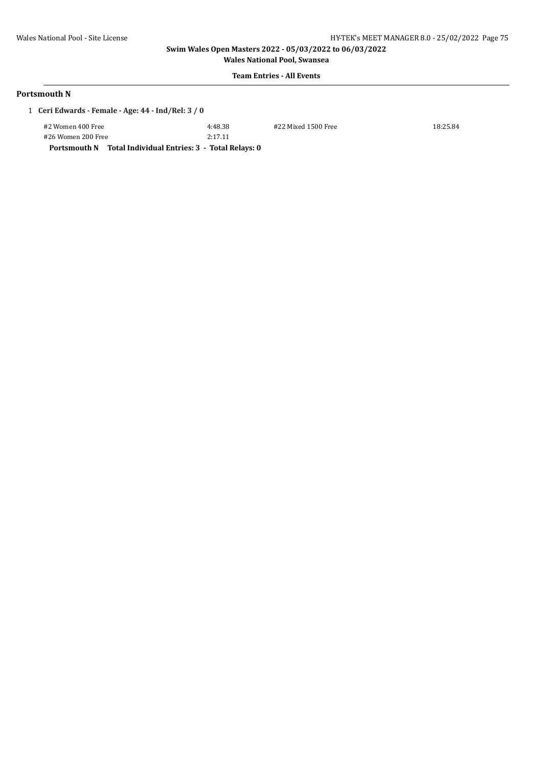**Swim Wales Open Masters 2022 - 05/03/2022 to 06/03/2022**

**Wales National Pool, Swansea**

**Team Entries - All Events**

## Portsmouth N

1 **Ceri Edwards - Female - Age: 44 - Ind/Rel: 3 / 0**

| | | | |
|---|---|---|---|
| #2 Women 400 Free | 4:48.38 | #22 Mixed 1500 Free | 18:25.84 |
| #26 Women 200 Free | 2:17.11 | | |

**Portsmouth N  Total Individual Entries: 3 - Total Relays: 0**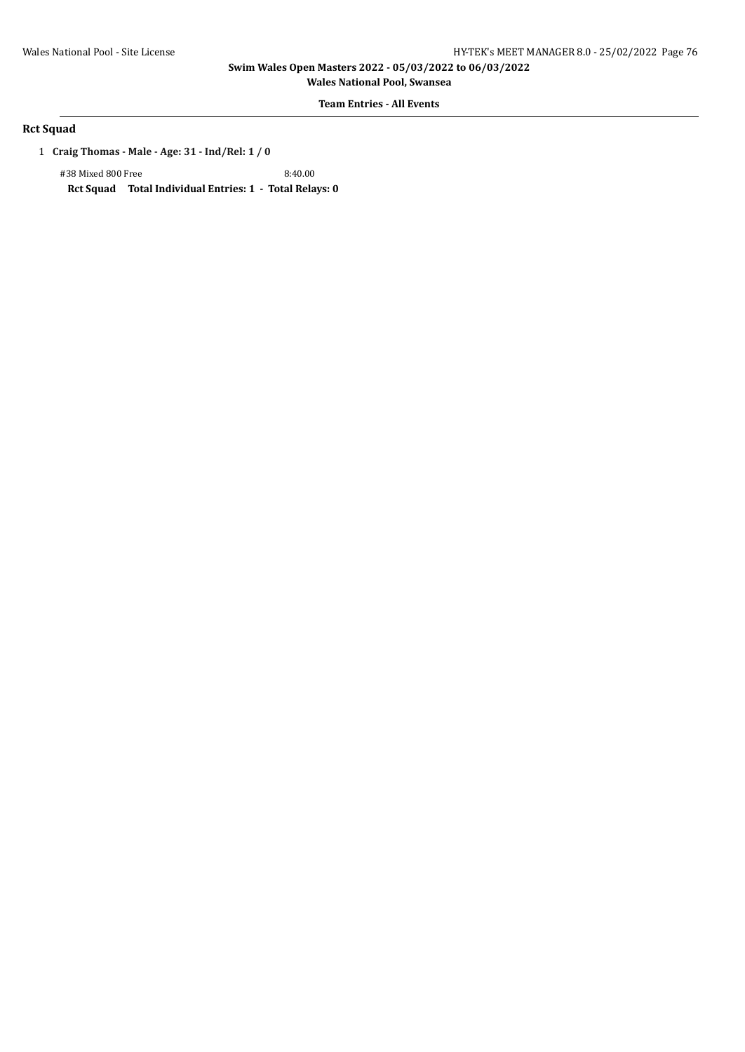**Team Entries - All Events**

## Rct Squad

1 **Craig Thomas - Male - Age: 31 - Ind/Rel: 1 / 0**

#38 Mixed 800 Free 8:40.00

**Rct Squad Total Individual Entries: 1 - Total Relays: 0**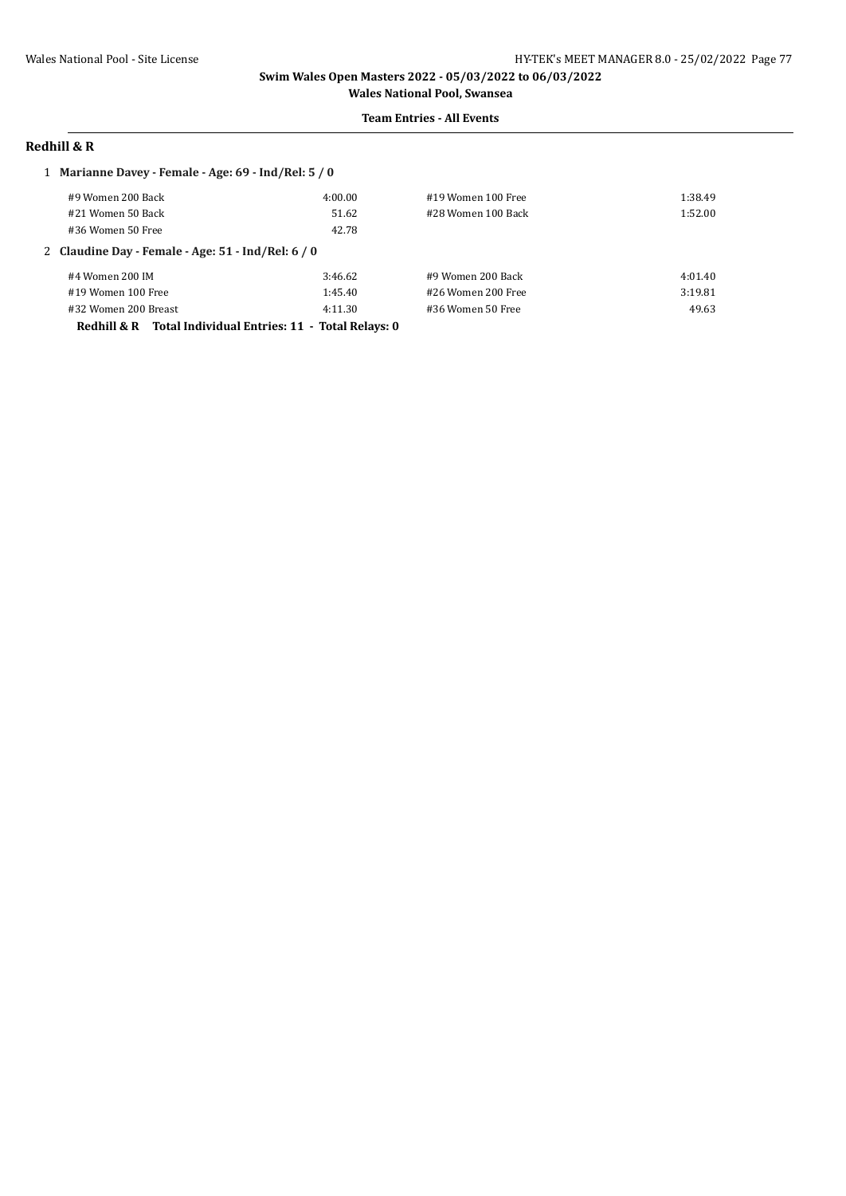**Swim Wales Open Masters 2022 - 05/03/2022 to 06/03/2022**

**Wales National Pool, Swansea**

**Team Entries - All Events**

## Redhill & R

**1 Marianne Davey - Female - Age: 69 - Ind/Rel: 5 / 0**

| Event | Time | Event | Time |
|---|---|---|---|
| #9 Women 200 Back | 4:00.00 | #19 Women 100 Free | 1:38.49 |
| #21 Women 50 Back | 51.62 | #28 Women 100 Back | 1:52.00 |
| #36 Women 50 Free | 42.78 | | |

**2 Claudine Day - Female - Age: 51 - Ind/Rel: 6 / 0**

| Event | Time | Event | Time |
|---|---|---|---|
| #4 Women 200 IM | 3:46.62 | #9 Women 200 Back | 4:01.40 |
| #19 Women 100 Free | 1:45.40 | #26 Women 200 Free | 3:19.81 |
| #32 Women 200 Breast | 4:11.30 | #36 Women 50 Free | 49.63 |

**Redhill & R Total Individual Entries: 11 - Total Relays: 0**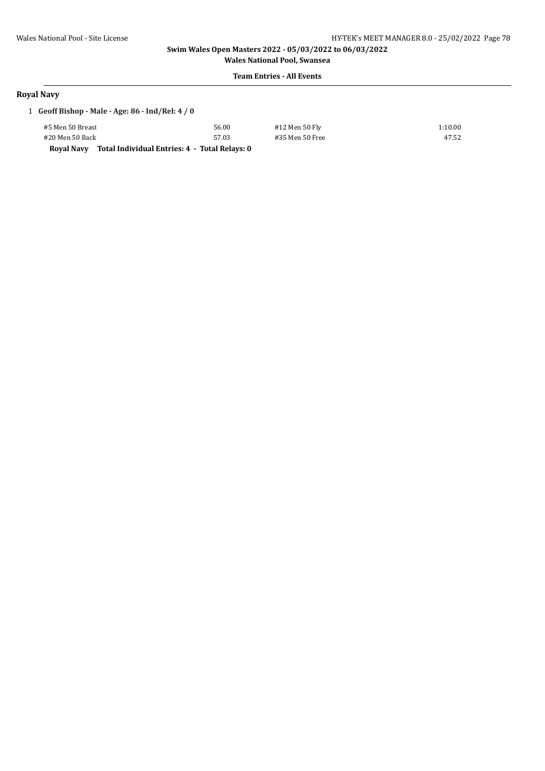## Royal Navy

1 **Geoff Bishop - Male - Age: 86 - Ind/Rel: 4 / 0**

| | | | |
|---|---|---|---|
| #5 Men 50 Breast | 56.00 | #12 Men 50 Fly | 1:10.00 |
| #20 Men 50 Back | 57.03 | #35 Men 50 Free | 47.52 |

**Royal Navy Total Individual Entries: 4 - Total Relays: 0**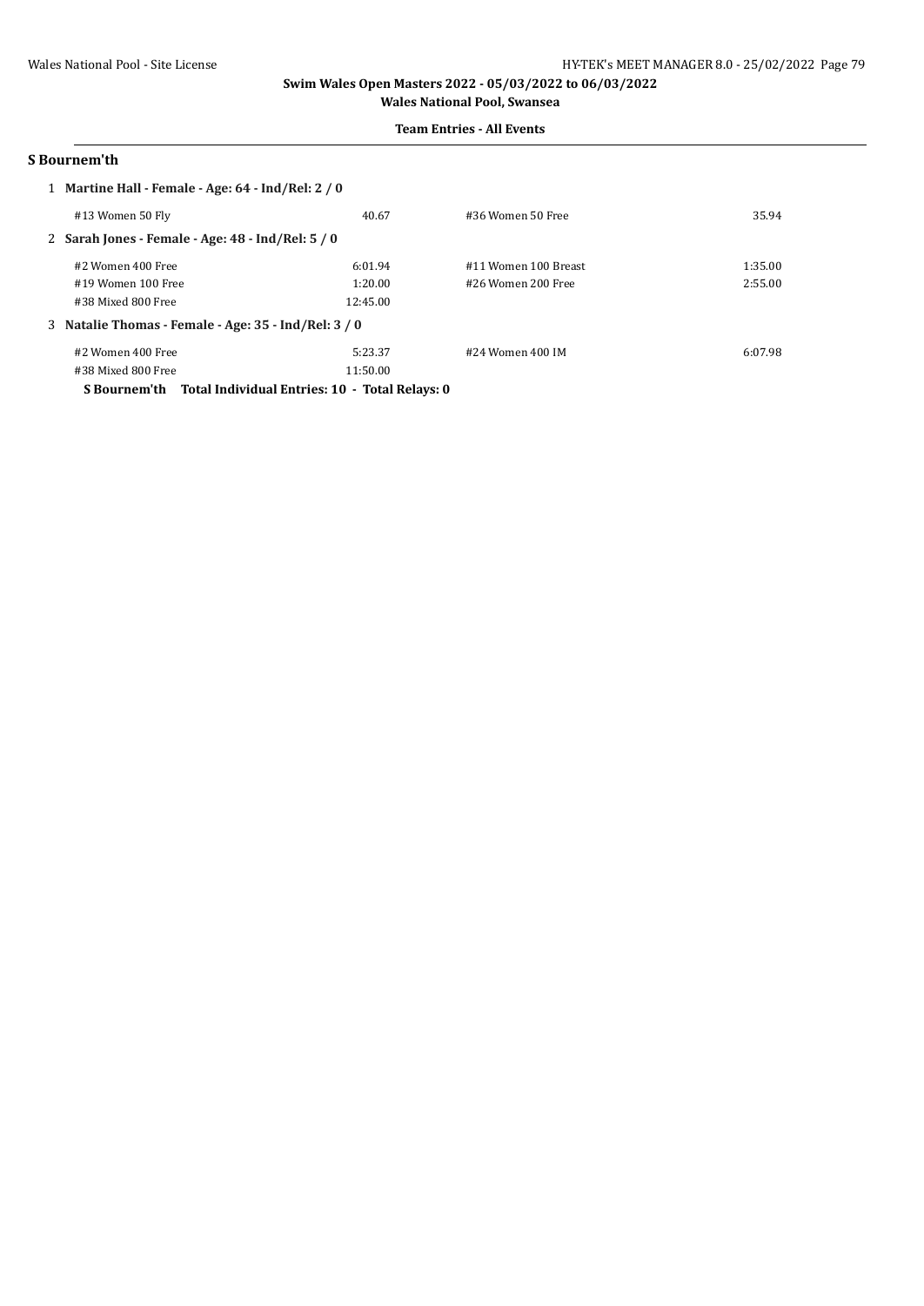**Swim Wales Open Masters 2022 - 05/03/2022 to 06/03/2022**

**Wales National Pool, Swansea**

**Team Entries - All Events**

## S Bournem'th

1 **Martine Hall - Female - Age: 64 - Ind/Rel: 2 / 0**

| | | | |
|---|---|---|---|
| #13 Women 50 Fly | 40.67 | #36 Women 50 Free | 35.94 |

2 **Sarah Jones - Female - Age: 48 - Ind/Rel: 5 / 0**

| | | | |
|---|---|---|---|
| #2 Women 400 Free | 6:01.94 | #11 Women 100 Breast | 1:35.00 |
| #19 Women 100 Free | 1:20.00 | #26 Women 200 Free | 2:55.00 |
| #38 Mixed 800 Free | 12:45.00 | | |

3 **Natalie Thomas - Female - Age: 35 - Ind/Rel: 3 / 0**

| | | | |
|---|---|---|---|
| #2 Women 400 Free | 5:23.37 | #24 Women 400 IM | 6:07.98 |
| #38 Mixed 800 Free | 11:50.00 | | |

**S Bournem'th Total Individual Entries: 10 - Total Relays: 0**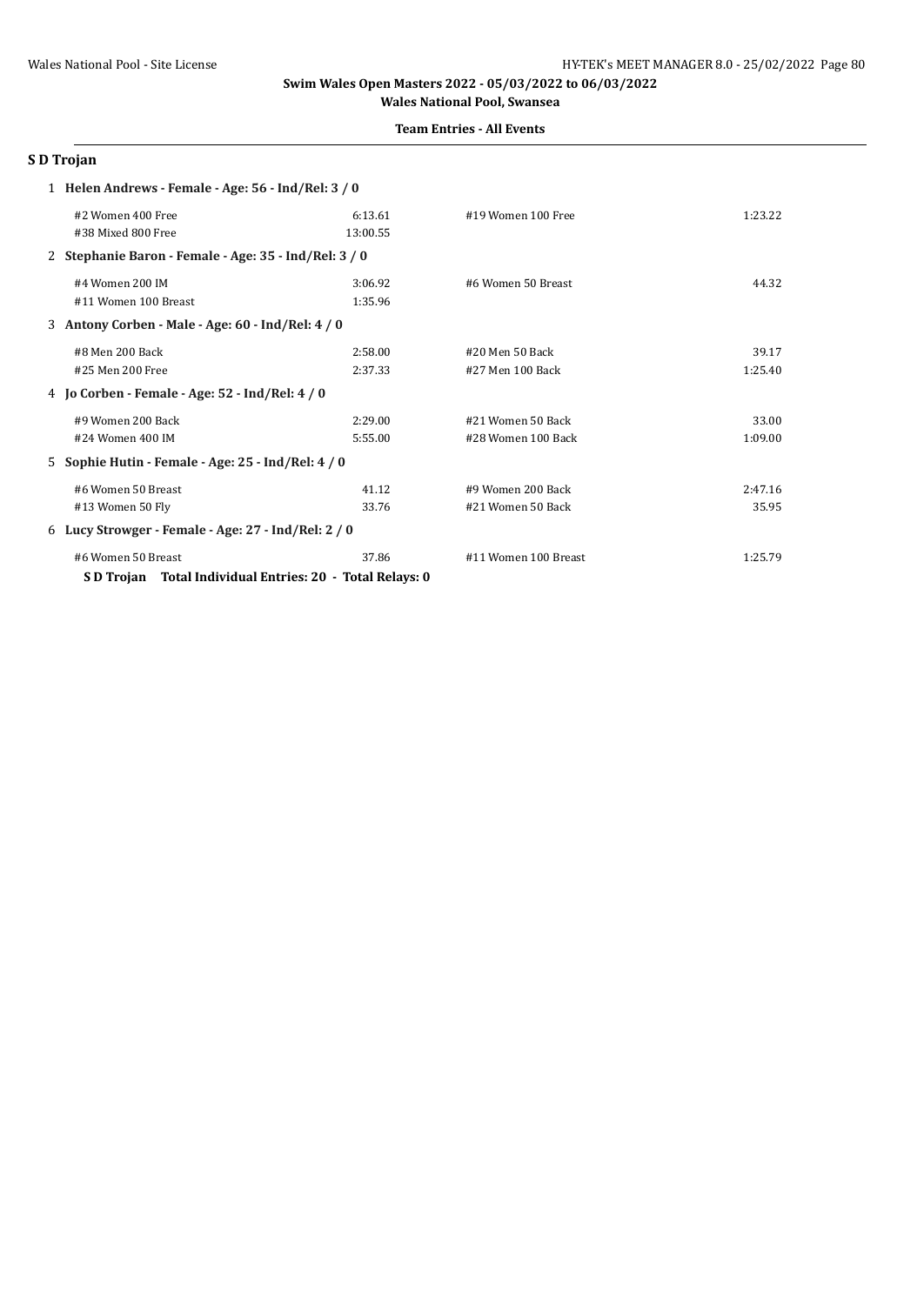Swim Wales Open Masters 2022 - 05/03/2022 to 06/03/2022

Wales National Pool, Swansea

**Team Entries - All Events**

## S D Trojan

**1 Helen Andrews - Female - Age: 56 - Ind/Rel: 3 / 0**

| | | | |
|---|---|---|---|
| #2 Women 400 Free | 6:13.61 | #19 Women 100 Free | 1:23.22 |
| #38 Mixed 800 Free | 13:00.55 | | |

**2 Stephanie Baron - Female - Age: 35 - Ind/Rel: 3 / 0**

| | | | |
|---|---|---|---|
| #4 Women 200 IM | 3:06.92 | #6 Women 50 Breast | 44.32 |
| #11 Women 100 Breast | 1:35.96 | | |

**3 Antony Corben - Male - Age: 60 - Ind/Rel: 4 / 0**

| | | | |
|---|---|---|---|
| #8 Men 200 Back | 2:58.00 | #20 Men 50 Back | 39.17 |
| #25 Men 200 Free | 2:37.33 | #27 Men 100 Back | 1:25.40 |

**4 Jo Corben - Female - Age: 52 - Ind/Rel: 4 / 0**

| | | | |
|---|---|---|---|
| #9 Women 200 Back | 2:29.00 | #21 Women 50 Back | 33.00 |
| #24 Women 400 IM | 5:55.00 | #28 Women 100 Back | 1:09.00 |

**5 Sophie Hutin - Female - Age: 25 - Ind/Rel: 4 / 0**

| | | | |
|---|---|---|---|
| #6 Women 50 Breast | 41.12 | #9 Women 200 Back | 2:47.16 |
| #13 Women 50 Fly | 33.76 | #21 Women 50 Back | 35.95 |

**6 Lucy Strowger - Female - Age: 27 - Ind/Rel: 2 / 0**

| | | | |
|---|---|---|---|
| #6 Women 50 Breast | 37.86 | #11 Women 100 Breast | 1:25.79 |

**S D Trojan Total Individual Entries: 20 - Total Relays: 0**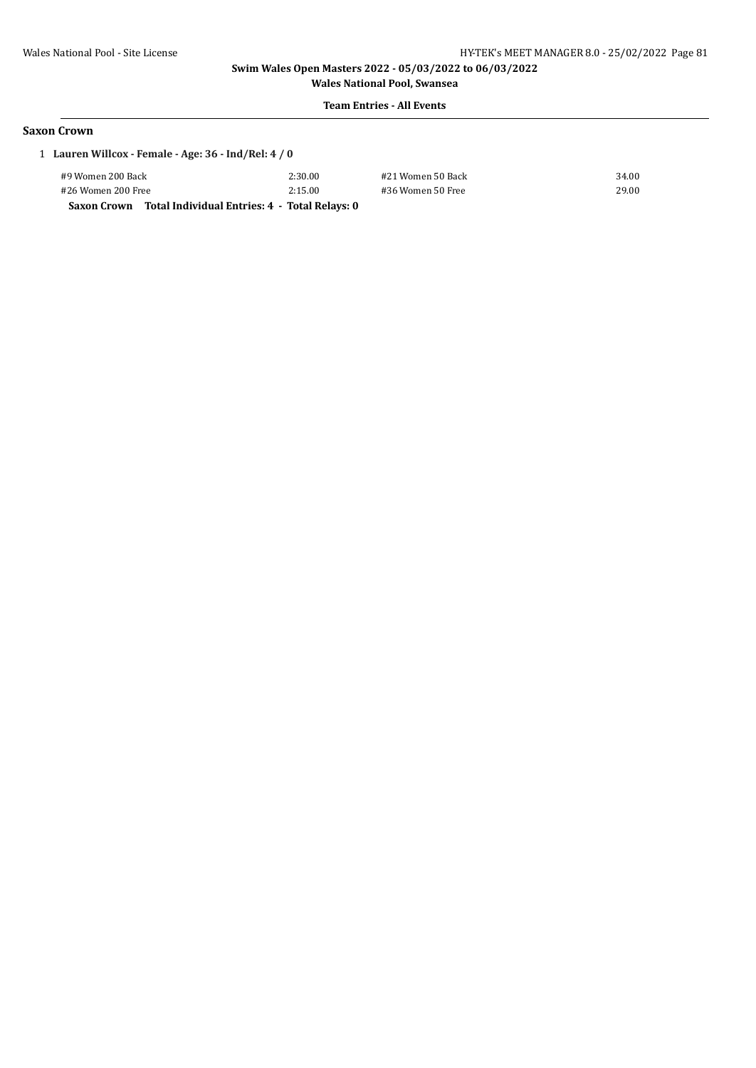Swim Wales Open Masters 2022 - 05/03/2022 to 06/03/2022

Wales National Pool, Swansea

**Team Entries - All Events**

### Saxon Crown

1 **Lauren Willcox - Female - Age: 36 - Ind/Rel: 4 / 0**

| | | | |
|---|---|---|---|
| #9 Women 200 Back | 2:30.00 | #21 Women 50 Back | 34.00 |
| #26 Women 200 Free | 2:15.00 | #36 Women 50 Free | 29.00 |

**Saxon Crown Total Individual Entries: 4 - Total Relays: 0**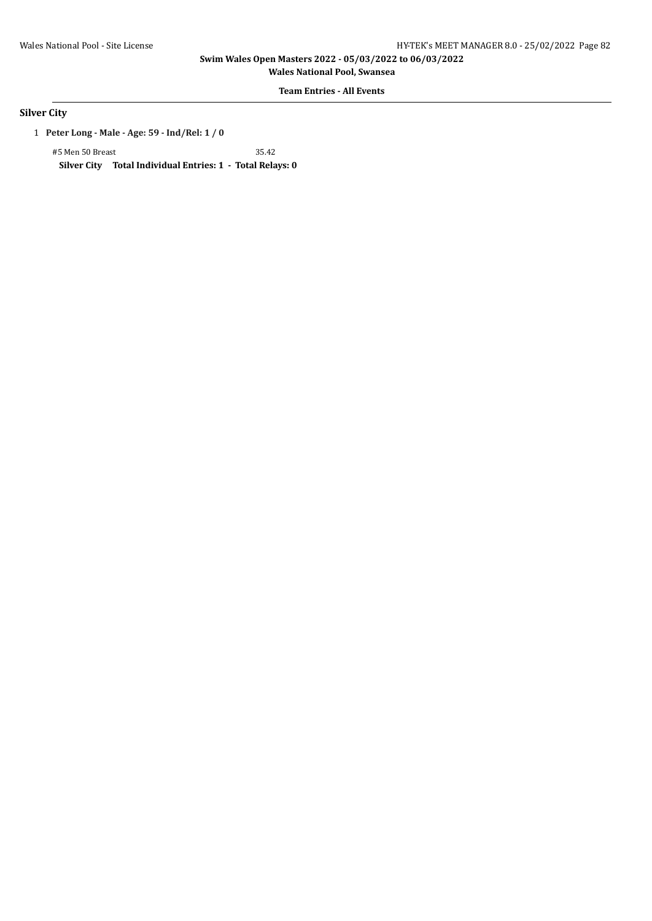## Swim Wales Open Masters 2022 - 05/03/2022 to 06/03/2022

**Wales National Pool, Swansea**

**Team Entries - All Events**

### Silver City

1 **Peter Long - Male - Age: 59 - Ind/Rel: 1 / 0**

#5 Men 50 Breast 35.42

**Silver City Total Individual Entries: 1 - Total Relays: 0**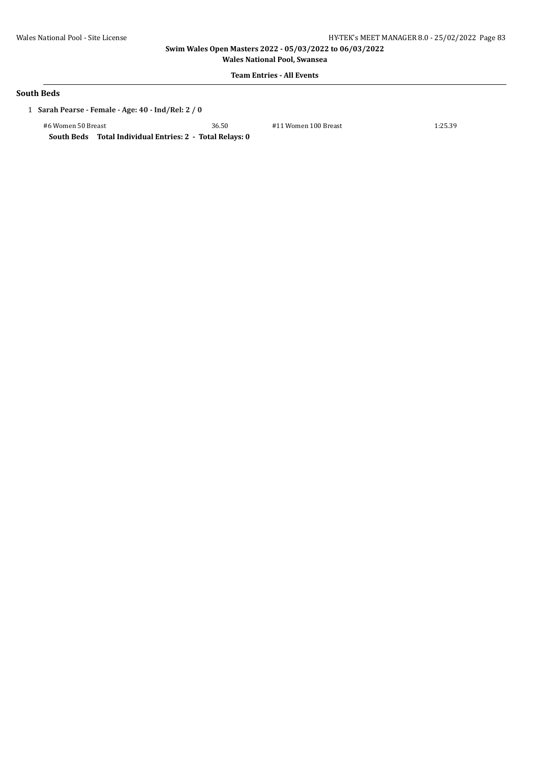## South Beds

1 **Sarah Pearse - Female - Age: 40 - Ind/Rel: 2 / 0**

| | | | |
|---|---|---|---|
| #6 Women 50 Breast | 36.50 | #11 Women 100 Breast | 1:25.39 |

**South Beds Total Individual Entries: 2 - Total Relays: 0**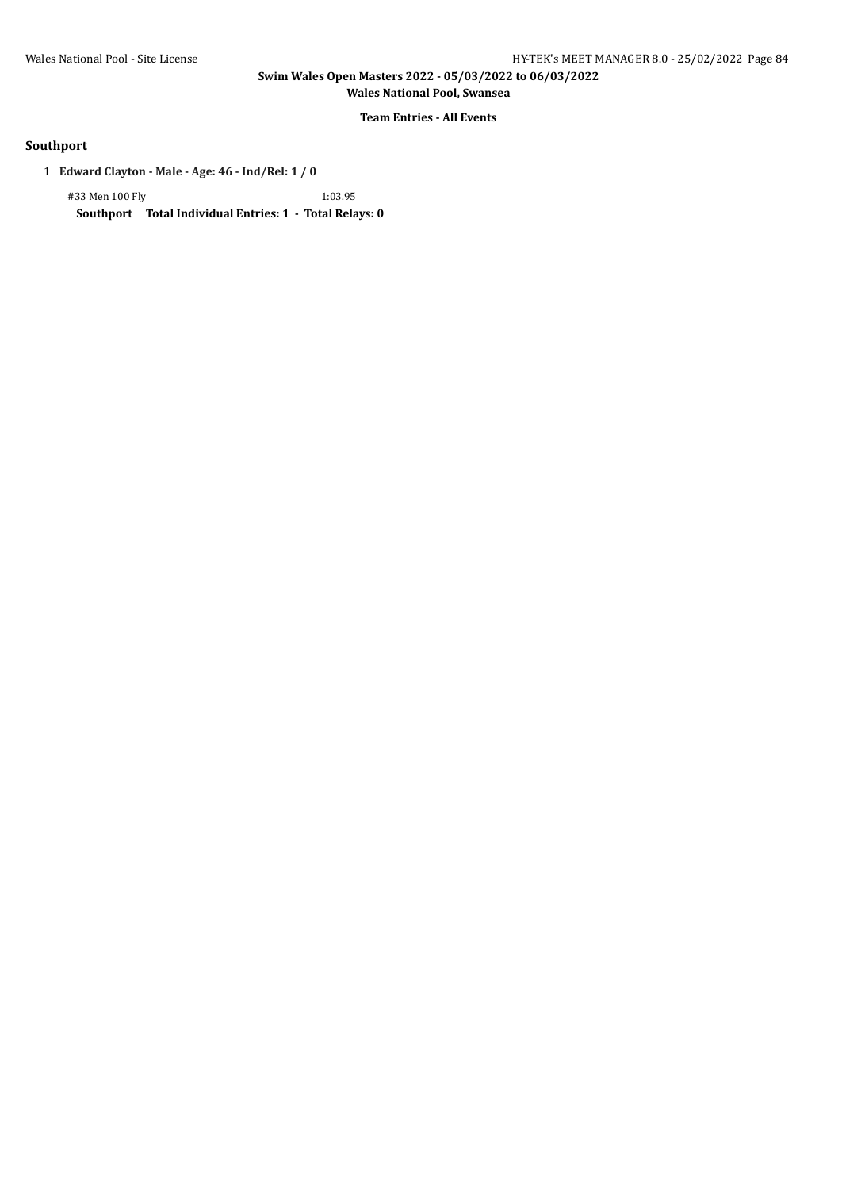**Swim Wales Open Masters 2022 - 05/03/2022 to 06/03/2022**

**Wales National Pool, Swansea**

**Team Entries - All Events**

## Southport

1 **Edward Clayton - Male - Age: 46 - Ind/Rel: 1 / 0**

#33 Men 100 Fly 1:03.95

**Southport Total Individual Entries: 1 - Total Relays: 0**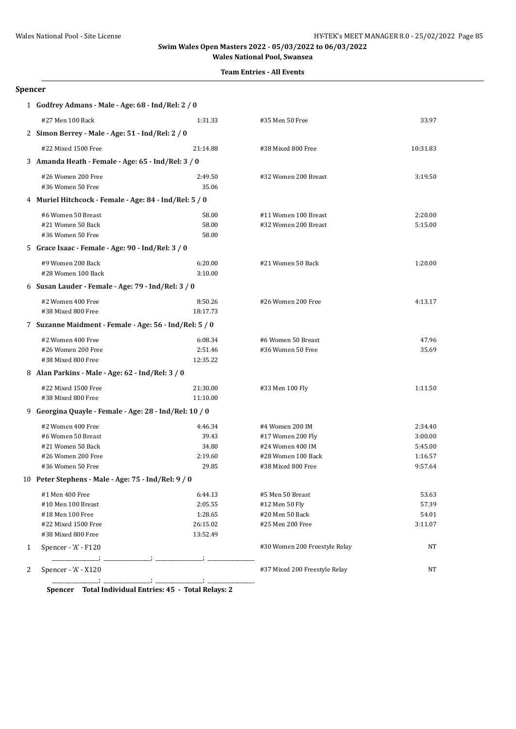**Swim Wales Open Masters 2022 - 05/03/2022 to 06/03/2022**

**Wales National Pool, Swansea**

**Team Entries - All Events**

## Spencer

**1 Godfrey Admans - Male - Age: 68 - Ind/Rel: 2 / 0**

| Event | Time | Event | Time |
|---|---|---|---|
| #27 Men 100 Back | 1:31.33 | #35 Men 50 Free | 33.97 |

**2 Simon Berrey - Male - Age: 51 - Ind/Rel: 2 / 0**

| Event | Time | Event | Time |
|---|---|---|---|
| #22 Mixed 1500 Free | 21:14.88 | #38 Mixed 800 Free | 10:31.83 |

**3 Amanda Heath - Female - Age: 65 - Ind/Rel: 3 / 0**

| Event | Time | Event | Time |
|---|---|---|---|
| #26 Women 200 Free | 2:49.50 | #32 Women 200 Breast | 3:19.50 |
| #36 Women 50 Free | 35.06 | | |

**4 Muriel Hitchcock - Female - Age: 84 - Ind/Rel: 5 / 0**

| Event | Time | Event | Time |
|---|---|---|---|
| #6 Women 50 Breast | 58.00 | #11 Women 100 Breast | 2:20.00 |
| #21 Women 50 Back | 58.00 | #32 Women 200 Breast | 5:15.00 |
| #36 Women 50 Free | 58.00 | | |

**5 Grace Isaac - Female - Age: 90 - Ind/Rel: 3 / 0**

| Event | Time | Event | Time |
|---|---|---|---|
| #9 Women 200 Back | 6:20.00 | #21 Women 50 Back | 1:20.00 |
| #28 Women 100 Back | 3:10.00 | | |

**6 Susan Lauder - Female - Age: 79 - Ind/Rel: 3 / 0**

| Event | Time | Event | Time |
|---|---|---|---|
| #2 Women 400 Free | 8:50.26 | #26 Women 200 Free | 4:13.17 |
| #38 Mixed 800 Free | 18:17.73 | | |

**7 Suzanne Maidment - Female - Age: 56 - Ind/Rel: 5 / 0**

| Event | Time | Event | Time |
|---|---|---|---|
| #2 Women 400 Free | 6:08.34 | #6 Women 50 Breast | 47.96 |
| #26 Women 200 Free | 2:51.46 | #36 Women 50 Free | 35.69 |
| #38 Mixed 800 Free | 12:35.22 | | |

**8 Alan Parkins - Male - Age: 62 - Ind/Rel: 3 / 0**

| Event | Time | Event | Time |
|---|---|---|---|
| #22 Mixed 1500 Free | 21:30.00 | #33 Men 100 Fly | 1:11.50 |
| #38 Mixed 800 Free | 11:10.00 | | |

**9 Georgina Quayle - Female - Age: 28 - Ind/Rel: 10 / 0**

| Event | Time | Event | Time |
|---|---|---|---|
| #2 Women 400 Free | 4:46.34 | #4 Women 200 IM | 2:34.40 |
| #6 Women 50 Breast | 39.43 | #17 Women 200 Fly | 3:00.00 |
| #21 Women 50 Back | 34.80 | #24 Women 400 IM | 5:45.00 |
| #26 Women 200 Free | 2:19.60 | #28 Women 100 Back | 1:16.57 |
| #36 Women 50 Free | 29.85 | #38 Mixed 800 Free | 9:57.64 |

**10 Peter Stephens - Male - Age: 75 - Ind/Rel: 9 / 0**

| Event | Time | Event | Time |
|---|---|---|---|
| #1 Men 400 Free | 6:44.13 | #5 Men 50 Breast | 53.63 |
| #10 Men 100 Breast | 2:05.55 | #12 Men 50 Fly | 57.39 |
| #18 Men 100 Free | 1:28.65 | #20 Men 50 Back | 54.01 |
| #22 Mixed 1500 Free | 26:15.02 | #25 Men 200 Free | 3:11.07 |
| #38 Mixed 800 Free | 13:52.49 | | |

| # | Relay Team | Event | Time |
|---|---|---|---|
| 1 | Spencer - 'A' - F120 | #30 Women 200 Freestyle Relay | NT |
| 2 | Spencer - 'A' - X120 | #37 Mixed 200 Freestyle Relay | NT |

**Spencer Total Individual Entries: 45 - Total Relays: 2**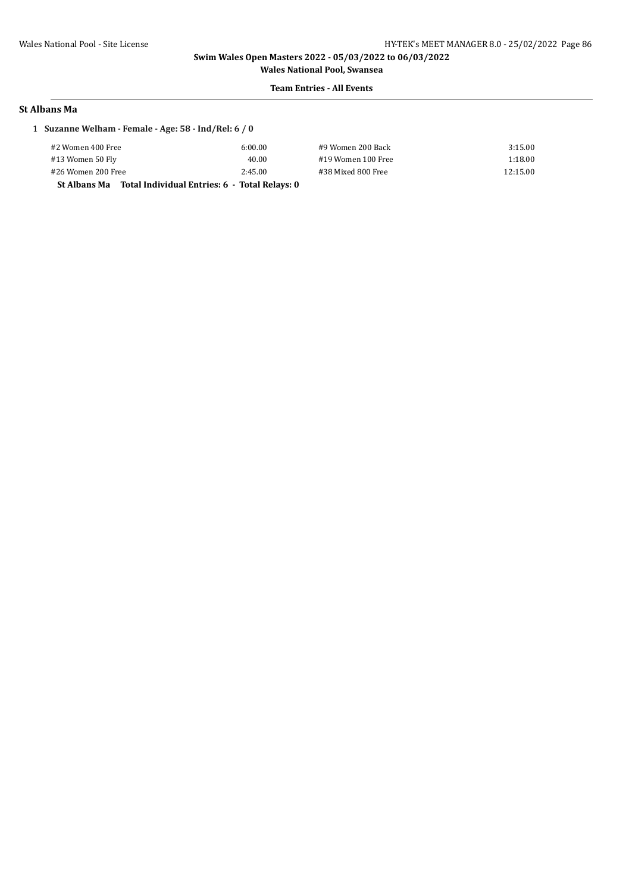**Team Entries - All Events**

## St Albans Ma

1 **Suzanne Welham - Female - Age: 58 - Ind/Rel: 6 / 0**

| Event | Time | Event | Time |
|---|---|---|---|
| #2 Women 400 Free | 6:00.00 | #9 Women 200 Back | 3:15.00 |
| #13 Women 50 Fly | 40.00 | #19 Women 100 Free | 1:18.00 |
| #26 Women 200 Free | 2:45.00 | #38 Mixed 800 Free | 12:15.00 |

**St Albans Ma Total Individual Entries: 6 - Total Relays: 0**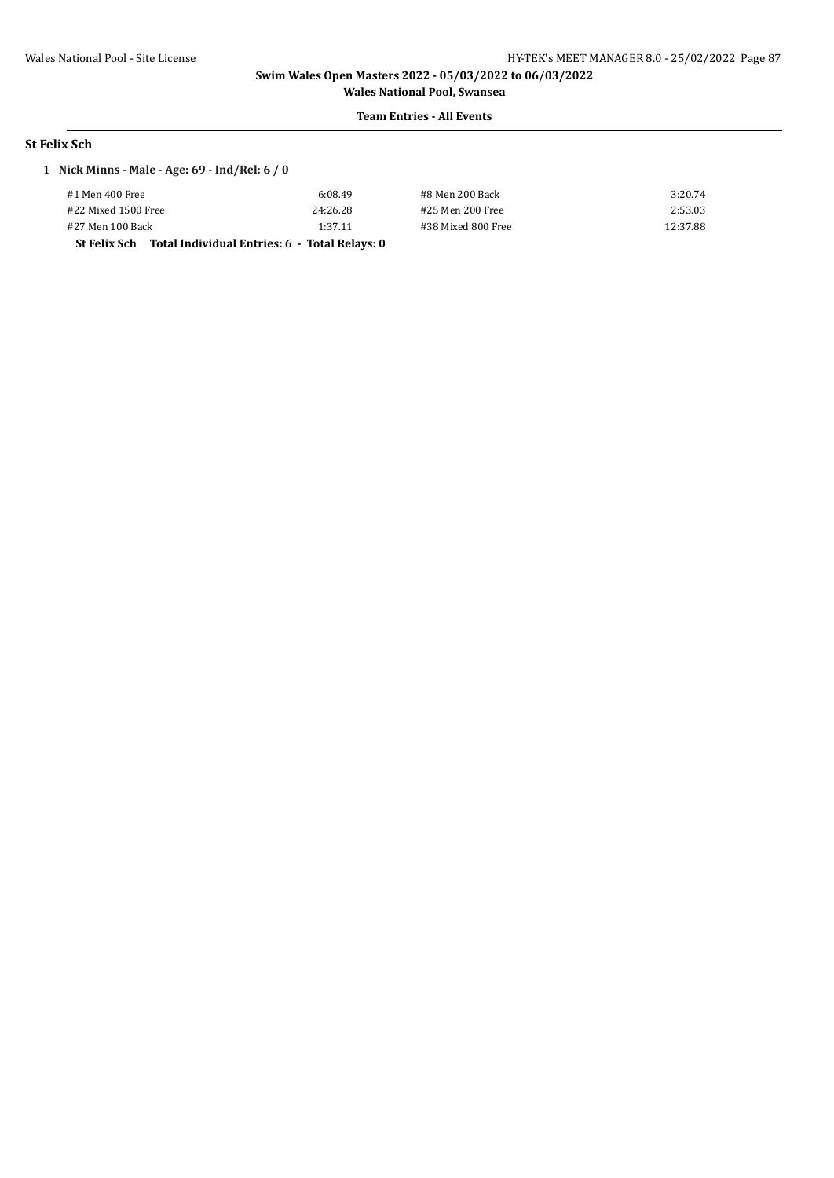## St Felix Sch

1 **Nick Minns - Male - Age: 69 - Ind/Rel: 6 / 0**

| Event | Time | Event | Time |
|---|---|---|---|
| #1 Men 400 Free | 6:08.49 | #8 Men 200 Back | 3:20.74 |
| #22 Mixed 1500 Free | 24:26.28 | #25 Men 200 Free | 2:53.03 |
| #27 Men 100 Back | 1:37.11 | #38 Mixed 800 Free | 12:37.88 |

**St Felix Sch Total Individual Entries: 6 - Total Relays: 0**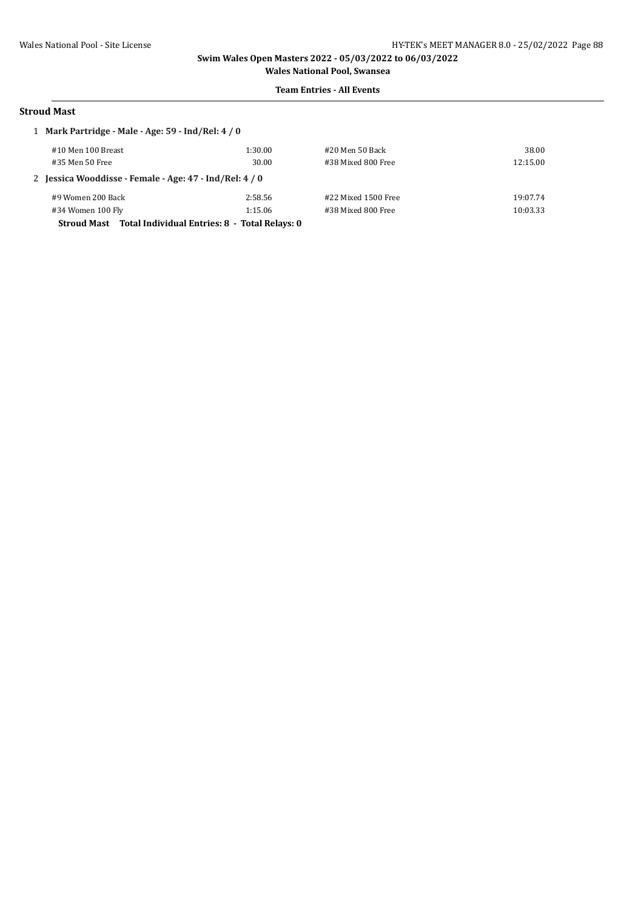**Swim Wales Open Masters 2022 - 05/03/2022 to 06/03/2022**

**Wales National Pool, Swansea**

**Team Entries - All Events**

## Stroud Mast

1 **Mark Partridge - Male - Age: 59 - Ind/Rel: 4 / 0**

| | | | |
|---|---|---|---|
| #10 Men 100 Breast | 1:30.00 | #20 Men 50 Back | 38.00 |
| #35 Men 50 Free | 30.00 | #38 Mixed 800 Free | 12:15.00 |

2 **Jessica Wooddisse - Female - Age: 47 - Ind/Rel: 4 / 0**

| | | | |
|---|---|---|---|
| #9 Women 200 Back | 2:58.56 | #22 Mixed 1500 Free | 19:07.74 |
| #34 Women 100 Fly | 1:15.06 | #38 Mixed 800 Free | 10:03.33 |

**Stroud Mast Total Individual Entries: 8 - Total Relays: 0**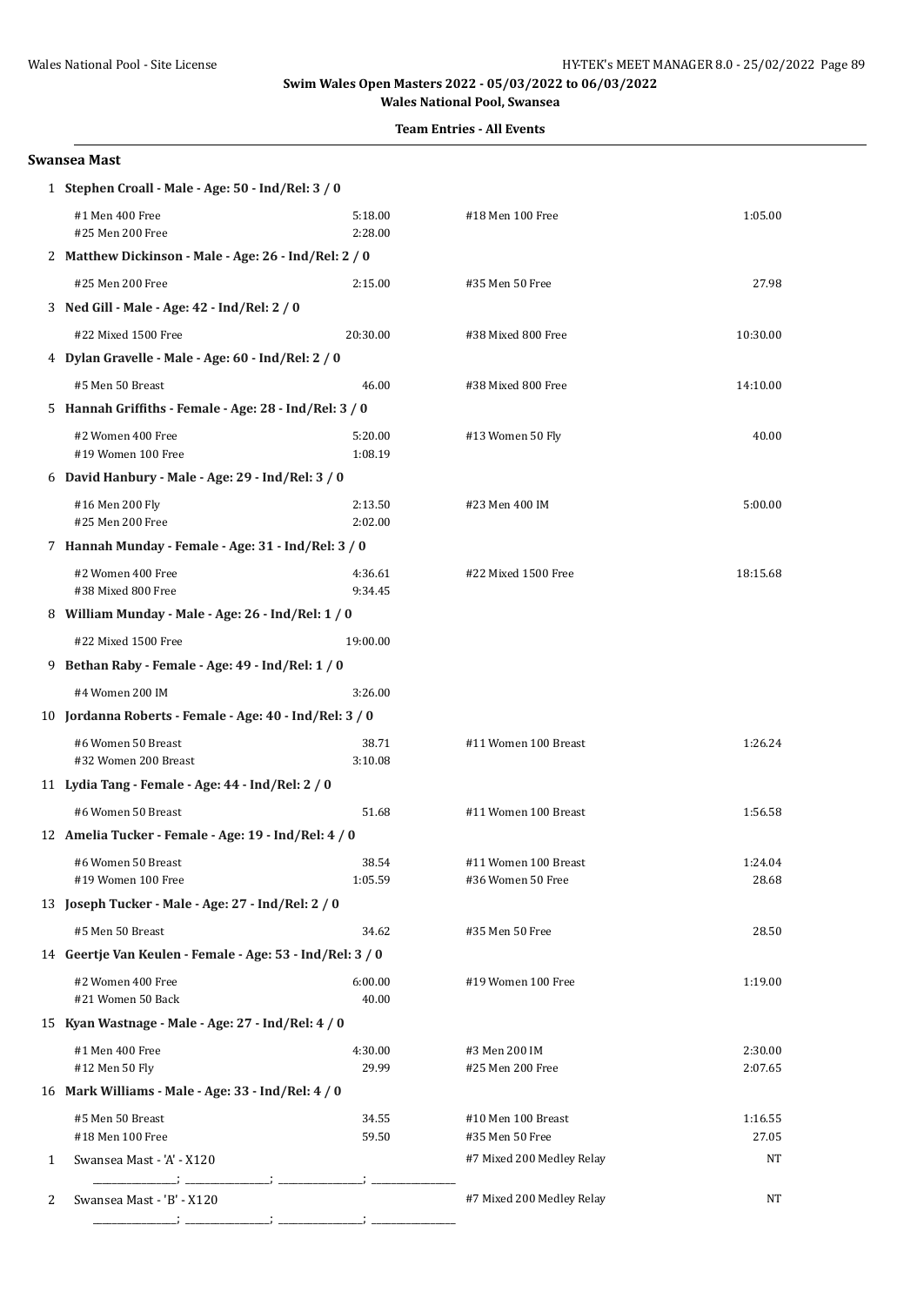**Swim Wales Open Masters 2022 - 05/03/2022 to 06/03/2022**

**Wales National Pool, Swansea**

**Team Entries - All Events**

## Swansea Mast

**1 Stephen Croall - Male - Age: 50 - Ind/Rel: 3 / 0**

| | | | |
|---|---|---|---|
| #1 Men 400 Free | 5:18.00 | #18 Men 100 Free | 1:05.00 |
| #25 Men 200 Free | 2:28.00 | | |

**2 Matthew Dickinson - Male - Age: 26 - Ind/Rel: 2 / 0**

| | | | |
|---|---|---|---|
| #25 Men 200 Free | 2:15.00 | #35 Men 50 Free | 27.98 |

**3 Ned Gill - Male - Age: 42 - Ind/Rel: 2 / 0**

| | | | |
|---|---|---|---|
| #22 Mixed 1500 Free | 20:30.00 | #38 Mixed 800 Free | 10:30.00 |

**4 Dylan Gravelle - Male - Age: 60 - Ind/Rel: 2 / 0**

| | | | |
|---|---|---|---|
| #5 Men 50 Breast | 46.00 | #38 Mixed 800 Free | 14:10.00 |

**5 Hannah Griffiths - Female - Age: 28 - Ind/Rel: 3 / 0**

| | | | |
|---|---|---|---|
| #2 Women 400 Free | 5:20.00 | #13 Women 50 Fly | 40.00 |
| #19 Women 100 Free | 1:08.19 | | |

**6 David Hanbury - Male - Age: 29 - Ind/Rel: 3 / 0**

| | | | |
|---|---|---|---|
| #16 Men 200 Fly | 2:13.50 | #23 Men 400 IM | 5:00.00 |
| #25 Men 200 Free | 2:02.00 | | |

**7 Hannah Munday - Female - Age: 31 - Ind/Rel: 3 / 0**

| | | | |
|---|---|---|---|
| #2 Women 400 Free | 4:36.61 | #22 Mixed 1500 Free | 18:15.68 |
| #38 Mixed 800 Free | 9:34.45 | | |

**8 William Munday - Male - Age: 26 - Ind/Rel: 1 / 0**

| | | | |
|---|---|---|---|
| #22 Mixed 1500 Free | 19:00.00 | | |

**9 Bethan Raby - Female - Age: 49 - Ind/Rel: 1 / 0**

| | | | |
|---|---|---|---|
| #4 Women 200 IM | 3:26.00 | | |

**10 Jordanna Roberts - Female - Age: 40 - Ind/Rel: 3 / 0**

| | | | |
|---|---|---|---|
| #6 Women 50 Breast | 38.71 | #11 Women 100 Breast | 1:26.24 |
| #32 Women 200 Breast | 3:10.08 | | |

**11 Lydia Tang - Female - Age: 44 - Ind/Rel: 2 / 0**

| | | | |
|---|---|---|---|
| #6 Women 50 Breast | 51.68 | #11 Women 100 Breast | 1:56.58 |

**12 Amelia Tucker - Female - Age: 19 - Ind/Rel: 4 / 0**

| | | | |
|---|---|---|---|
| #6 Women 50 Breast | 38.54 | #11 Women 100 Breast | 1:24.04 |
| #19 Women 100 Free | 1:05.59 | #36 Women 50 Free | 28.68 |

**13 Joseph Tucker - Male - Age: 27 - Ind/Rel: 2 / 0**

| | | | |
|---|---|---|---|
| #5 Men 50 Breast | 34.62 | #35 Men 50 Free | 28.50 |

**14 Geertje Van Keulen - Female - Age: 53 - Ind/Rel: 3 / 0**

| | | | |
|---|---|---|---|
| #2 Women 400 Free | 6:00.00 | #19 Women 100 Free | 1:19.00 |
| #21 Women 50 Back | 40.00 | | |

**15 Kyan Wastnage - Male - Age: 27 - Ind/Rel: 4 / 0**

| | | | |
|---|---|---|---|
| #1 Men 400 Free | 4:30.00 | #3 Men 200 IM | 2:30.00 |
| #12 Men 50 Fly | 29.99 | #25 Men 200 Free | 2:07.65 |

**16 Mark Williams - Male - Age: 33 - Ind/Rel: 4 / 0**

| | | | |
|---|---|---|---|
| #5 Men 50 Breast | 34.55 | #10 Men 100 Breast | 1:16.55 |
| #18 Men 100 Free | 59.50 | #35 Men 50 Free | 27.05 |

| | | | |
|---|---|---|---|
| 1 | Swansea Mast - 'A' - X120 | #7 Mixed 200 Medley Relay | NT |
| 2 | Swansea Mast - 'B' - X120 | #7 Mixed 200 Medley Relay | NT |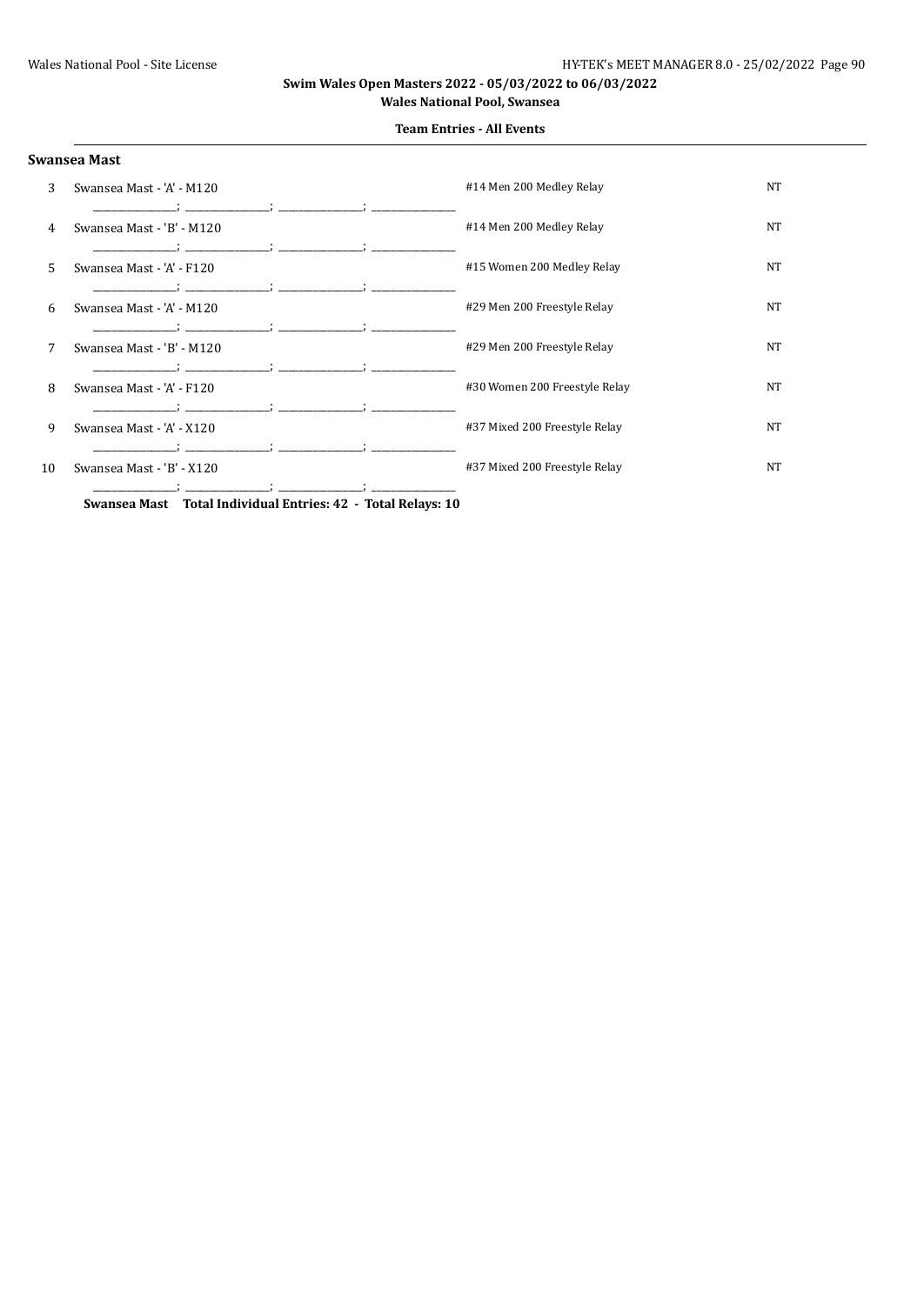**Swim Wales Open Masters 2022 - 05/03/2022 to 06/03/2022**

**Wales National Pool, Swansea**

**Team Entries - All Events**

### Swansea Mast

| | | | |
|---|---|---|---|
| 3 | Swansea Mast - 'A' - M120<br>_______________; _______________; _______________; _______________ | #14 Men 200 Medley Relay | NT |
| 4 | Swansea Mast - 'B' - M120<br>_______________; _______________; _______________; _______________ | #14 Men 200 Medley Relay | NT |
| 5 | Swansea Mast - 'A' - F120<br>_______________; _______________; _______________; _______________ | #15 Women 200 Medley Relay | NT |
| 6 | Swansea Mast - 'A' - M120<br>_______________; _______________; _______________; _______________ | #29 Men 200 Freestyle Relay | NT |
| 7 | Swansea Mast - 'B' - M120<br>_______________; _______________; _______________; _______________ | #29 Men 200 Freestyle Relay | NT |
| 8 | Swansea Mast - 'A' - F120<br>_______________; _______________; _______________; _______________ | #30 Women 200 Freestyle Relay | NT |
| 9 | Swansea Mast - 'A' - X120<br>_______________; _______________; _______________; _______________ | #37 Mixed 200 Freestyle Relay | NT |
| 10 | Swansea Mast - 'B' - X120<br>_______________; _______________; _______________; _______________ | #37 Mixed 200 Freestyle Relay | NT |

**Swansea Mast Total Individual Entries: 42 - Total Relays: 10**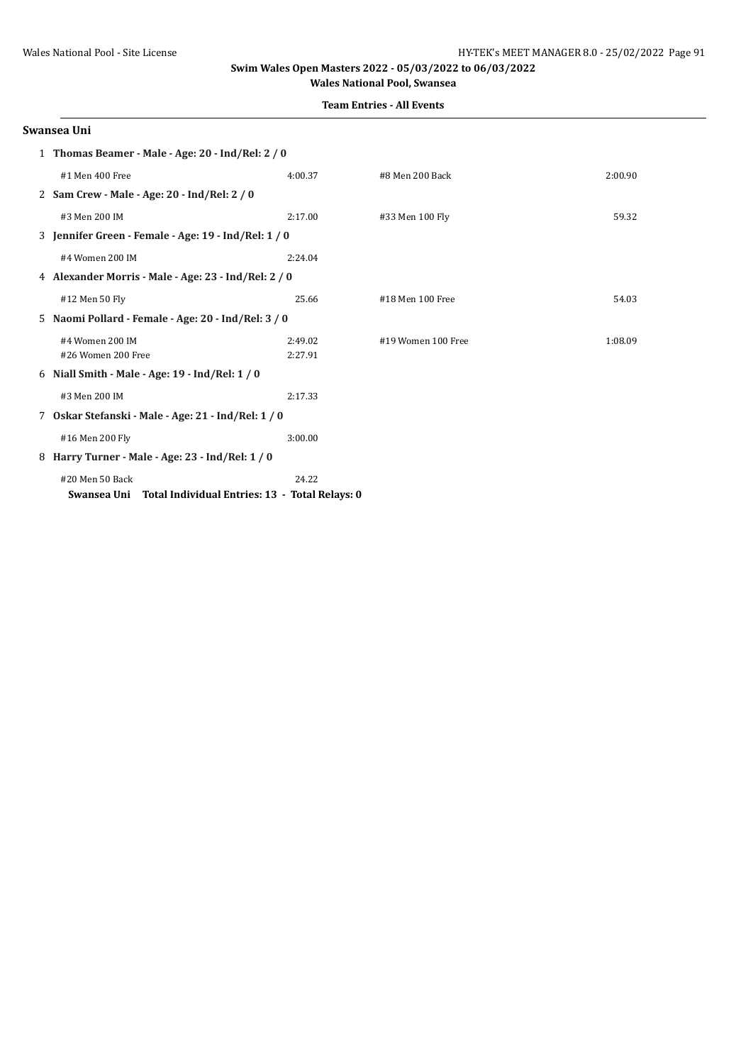## Swimming Wales Open Masters 2022 - 05/03/2022 to 06/03/2022

**Wales National Pool, Swansea**

**Team Entries - All Events**

### Swansea Uni

1 **Thomas Beamer - Male - Age: 20 - Ind/Rel: 2 / 0**

| | | | |
|---|---|---|---|
| #1 Men 400 Free | 4:00.37 | #8 Men 200 Back | 2:00.90 |

2 **Sam Crew - Male - Age: 20 - Ind/Rel: 2 / 0**

| | | | |
|---|---|---|---|
| #3 Men 200 IM | 2:17.00 | #33 Men 100 Fly | 59.32 |

3 **Jennifer Green - Female - Age: 19 - Ind/Rel: 1 / 0**

| | | | |
|---|---|---|---|
| #4 Women 200 IM | 2:24.04 | | |

4 **Alexander Morris - Male - Age: 23 - Ind/Rel: 2 / 0**

| | | | |
|---|---|---|---|
| #12 Men 50 Fly | 25.66 | #18 Men 100 Free | 54.03 |

5 **Naomi Pollard - Female - Age: 20 - Ind/Rel: 3 / 0**

| | | | |
|---|---|---|---|
| #4 Women 200 IM | 2:49.02 | #19 Women 100 Free | 1:08.09 |
| #26 Women 200 Free | 2:27.91 | | |

6 **Niall Smith - Male - Age: 19 - Ind/Rel: 1 / 0**

| | | | |
|---|---|---|---|
| #3 Men 200 IM | 2:17.33 | | |

7 **Oskar Stefanski - Male - Age: 21 - Ind/Rel: 1 / 0**

| | | | |
|---|---|---|---|
| #16 Men 200 Fly | 3:00.00 | | |

8 **Harry Turner - Male - Age: 23 - Ind/Rel: 1 / 0**

| | | | |
|---|---|---|---|
| #20 Men 50 Back | 24.22 | | |

**Swansea Uni Total Individual Entries: 13 - Total Relays: 0**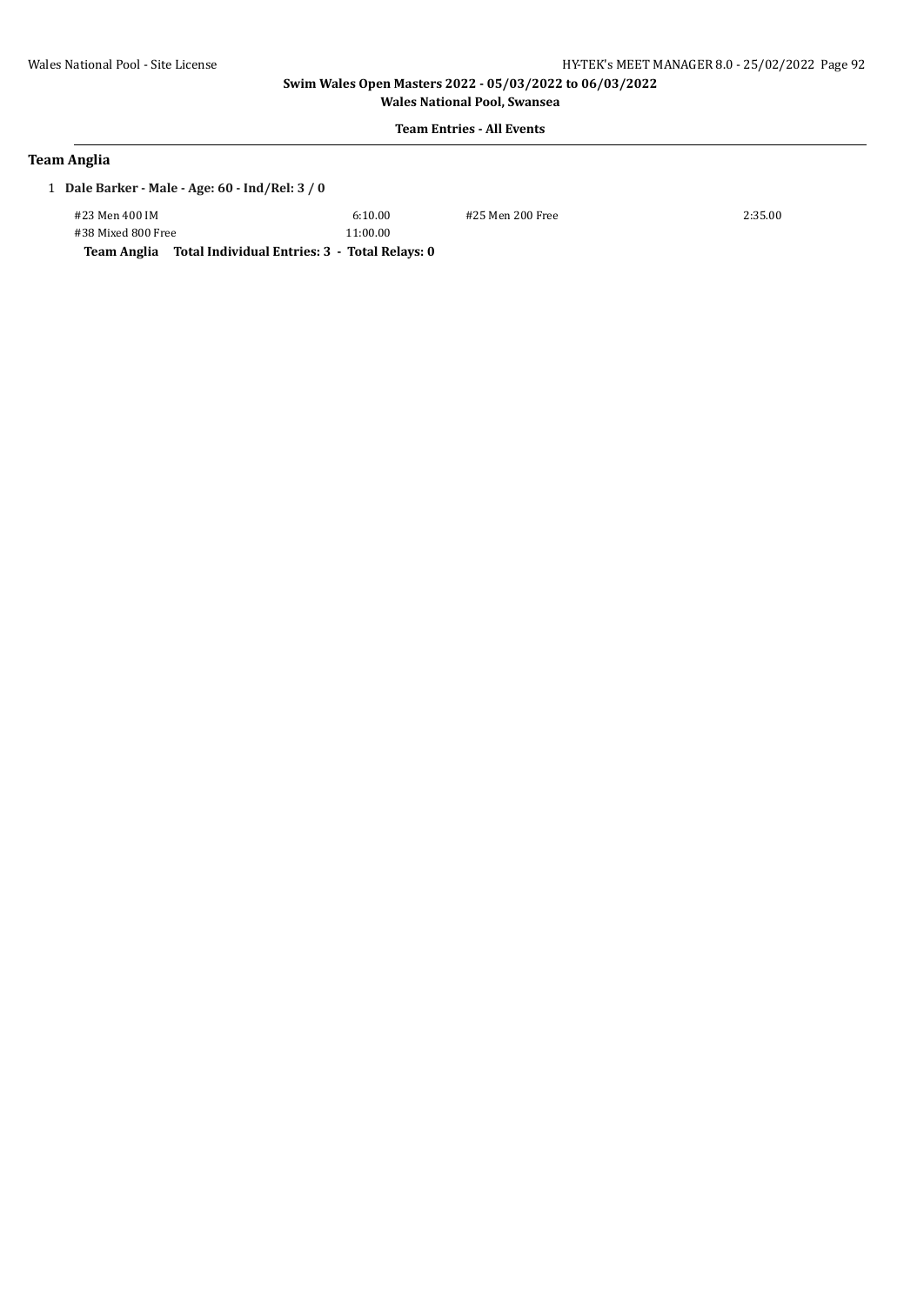Swim Wales Open Masters 2022 - 05/03/2022 to 06/03/2022

Wales National Pool, Swansea

**Team Entries - All Events**

## Team Anglia

1 **Dale Barker - Male - Age: 60 - Ind/Rel: 3 / 0**

| Event | Time | Event | Time |
|---|---|---|---|
| #23 Men 400 IM | 6:10.00 | #25 Men 200 Free | 2:35.00 |
| #38 Mixed 800 Free | 11:00.00 | | |

**Team Anglia Total Individual Entries: 3 - Total Relays: 0**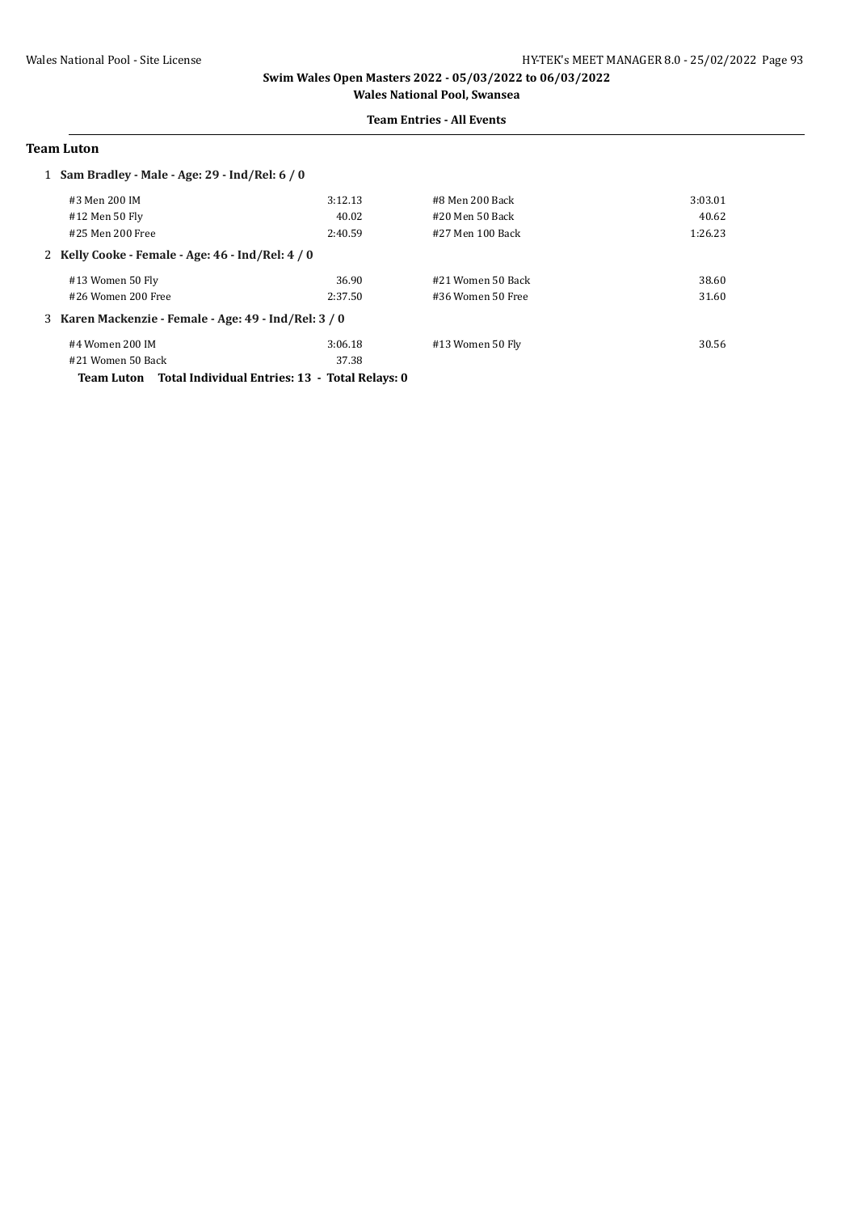**Swim Wales Open Masters 2022 - 05/03/2022 to 06/03/2022**

**Wales National Pool, Swansea**

**Team Entries - All Events**

## Team Luton

**1 Sam Bradley - Male - Age: 29 - Ind/Rel: 6 / 0**

| | | | |
|---|---|---|---|
| #3 Men 200 IM | 3:12.13 | #8 Men 200 Back | 3:03.01 |
| #12 Men 50 Fly | 40.02 | #20 Men 50 Back | 40.62 |
| #25 Men 200 Free | 2:40.59 | #27 Men 100 Back | 1:26.23 |

**2 Kelly Cooke - Female - Age: 46 - Ind/Rel: 4 / 0**

| | | | |
|---|---|---|---|
| #13 Women 50 Fly | 36.90 | #21 Women 50 Back | 38.60 |
| #26 Women 200 Free | 2:37.50 | #36 Women 50 Free | 31.60 |

**3 Karen Mackenzie - Female - Age: 49 - Ind/Rel: 3 / 0**

| | | | |
|---|---|---|---|
| #4 Women 200 IM | 3:06.18 | #13 Women 50 Fly | 30.56 |
| #21 Women 50 Back | 37.38 | | |

**Team Luton Total Individual Entries: 13 - Total Relays: 0**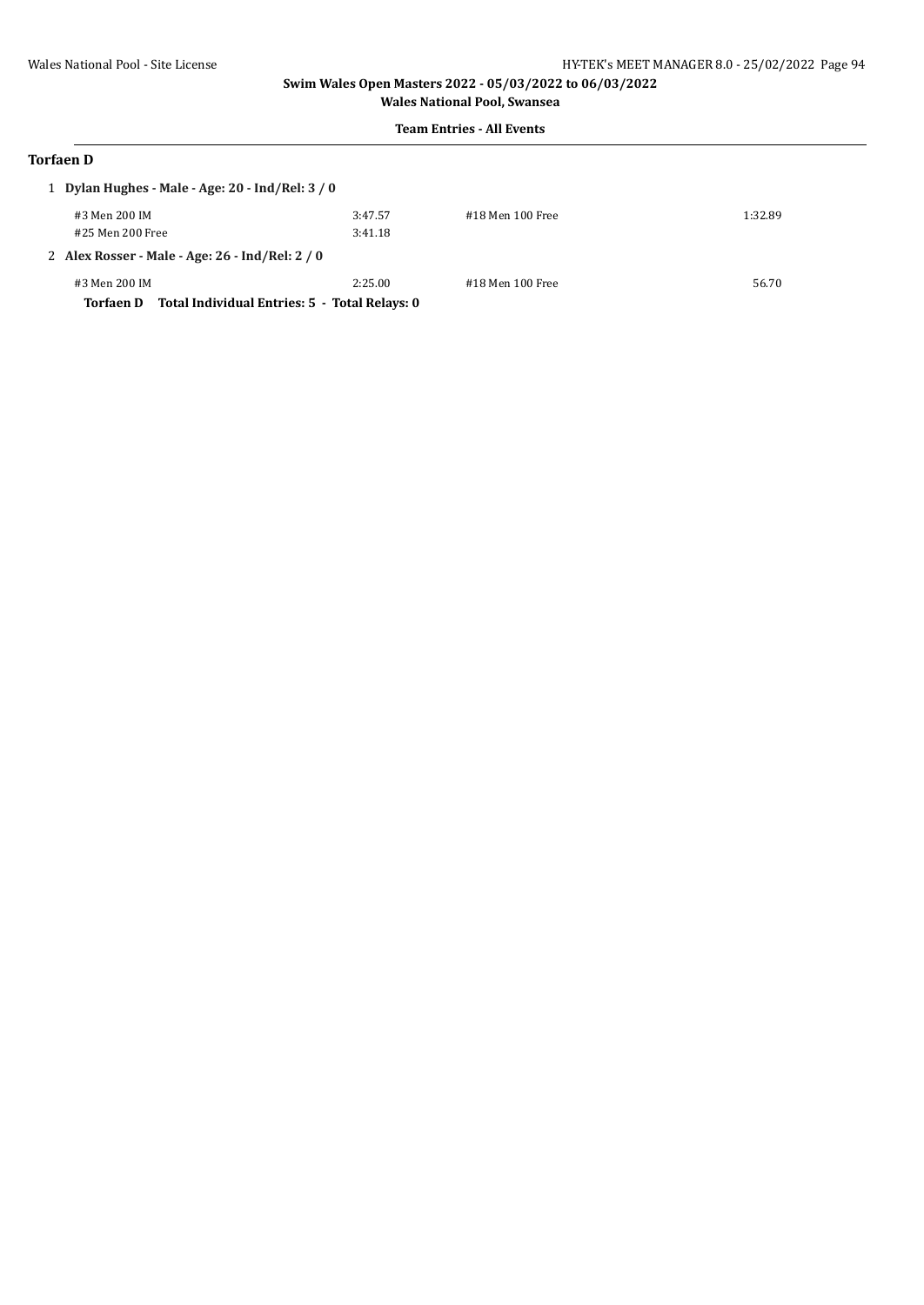## Team Entries - All Events

### Torfaen D

1 **Dylan Hughes - Male - Age: 20 - Ind/Rel: 3 / 0**

| | | | |
|---|---|---|---|
| #3 Men 200 IM | 3:47.57 | #18 Men 100 Free | 1:32.89 |
| #25 Men 200 Free | 3:41.18 | | |

2 **Alex Rosser - Male - Age: 26 - Ind/Rel: 2 / 0**

| | | | |
|---|---|---|---|
| #3 Men 200 IM | 2:25.00 | #18 Men 100 Free | 56.70 |

**Torfaen D Total Individual Entries: 5 - Total Relays: 0**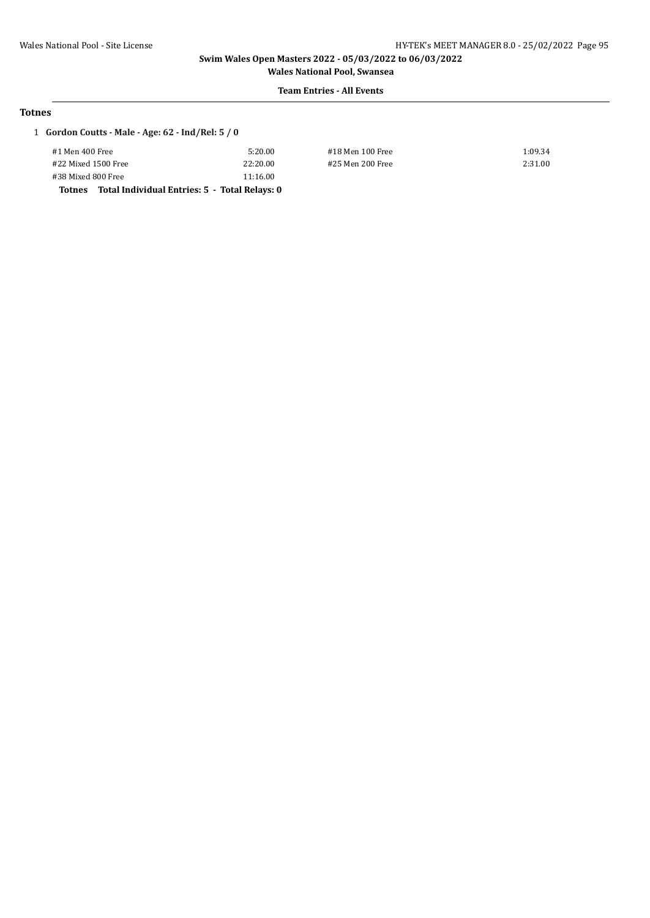**Swim Wales Open Masters 2022 - 05/03/2022 to 06/03/2022**

**Wales National Pool, Swansea**

**Team Entries - All Events**

## Totnes

1 **Gordon Coutts - Male - Age: 62 - Ind/Rel: 5 / 0**

| Event | Time | Event | Time |
|---|---|---|---|
| #1 Men 400 Free | 5:20.00 | #18 Men 100 Free | 1:09.34 |
| #22 Mixed 1500 Free | 22:20.00 | #25 Men 200 Free | 2:31.00 |
| #38 Mixed 800 Free | 11:16.00 | | |

**Totnes Total Individual Entries: 5 - Total Relays: 0**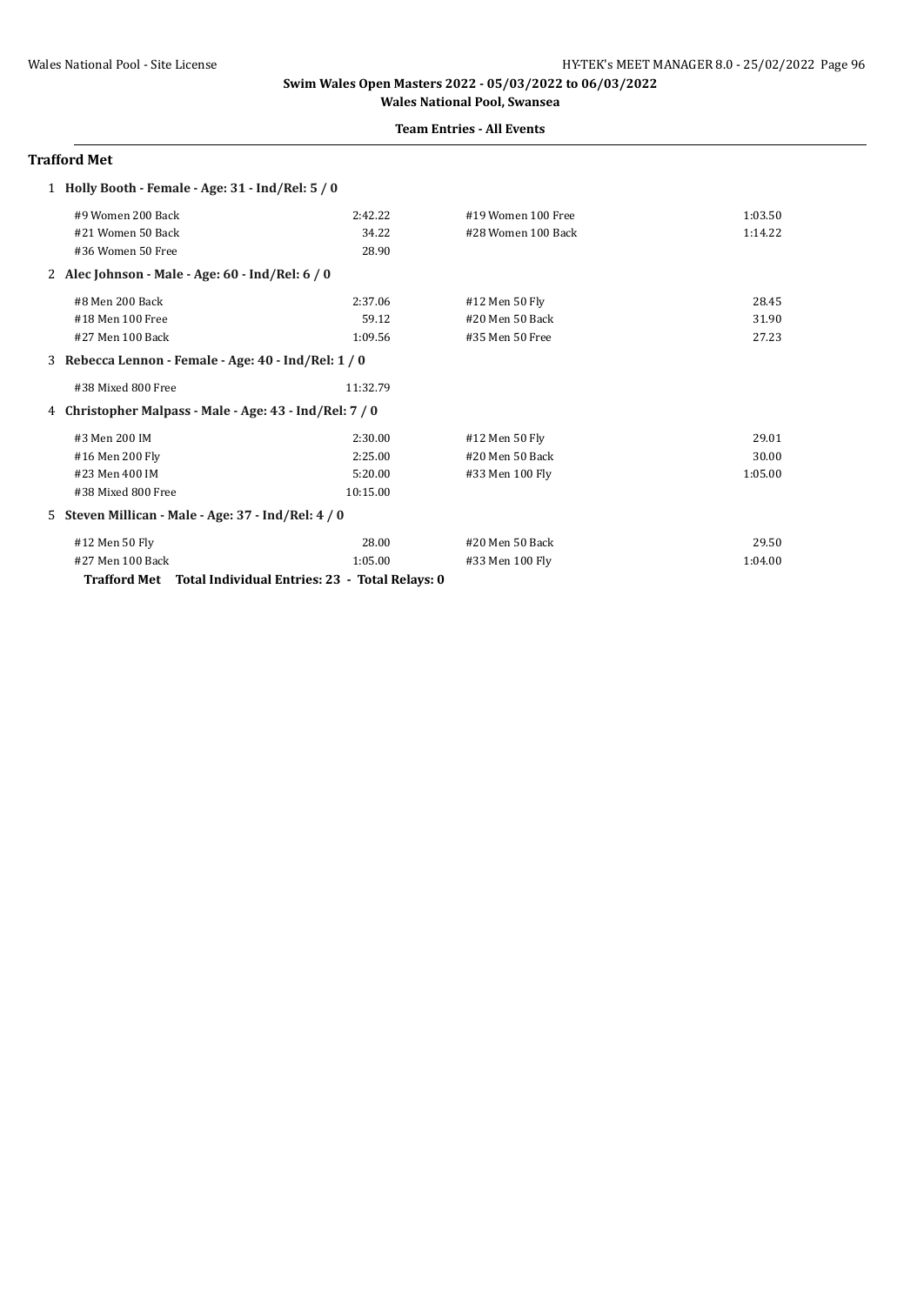**Swim Wales Open Masters 2022 - 05/03/2022 to 06/03/2022**

**Wales National Pool, Swansea**

**Team Entries - All Events**

### Trafford Met

**1 Holly Booth - Female - Age: 31 - Ind/Rel: 5 / 0**

| Event | Time | Event | Time |
|---|---|---|---|
| #9 Women 200 Back | 2:42.22 | #19 Women 100 Free | 1:03.50 |
| #21 Women 50 Back | 34.22 | #28 Women 100 Back | 1:14.22 |
| #36 Women 50 Free | 28.90 | | |

**2 Alec Johnson - Male - Age: 60 - Ind/Rel: 6 / 0**

| Event | Time | Event | Time |
|---|---|---|---|
| #8 Men 200 Back | 2:37.06 | #12 Men 50 Fly | 28.45 |
| #18 Men 100 Free | 59.12 | #20 Men 50 Back | 31.90 |
| #27 Men 100 Back | 1:09.56 | #35 Men 50 Free | 27.23 |

**3 Rebecca Lennon - Female - Age: 40 - Ind/Rel: 1 / 0**

| Event | Time | Event | Time |
|---|---|---|---|
| #38 Mixed 800 Free | 11:32.79 | | |

**4 Christopher Malpass - Male - Age: 43 - Ind/Rel: 7 / 0**

| Event | Time | Event | Time |
|---|---|---|---|
| #3 Men 200 IM | 2:30.00 | #12 Men 50 Fly | 29.01 |
| #16 Men 200 Fly | 2:25.00 | #20 Men 50 Back | 30.00 |
| #23 Men 400 IM | 5:20.00 | #33 Men 100 Fly | 1:05.00 |
| #38 Mixed 800 Free | 10:15.00 | | |

**5 Steven Millican - Male - Age: 37 - Ind/Rel: 4 / 0**

| Event | Time | Event | Time |
|---|---|---|---|
| #12 Men 50 Fly | 28.00 | #20 Men 50 Back | 29.50 |
| #27 Men 100 Back | 1:05.00 | #33 Men 100 Fly | 1:04.00 |

**Trafford Met Total Individual Entries: 23 - Total Relays: 0**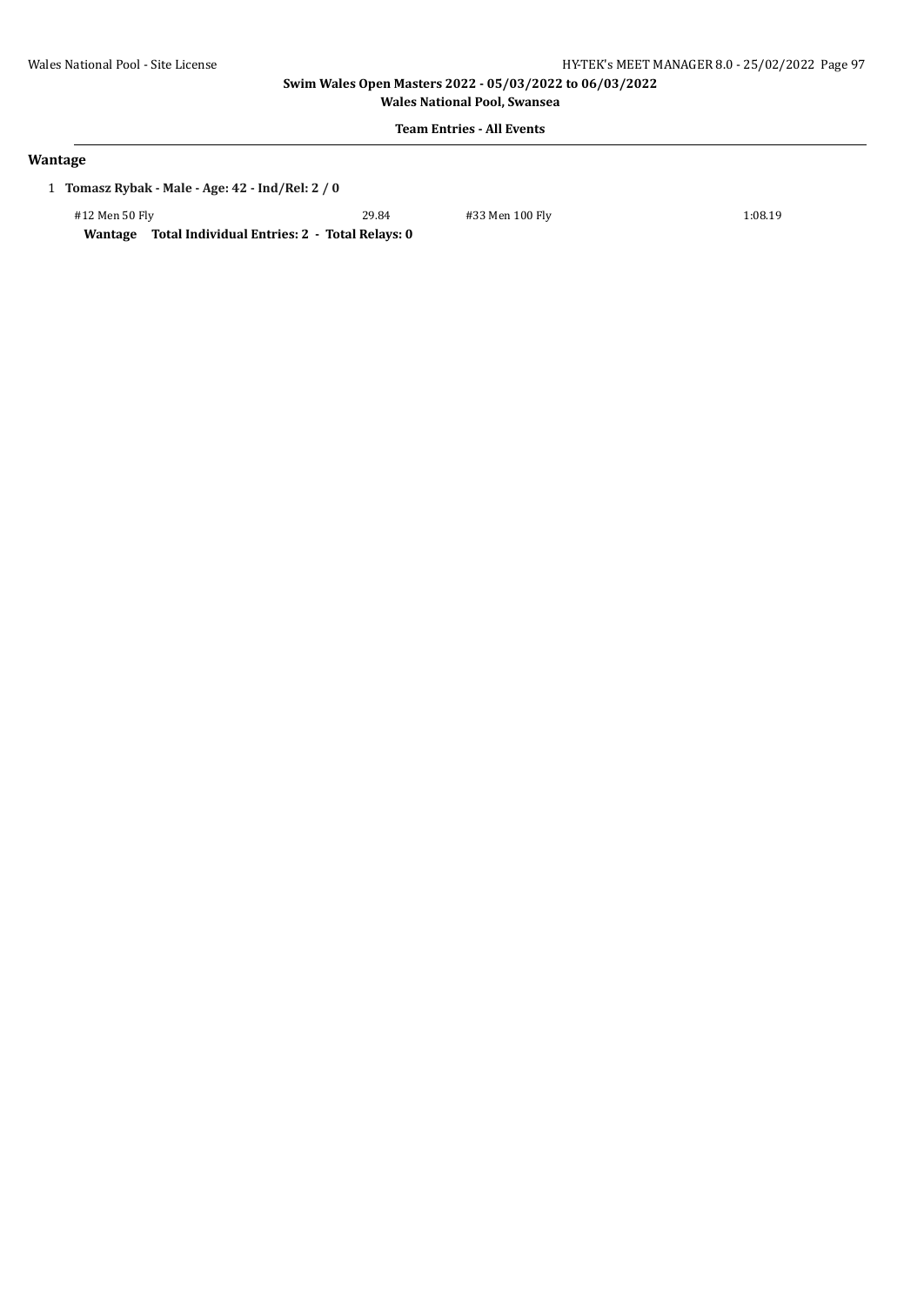**Team Entries - All Events**

## Wantage

1 **Tomasz Rybak - Male - Age: 42 - Ind/Rel: 2 / 0**

| | | | |
|---|---|---|---|
| #12 Men 50 Fly | 29.84 | #33 Men 100 Fly | 1:08.19 |

**Wantage Total Individual Entries: 2 - Total Relays: 0**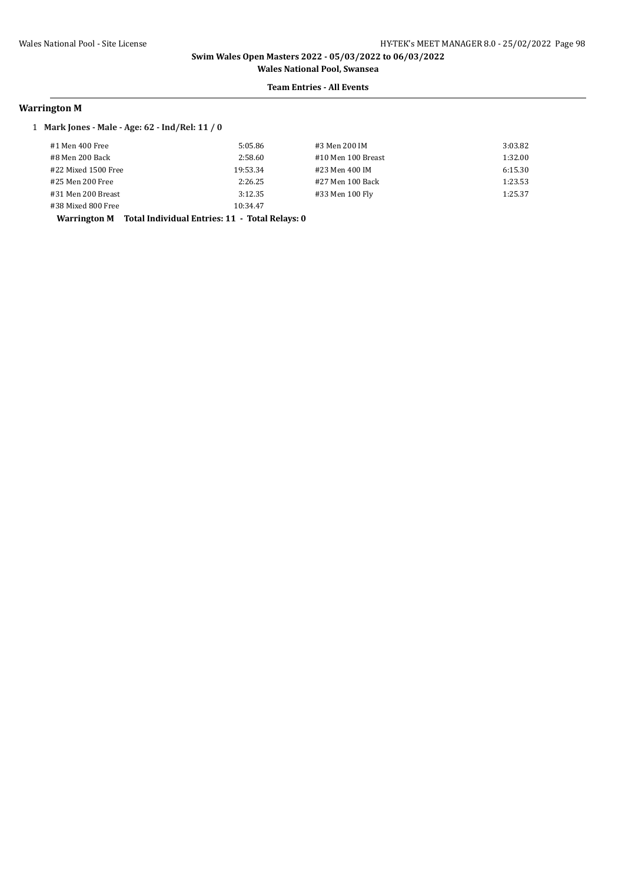## Warrington M

1 **Mark Jones - Male - Age: 62 - Ind/Rel: 11 / 0**

| | | | |
|---|---|---|---|
| #1 Men 400 Free | 5:05.86 | #3 Men 200 IM | 3:03.82 |
| #8 Men 200 Back | 2:58.60 | #10 Men 100 Breast | 1:32.00 |
| #22 Mixed 1500 Free | 19:53.34 | #23 Men 400 IM | 6:15.30 |
| #25 Men 200 Free | 2:26.25 | #27 Men 100 Back | 1:23.53 |
| #31 Men 200 Breast | 3:12.35 | #33 Men 100 Fly | 1:25.37 |
| #38 Mixed 800 Free | 10:34.47 | | |

**Warrington M Total Individual Entries: 11 - Total Relays: 0**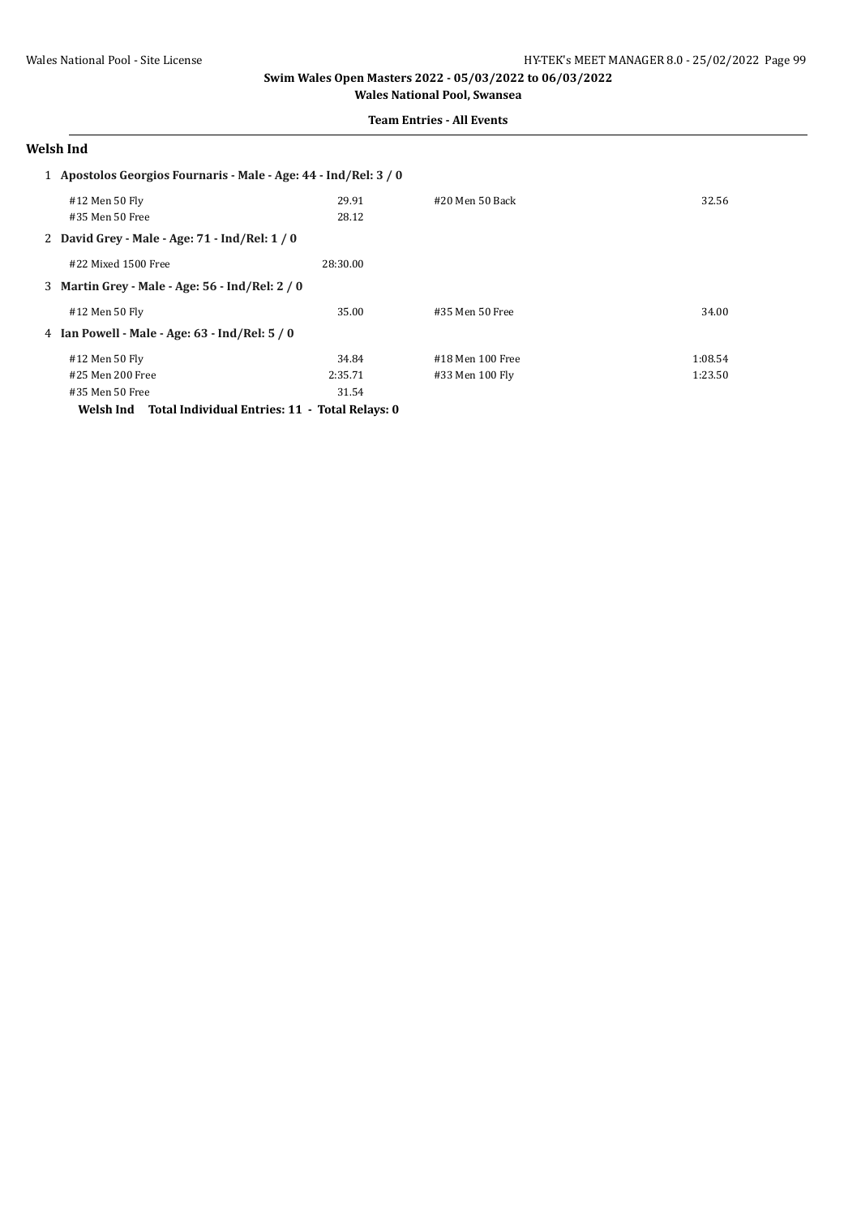**Swim Wales Open Masters 2022 - 05/03/2022 to 06/03/2022**
**Wales National Pool, Swansea**

**Team Entries - All Events**

## Welsh Ind

1 **Apostolos Georgios Fournaris - Male - Age: 44 - Ind/Rel: 3 / 0**

| | | | |
|---|---|---|---|
| #12 Men 50 Fly | 29.91 | #20 Men 50 Back | 32.56 |
| #35 Men 50 Free | 28.12 | | |

2 **David Grey - Male - Age: 71 - Ind/Rel: 1 / 0**

| | | | |
|---|---|---|---|
| #22 Mixed 1500 Free | 28:30.00 | | |

3 **Martin Grey - Male - Age: 56 - Ind/Rel: 2 / 0**

| | | | |
|---|---|---|---|
| #12 Men 50 Fly | 35.00 | #35 Men 50 Free | 34.00 |

4 **Ian Powell - Male - Age: 63 - Ind/Rel: 5 / 0**

| | | | |
|---|---|---|---|
| #12 Men 50 Fly | 34.84 | #18 Men 100 Free | 1:08.54 |
| #25 Men 200 Free | 2:35.71 | #33 Men 100 Fly | 1:23.50 |
| #35 Men 50 Free | 31.54 | | |

**Welsh Ind Total Individual Entries: 11 - Total Relays: 0**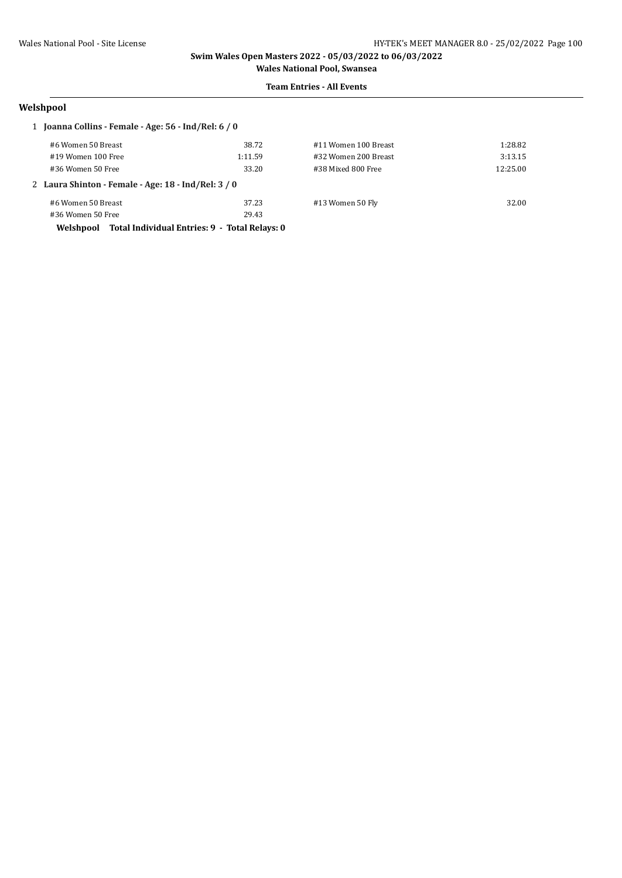**Swim Wales Open Masters 2022 - 05/03/2022 to 06/03/2022**

**Wales National Pool, Swansea**

**Team Entries - All Events**

## Welshpool

**1 Joanna Collins - Female - Age: 56 - Ind/Rel: 6 / 0**

| Event | Time | Event | Time |
|---|---|---|---|
| #6 Women 50 Breast | 38.72 | #11 Women 100 Breast | 1:28.82 |
| #19 Women 100 Free | 1:11.59 | #32 Women 200 Breast | 3:13.15 |
| #36 Women 50 Free | 33.20 | #38 Mixed 800 Free | 12:25.00 |

**2 Laura Shinton - Female - Age: 18 - Ind/Rel: 3 / 0**

| Event | Time | Event | Time |
|---|---|---|---|
| #6 Women 50 Breast | 37.23 | #13 Women 50 Fly | 32.00 |
| #36 Women 50 Free | 29.43 | | |

**Welshpool Total Individual Entries: 9 - Total Relays: 0**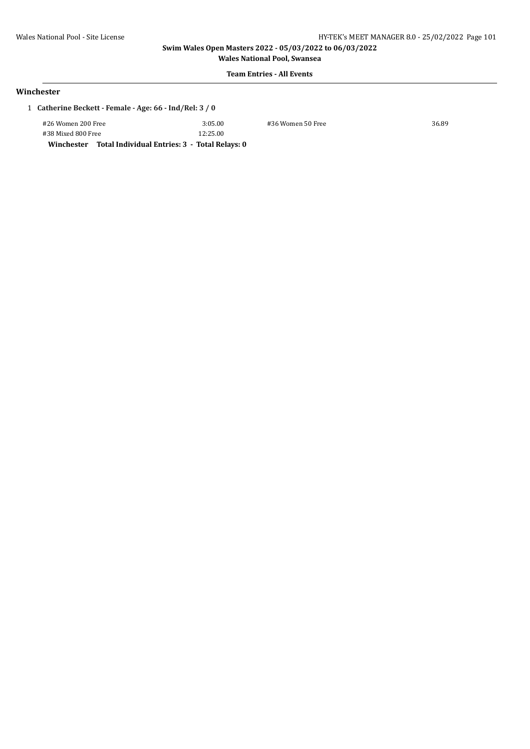**Swim Wales Open Masters 2022 - 05/03/2022 to 06/03/2022**

**Wales National Pool, Swansea**

**Team Entries - All Events**

## Winchester

1 **Catherine Beckett - Female - Age: 66 - Ind/Rel: 3 / 0**

| | | | |
|---|---|---|---|
| #26 Women 200 Free | 3:05.00 | #36 Women 50 Free | 36.89 |
| #38 Mixed 800 Free | 12:25.00 | | |

**Winchester Total Individual Entries: 3 - Total Relays: 0**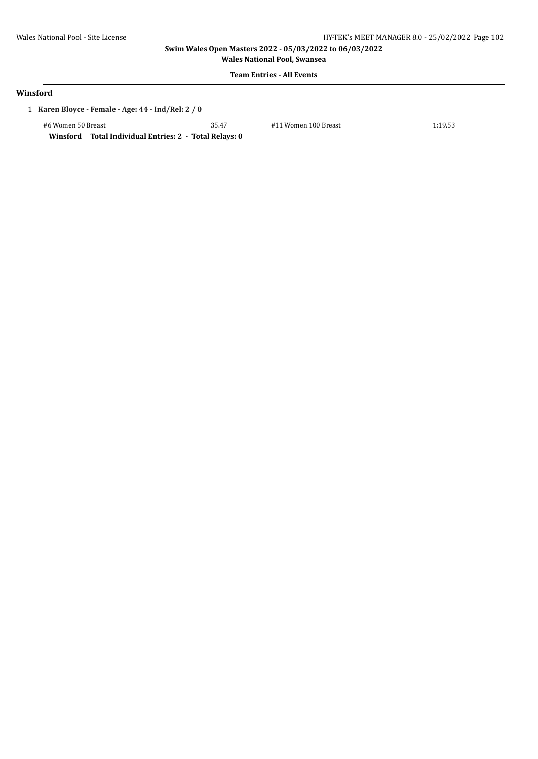## Winsford

1 **Karen Bloyce - Female - Age: 44 - Ind/Rel: 2 / 0**

| | | | |
|---|---|---|---|
| #6 Women 50 Breast | 35.47 | #11 Women 100 Breast | 1:19.53 |

**Winsford Total Individual Entries: 2 - Total Relays: 0**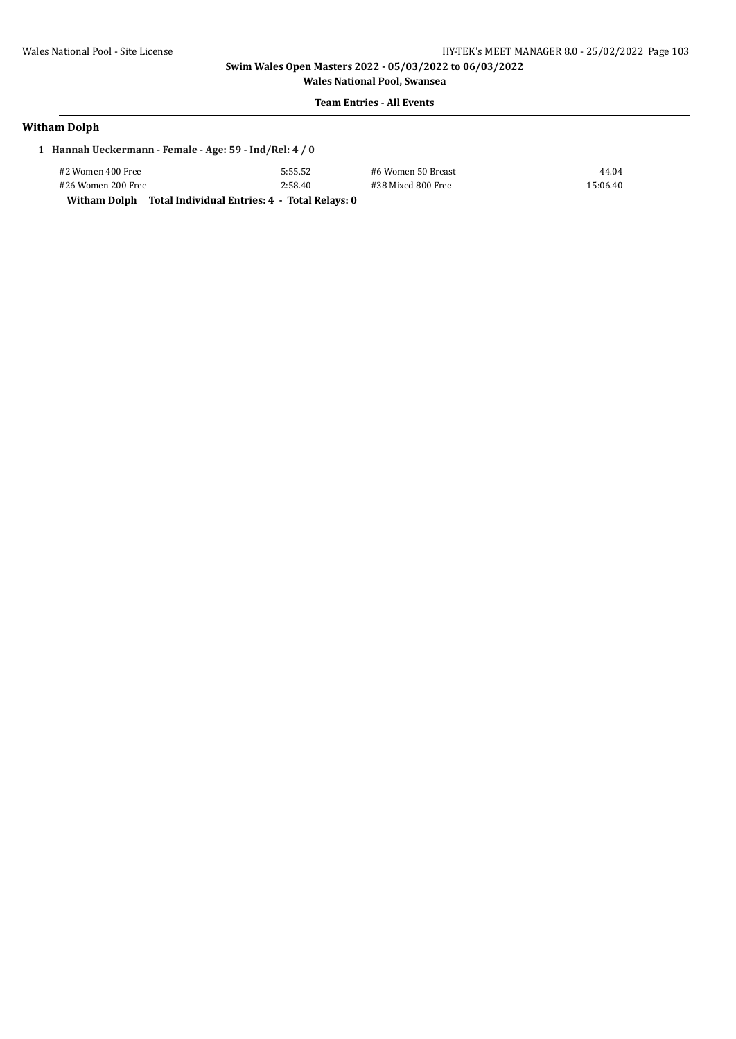## Swim Wales Open Masters 2022 - 05/03/2022 to 06/03/2022

**Wales National Pool, Swansea**

**Team Entries - All Events**

### Witham Dolph

1 **Hannah Ueckermann - Female - Age: 59 - Ind/Rel: 4 / 0**

| | | | |
|---|---|---|---|
| #2 Women 400 Free | 5:55.52 | #6 Women 50 Breast | 44.04 |
| #26 Women 200 Free | 2:58.40 | #38 Mixed 800 Free | 15:06.40 |

**Witham Dolph Total Individual Entries: 4 - Total Relays: 0**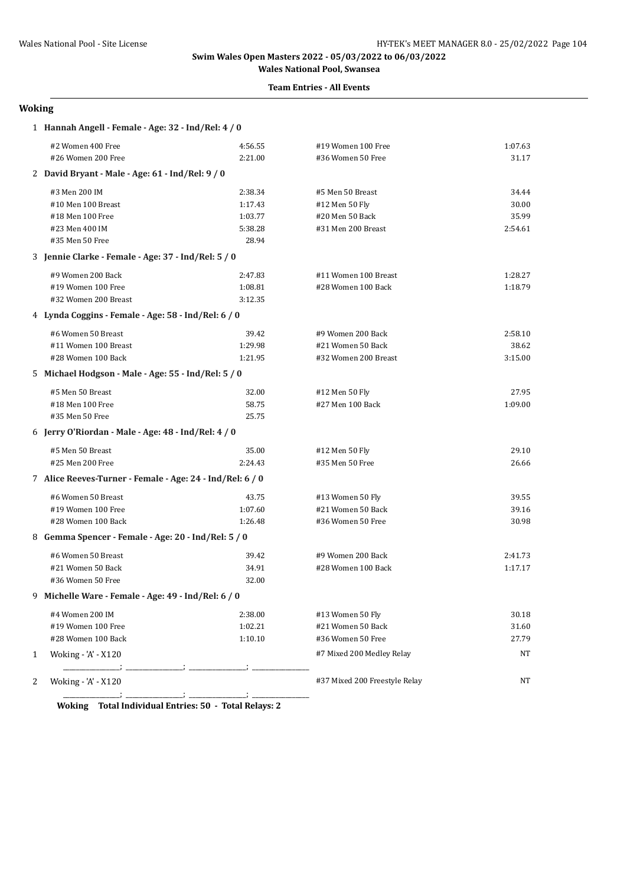**Swim Wales Open Masters 2022 - 05/03/2022 to 06/03/2022**

**Wales National Pool, Swansea**

**Team Entries - All Events**

## Woking

**1 Hannah Angell - Female - Age: 32 - Ind/Rel: 4 / 0**

| | | | |
|---|---|---|---|
| #2 Women 400 Free | 4:56.55 | #19 Women 100 Free | 1:07.63 |
| #26 Women 200 Free | 2:21.00 | #36 Women 50 Free | 31.17 |

**2 David Bryant - Male - Age: 61 - Ind/Rel: 9 / 0**

| | | | |
|---|---|---|---|
| #3 Men 200 IM | 2:38.34 | #5 Men 50 Breast | 34.44 |
| #10 Men 100 Breast | 1:17.43 | #12 Men 50 Fly | 30.00 |
| #18 Men 100 Free | 1:03.77 | #20 Men 50 Back | 35.99 |
| #23 Men 400 IM | 5:38.28 | #31 Men 200 Breast | 2:54.61 |
| #35 Men 50 Free | 28.94 | | |

**3 Jennie Clarke - Female - Age: 37 - Ind/Rel: 5 / 0**

| | | | |
|---|---|---|---|
| #9 Women 200 Back | 2:47.83 | #11 Women 100 Breast | 1:28.27 |
| #19 Women 100 Free | 1:08.81 | #28 Women 100 Back | 1:18.79 |
| #32 Women 200 Breast | 3:12.35 | | |

**4 Lynda Coggins - Female - Age: 58 - Ind/Rel: 6 / 0**

| | | | |
|---|---|---|---|
| #6 Women 50 Breast | 39.42 | #9 Women 200 Back | 2:58.10 |
| #11 Women 100 Breast | 1:29.98 | #21 Women 50 Back | 38.62 |
| #28 Women 100 Back | 1:21.95 | #32 Women 200 Breast | 3:15.00 |

**5 Michael Hodgson - Male - Age: 55 - Ind/Rel: 5 / 0**

| | | | |
|---|---|---|---|
| #5 Men 50 Breast | 32.00 | #12 Men 50 Fly | 27.95 |
| #18 Men 100 Free | 58.75 | #27 Men 100 Back | 1:09.00 |
| #35 Men 50 Free | 25.75 | | |

**6 Jerry O'Riordan - Male - Age: 48 - Ind/Rel: 4 / 0**

| | | | |
|---|---|---|---|
| #5 Men 50 Breast | 35.00 | #12 Men 50 Fly | 29.10 |
| #25 Men 200 Free | 2:24.43 | #35 Men 50 Free | 26.66 |

**7 Alice Reeves-Turner - Female - Age: 24 - Ind/Rel: 6 / 0**

| | | | |
|---|---|---|---|
| #6 Women 50 Breast | 43.75 | #13 Women 50 Fly | 39.55 |
| #19 Women 100 Free | 1:07.60 | #21 Women 50 Back | 39.16 |
| #28 Women 100 Back | 1:26.48 | #36 Women 50 Free | 30.98 |

**8 Gemma Spencer - Female - Age: 20 - Ind/Rel: 5 / 0**

| | | | |
|---|---|---|---|
| #6 Women 50 Breast | 39.42 | #9 Women 200 Back | 2:41.73 |
| #21 Women 50 Back | 34.91 | #28 Women 100 Back | 1:17.17 |
| #36 Women 50 Free | 32.00 | | |

**9 Michelle Ware - Female - Age: 49 - Ind/Rel: 6 / 0**

| | | | |
|---|---|---|---|
| #4 Women 200 IM | 2:38.00 | #13 Women 50 Fly | 30.18 |
| #19 Women 100 Free | 1:02.21 | #21 Women 50 Back | 31.60 |
| #28 Women 100 Back | 1:10.10 | #36 Women 50 Free | 27.79 |

| | | | |
|---|---|---|---|
| 1 | Woking - 'A' - X120 | #7 Mixed 200 Medley Relay | NT |
| | _______________; _______________; _______________; _______________ | | |
| 2 | Woking - 'A' - X120 | #37 Mixed 200 Freestyle Relay | NT |
| | _______________; _______________; _______________; _______________ | | |

**Woking Total Individual Entries: 50 - Total Relays: 2**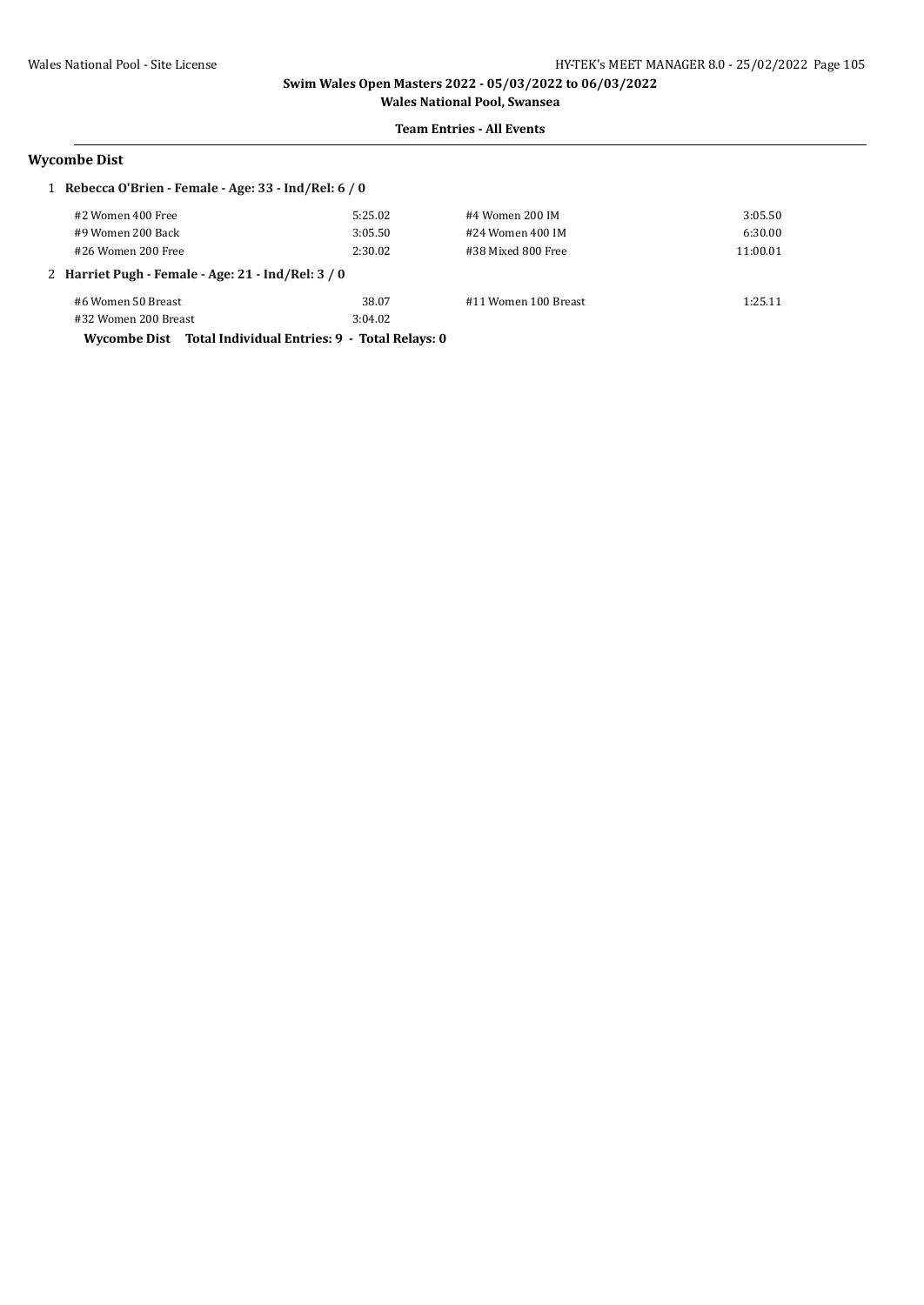Swim Wales Open Masters 2022 - 05/03/2022 to 06/03/2022

Wales National Pool, Swansea

**Team Entries - All Events**

## Wycombe Dist

**1 Rebecca O'Brien - Female - Age: 33 - Ind/Rel: 6 / 0**

| Event | Time | Event | Time |
|---|---|---|---|
| #2 Women 400 Free | 5:25.02 | #4 Women 200 IM | 3:05.50 |
| #9 Women 200 Back | 3:05.50 | #24 Women 400 IM | 6:30.00 |
| #26 Women 200 Free | 2:30.02 | #38 Mixed 800 Free | 11:00.01 |

**2 Harriet Pugh - Female - Age: 21 - Ind/Rel: 3 / 0**

| Event | Time | Event | Time |
|---|---|---|---|
| #6 Women 50 Breast | 38.07 | #11 Women 100 Breast | 1:25.11 |
| #32 Women 200 Breast | 3:04.02 | | |

**Wycombe Dist Total Individual Entries: 9 - Total Relays: 0**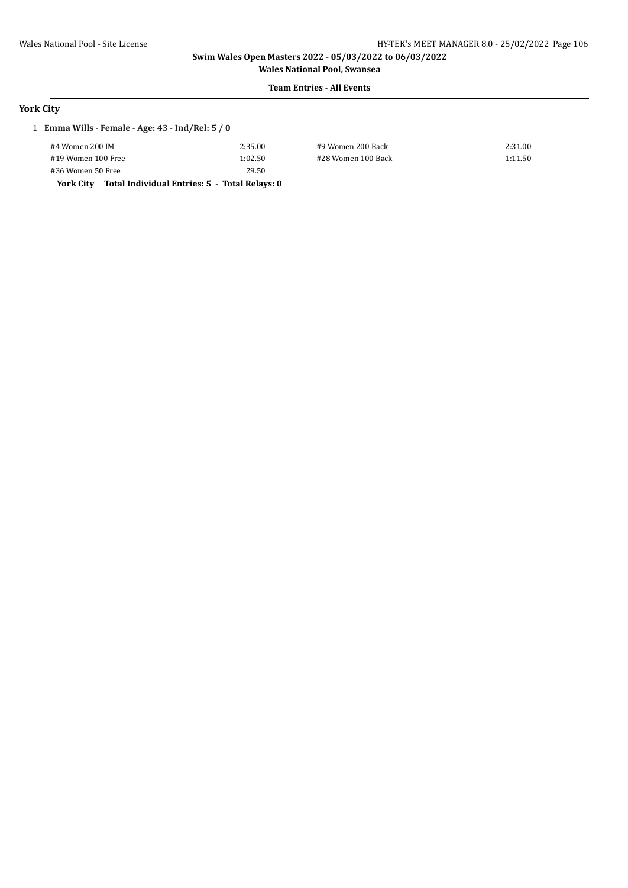**Swim Wales Open Masters 2022 - 05/03/2022 to 06/03/2022**

**Wales National Pool, Swansea**

**Team Entries - All Events**

## York City

1 **Emma Wills - Female - Age: 43 - Ind/Rel: 5 / 0**

| | | | |
|---|---|---|---|
| #4 Women 200 IM | 2:35.00 | #9 Women 200 Back | 2:31.00 |
| #19 Women 100 Free | 1:02.50 | #28 Women 100 Back | 1:11.50 |
| #36 Women 50 Free | 29.50 | | |

**York City Total Individual Entries: 5 - Total Relays: 0**